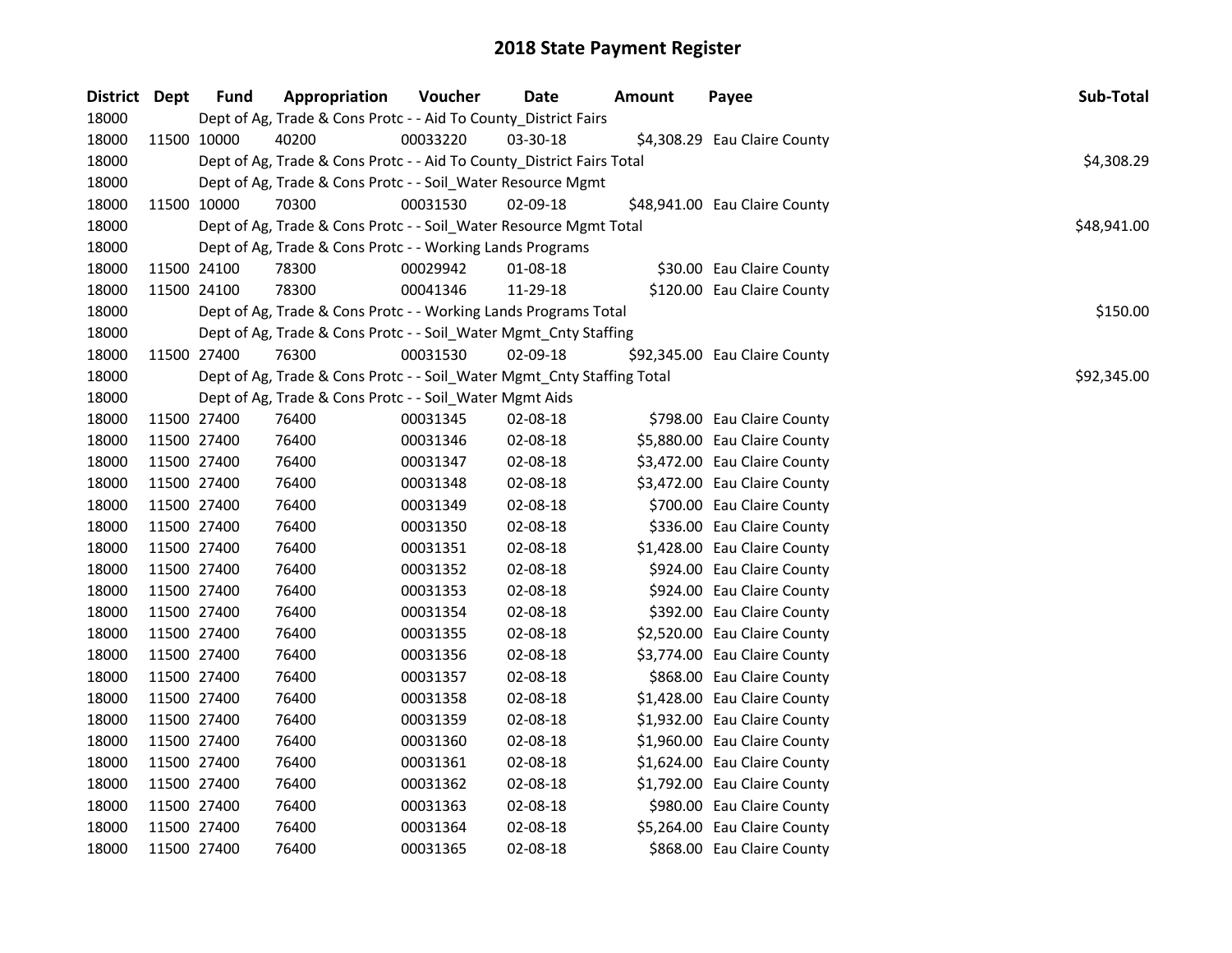# 2018 State Payment Register

| District | Dept | Fund | Appropriation | Voucher | Date | Amount | Payee | Sub-Total |
|---|---|---|---|---|---|---|---|---|
| 18000 | | Dept of Ag, Trade & Cons Protc - - Aid To County_District Fairs | | | | | | |
| 18000 | 11500 | 10000 | 40200 | 00033220 | 03-30-18 | $4,308.29 | Eau Claire County | |
| 18000 | | Dept of Ag, Trade & Cons Protc - - Aid To County_District Fairs Total | | | | | | $4,308.29 |
| 18000 | | Dept of Ag, Trade & Cons Protc - - Soil_Water Resource Mgmt | | | | | | |
| 18000 | 11500 | 10000 | 70300 | 00031530 | 02-09-18 | $48,941.00 | Eau Claire County | |
| 18000 | | Dept of Ag, Trade & Cons Protc - - Soil_Water Resource Mgmt Total | | | | | | $48,941.00 |
| 18000 | | Dept of Ag, Trade & Cons Protc - - Working Lands Programs | | | | | | |
| 18000 | 11500 | 24100 | 78300 | 00029942 | 01-08-18 | $30.00 | Eau Claire County | |
| 18000 | 11500 | 24100 | 78300 | 00041346 | 11-29-18 | $120.00 | Eau Claire County | |
| 18000 | | Dept of Ag, Trade & Cons Protc - - Working Lands Programs Total | | | | | | $150.00 |
| 18000 | | Dept of Ag, Trade & Cons Protc - - Soil_Water Mgmt_Cnty Staffing | | | | | | |
| 18000 | 11500 | 27400 | 76300 | 00031530 | 02-09-18 | $92,345.00 | Eau Claire County | |
| 18000 | | Dept of Ag, Trade & Cons Protc - - Soil_Water Mgmt_Cnty Staffing Total | | | | | | $92,345.00 |
| 18000 | | Dept of Ag, Trade & Cons Protc - - Soil_Water Mgmt Aids | | | | | | |
| 18000 | 11500 | 27400 | 76400 | 00031345 | 02-08-18 | $798.00 | Eau Claire County | |
| 18000 | 11500 | 27400 | 76400 | 00031346 | 02-08-18 | $5,880.00 | Eau Claire County | |
| 18000 | 11500 | 27400 | 76400 | 00031347 | 02-08-18 | $3,472.00 | Eau Claire County | |
| 18000 | 11500 | 27400 | 76400 | 00031348 | 02-08-18 | $3,472.00 | Eau Claire County | |
| 18000 | 11500 | 27400 | 76400 | 00031349 | 02-08-18 | $700.00 | Eau Claire County | |
| 18000 | 11500 | 27400 | 76400 | 00031350 | 02-08-18 | $336.00 | Eau Claire County | |
| 18000 | 11500 | 27400 | 76400 | 00031351 | 02-08-18 | $1,428.00 | Eau Claire County | |
| 18000 | 11500 | 27400 | 76400 | 00031352 | 02-08-18 | $924.00 | Eau Claire County | |
| 18000 | 11500 | 27400 | 76400 | 00031353 | 02-08-18 | $924.00 | Eau Claire County | |
| 18000 | 11500 | 27400 | 76400 | 00031354 | 02-08-18 | $392.00 | Eau Claire County | |
| 18000 | 11500 | 27400 | 76400 | 00031355 | 02-08-18 | $2,520.00 | Eau Claire County | |
| 18000 | 11500 | 27400 | 76400 | 00031356 | 02-08-18 | $3,774.00 | Eau Claire County | |
| 18000 | 11500 | 27400 | 76400 | 00031357 | 02-08-18 | $868.00 | Eau Claire County | |
| 18000 | 11500 | 27400 | 76400 | 00031358 | 02-08-18 | $1,428.00 | Eau Claire County | |
| 18000 | 11500 | 27400 | 76400 | 00031359 | 02-08-18 | $1,932.00 | Eau Claire County | |
| 18000 | 11500 | 27400 | 76400 | 00031360 | 02-08-18 | $1,960.00 | Eau Claire County | |
| 18000 | 11500 | 27400 | 76400 | 00031361 | 02-08-18 | $1,624.00 | Eau Claire County | |
| 18000 | 11500 | 27400 | 76400 | 00031362 | 02-08-18 | $1,792.00 | Eau Claire County | |
| 18000 | 11500 | 27400 | 76400 | 00031363 | 02-08-18 | $980.00 | Eau Claire County | |
| 18000 | 11500 | 27400 | 76400 | 00031364 | 02-08-18 | $5,264.00 | Eau Claire County | |
| 18000 | 11500 | 27400 | 76400 | 00031365 | 02-08-18 | $868.00 | Eau Claire County | |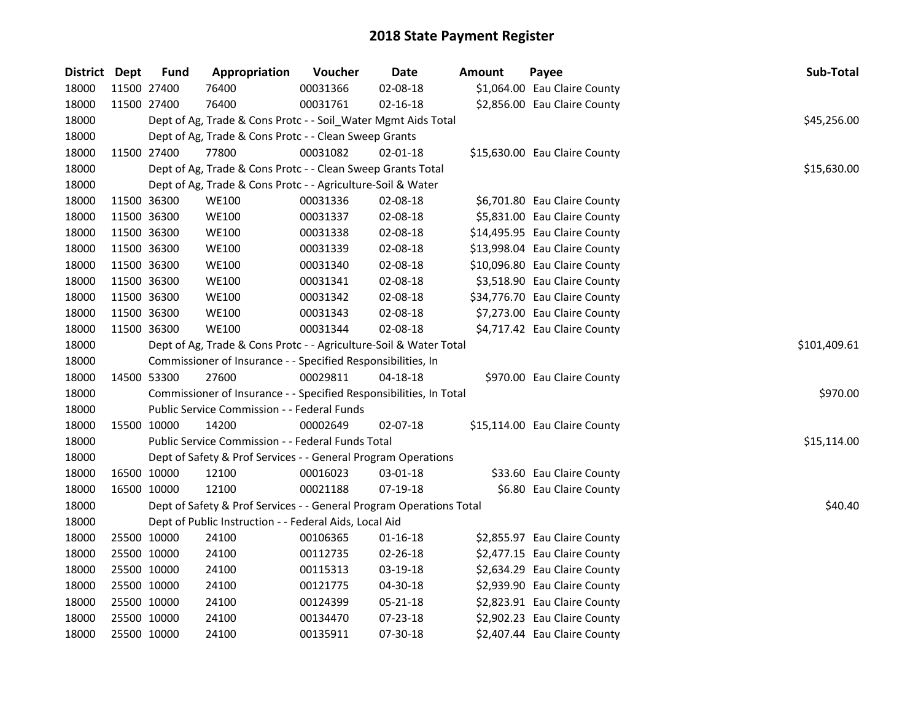# 2018 State Payment Register

| District | Dept | Fund | Appropriation | Voucher | Date | Amount | Payee | Sub-Total |
|---|---|---|---|---|---|---|---|---|
| 18000 | 11500 | 27400 | 76400 | 00031366 | 02-08-18 | $1,064.00 | Eau Claire County | |
| 18000 | 11500 | 27400 | 76400 | 00031761 | 02-16-18 | $2,856.00 | Eau Claire County | |
| 18000 | | | Dept of Ag, Trade & Cons Protc - - Soil_Water Mgmt Aids Total | | | | | $45,256.00 |
| 18000 | | | Dept of Ag, Trade & Cons Protc - - Clean Sweep Grants | | | | | |
| 18000 | 11500 | 27400 | 77800 | 00031082 | 02-01-18 | $15,630.00 | Eau Claire County | |
| 18000 | | | Dept of Ag, Trade & Cons Protc - - Clean Sweep Grants Total | | | | | $15,630.00 |
| 18000 | | | Dept of Ag, Trade & Cons Protc - - Agriculture-Soil & Water | | | | | |
| 18000 | 11500 | 36300 | WE100 | 00031336 | 02-08-18 | $6,701.80 | Eau Claire County | |
| 18000 | 11500 | 36300 | WE100 | 00031337 | 02-08-18 | $5,831.00 | Eau Claire County | |
| 18000 | 11500 | 36300 | WE100 | 00031338 | 02-08-18 | $14,495.95 | Eau Claire County | |
| 18000 | 11500 | 36300 | WE100 | 00031339 | 02-08-18 | $13,998.04 | Eau Claire County | |
| 18000 | 11500 | 36300 | WE100 | 00031340 | 02-08-18 | $10,096.80 | Eau Claire County | |
| 18000 | 11500 | 36300 | WE100 | 00031341 | 02-08-18 | $3,518.90 | Eau Claire County | |
| 18000 | 11500 | 36300 | WE100 | 00031342 | 02-08-18 | $34,776.70 | Eau Claire County | |
| 18000 | 11500 | 36300 | WE100 | 00031343 | 02-08-18 | $7,273.00 | Eau Claire County | |
| 18000 | 11500 | 36300 | WE100 | 00031344 | 02-08-18 | $4,717.42 | Eau Claire County | |
| 18000 | | | Dept of Ag, Trade & Cons Protc - - Agriculture-Soil & Water Total | | | | | $101,409.61 |
| 18000 | | | Commissioner of Insurance - - Specified Responsibilities, In | | | | | |
| 18000 | 14500 | 53300 | 27600 | 00029811 | 04-18-18 | $970.00 | Eau Claire County | |
| 18000 | | | Commissioner of Insurance - - Specified Responsibilities, In Total | | | | | $970.00 |
| 18000 | | | Public Service Commission - - Federal Funds | | | | | |
| 18000 | 15500 | 10000 | 14200 | 00002649 | 02-07-18 | $15,114.00 | Eau Claire County | |
| 18000 | | | Public Service Commission - - Federal Funds Total | | | | | $15,114.00 |
| 18000 | | | Dept of Safety & Prof Services - - General Program Operations | | | | | |
| 18000 | 16500 | 10000 | 12100 | 00016023 | 03-01-18 | $33.60 | Eau Claire County | |
| 18000 | 16500 | 10000 | 12100 | 00021188 | 07-19-18 | $6.80 | Eau Claire County | |
| 18000 | | | Dept of Safety & Prof Services - - General Program Operations Total | | | | | $40.40 |
| 18000 | | | Dept of Public Instruction - - Federal Aids, Local Aid | | | | | |
| 18000 | 25500 | 10000 | 24100 | 00106365 | 01-16-18 | $2,855.97 | Eau Claire County | |
| 18000 | 25500 | 10000 | 24100 | 00112735 | 02-26-18 | $2,477.15 | Eau Claire County | |
| 18000 | 25500 | 10000 | 24100 | 00115313 | 03-19-18 | $2,634.29 | Eau Claire County | |
| 18000 | 25500 | 10000 | 24100 | 00121775 | 04-30-18 | $2,939.90 | Eau Claire County | |
| 18000 | 25500 | 10000 | 24100 | 00124399 | 05-21-18 | $2,823.91 | Eau Claire County | |
| 18000 | 25500 | 10000 | 24100 | 00134470 | 07-23-18 | $2,902.23 | Eau Claire County | |
| 18000 | 25500 | 10000 | 24100 | 00135911 | 07-30-18 | $2,407.44 | Eau Claire County | |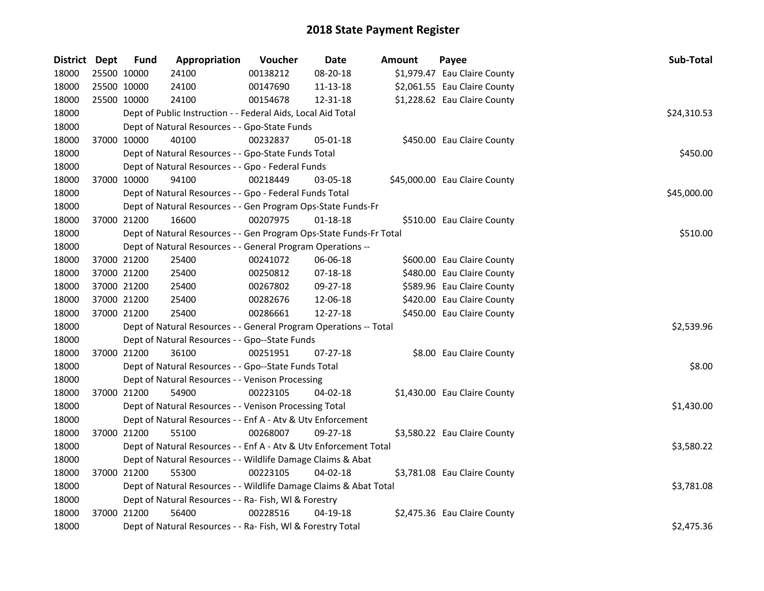# 2018 State Payment Register

| District | Dept | Fund | Appropriation | Voucher | Date | Amount | Payee | Sub-Total |
|---|---|---|---|---|---|---|---|---|
| 18000 | 25500 | 10000 | 24100 | 00138212 | 08-20-18 | $1,979.47 | Eau Claire County | |
| 18000 | 25500 | 10000 | 24100 | 00147690 | 11-13-18 | $2,061.55 | Eau Claire County | |
| 18000 | 25500 | 10000 | 24100 | 00154678 | 12-31-18 | $1,228.62 | Eau Claire County | |
| 18000 | | | Dept of Public Instruction - - Federal Aids, Local Aid Total | | | | | $24,310.53 |
| 18000 | | | Dept of Natural Resources - - Gpo-State Funds | | | | | |
| 18000 | 37000 | 10000 | 40100 | 00232837 | 05-01-18 | $450.00 | Eau Claire County | |
| 18000 | | | Dept of Natural Resources - - Gpo-State Funds Total | | | | | $450.00 |
| 18000 | | | Dept of Natural Resources - - Gpo - Federal Funds | | | | | |
| 18000 | 37000 | 10000 | 94100 | 00218449 | 03-05-18 | $45,000.00 | Eau Claire County | |
| 18000 | | | Dept of Natural Resources - - Gpo - Federal Funds Total | | | | | $45,000.00 |
| 18000 | | | Dept of Natural Resources - - Gen Program Ops-State Funds-Fr | | | | | |
| 18000 | 37000 | 21200 | 16600 | 00207975 | 01-18-18 | $510.00 | Eau Claire County | |
| 18000 | | | Dept of Natural Resources - - Gen Program Ops-State Funds-Fr Total | | | | | $510.00 |
| 18000 | | | Dept of Natural Resources - - General Program Operations -- | | | | | |
| 18000 | 37000 | 21200 | 25400 | 00241072 | 06-06-18 | $600.00 | Eau Claire County | |
| 18000 | 37000 | 21200 | 25400 | 00250812 | 07-18-18 | $480.00 | Eau Claire County | |
| 18000 | 37000 | 21200 | 25400 | 00267802 | 09-27-18 | $589.96 | Eau Claire County | |
| 18000 | 37000 | 21200 | 25400 | 00282676 | 12-06-18 | $420.00 | Eau Claire County | |
| 18000 | 37000 | 21200 | 25400 | 00286661 | 12-27-18 | $450.00 | Eau Claire County | |
| 18000 | | | Dept of Natural Resources - - General Program Operations -- Total | | | | | $2,539.96 |
| 18000 | | | Dept of Natural Resources - - Gpo--State Funds | | | | | |
| 18000 | 37000 | 21200 | 36100 | 00251951 | 07-27-18 | $8.00 | Eau Claire County | |
| 18000 | | | Dept of Natural Resources - - Gpo--State Funds Total | | | | | $8.00 |
| 18000 | | | Dept of Natural Resources - - Venison Processing | | | | | |
| 18000 | 37000 | 21200 | 54900 | 00223105 | 04-02-18 | $1,430.00 | Eau Claire County | |
| 18000 | | | Dept of Natural Resources - - Venison Processing Total | | | | | $1,430.00 |
| 18000 | | | Dept of Natural Resources - - Enf A - Atv & Utv Enforcement | | | | | |
| 18000 | 37000 | 21200 | 55100 | 00268007 | 09-27-18 | $3,580.22 | Eau Claire County | |
| 18000 | | | Dept of Natural Resources - - Enf A - Atv & Utv Enforcement Total | | | | | $3,580.22 |
| 18000 | | | Dept of Natural Resources - - Wildlife Damage Claims & Abat | | | | | |
| 18000 | 37000 | 21200 | 55300 | 00223105 | 04-02-18 | $3,781.08 | Eau Claire County | |
| 18000 | | | Dept of Natural Resources - - Wildlife Damage Claims & Abat Total | | | | | $3,781.08 |
| 18000 | | | Dept of Natural Resources - - Ra- Fish, Wl & Forestry | | | | | |
| 18000 | 37000 | 21200 | 56400 | 00228516 | 04-19-18 | $2,475.36 | Eau Claire County | |
| 18000 | | | Dept of Natural Resources - - Ra- Fish, Wl & Forestry Total | | | | | $2,475.36 |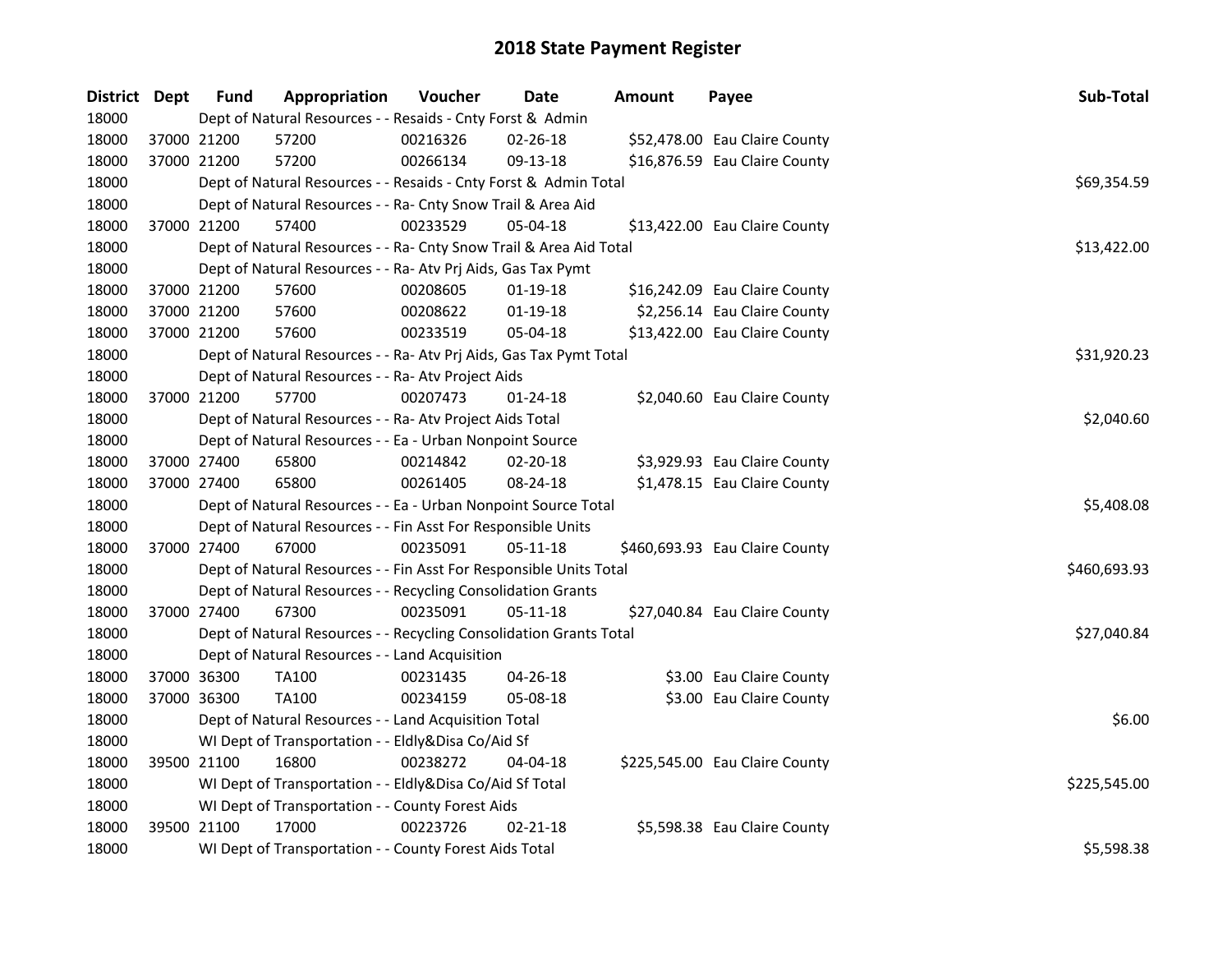# 2018 State Payment Register

| District | Dept | Fund | Appropriation | Voucher | Date | Amount | Payee | Sub-Total |
|---|---|---|---|---|---|---|---|---|
| 18000 | | Dept of Natural Resources - - Resaids - Cnty Forst & Admin | | | | | | |
| 18000 | 37000 | 21200 | 57200 | 00216326 | 02-26-18 | $52,478.00 | Eau Claire County | |
| 18000 | 37000 | 21200 | 57200 | 00266134 | 09-13-18 | $16,876.59 | Eau Claire County | |
| 18000 | | Dept of Natural Resources - - Resaids - Cnty Forst & Admin Total | | | | | | $69,354.59 |
| 18000 | | Dept of Natural Resources - - Ra- Cnty Snow Trail & Area Aid | | | | | | |
| 18000 | 37000 | 21200 | 57400 | 00233529 | 05-04-18 | $13,422.00 | Eau Claire County | |
| 18000 | | Dept of Natural Resources - - Ra- Cnty Snow Trail & Area Aid Total | | | | | | $13,422.00 |
| 18000 | | Dept of Natural Resources - - Ra- Atv Prj Aids, Gas Tax Pymt | | | | | | |
| 18000 | 37000 | 21200 | 57600 | 00208605 | 01-19-18 | $16,242.09 | Eau Claire County | |
| 18000 | 37000 | 21200 | 57600 | 00208622 | 01-19-18 | $2,256.14 | Eau Claire County | |
| 18000 | 37000 | 21200 | 57600 | 00233519 | 05-04-18 | $13,422.00 | Eau Claire County | |
| 18000 | | Dept of Natural Resources - - Ra- Atv Prj Aids, Gas Tax Pymt Total | | | | | | $31,920.23 |
| 18000 | | Dept of Natural Resources - - Ra- Atv Project Aids | | | | | | |
| 18000 | 37000 | 21200 | 57700 | 00207473 | 01-24-18 | $2,040.60 | Eau Claire County | |
| 18000 | | Dept of Natural Resources - - Ra- Atv Project Aids Total | | | | | | $2,040.60 |
| 18000 | | Dept of Natural Resources - - Ea - Urban Nonpoint Source | | | | | | |
| 18000 | 37000 | 27400 | 65800 | 00214842 | 02-20-18 | $3,929.93 | Eau Claire County | |
| 18000 | 37000 | 27400 | 65800 | 00261405 | 08-24-18 | $1,478.15 | Eau Claire County | |
| 18000 | | Dept of Natural Resources - - Ea - Urban Nonpoint Source Total | | | | | | $5,408.08 |
| 18000 | | Dept of Natural Resources - - Fin Asst For Responsible Units | | | | | | |
| 18000 | 37000 | 27400 | 67000 | 00235091 | 05-11-18 | $460,693.93 | Eau Claire County | |
| 18000 | | Dept of Natural Resources - - Fin Asst For Responsible Units Total | | | | | | $460,693.93 |
| 18000 | | Dept of Natural Resources - - Recycling Consolidation Grants | | | | | | |
| 18000 | 37000 | 27400 | 67300 | 00235091 | 05-11-18 | $27,040.84 | Eau Claire County | |
| 18000 | | Dept of Natural Resources - - Recycling Consolidation Grants Total | | | | | | $27,040.84 |
| 18000 | | Dept of Natural Resources - - Land Acquisition | | | | | | |
| 18000 | 37000 | 36300 | TA100 | 00231435 | 04-26-18 | $3.00 | Eau Claire County | |
| 18000 | 37000 | 36300 | TA100 | 00234159 | 05-08-18 | $3.00 | Eau Claire County | |
| 18000 | | Dept of Natural Resources - - Land Acquisition Total | | | | | | $6.00 |
| 18000 | | WI Dept of Transportation - - Eldly&Disa Co/Aid Sf | | | | | | |
| 18000 | 39500 | 21100 | 16800 | 00238272 | 04-04-18 | $225,545.00 | Eau Claire County | |
| 18000 | | WI Dept of Transportation - - Eldly&Disa Co/Aid Sf Total | | | | | | $225,545.00 |
| 18000 | | WI Dept of Transportation - - County Forest Aids | | | | | | |
| 18000 | 39500 | 21100 | 17000 | 00223726 | 02-21-18 | $5,598.38 | Eau Claire County | |
| 18000 | | WI Dept of Transportation - - County Forest Aids Total | | | | | | $5,598.38 |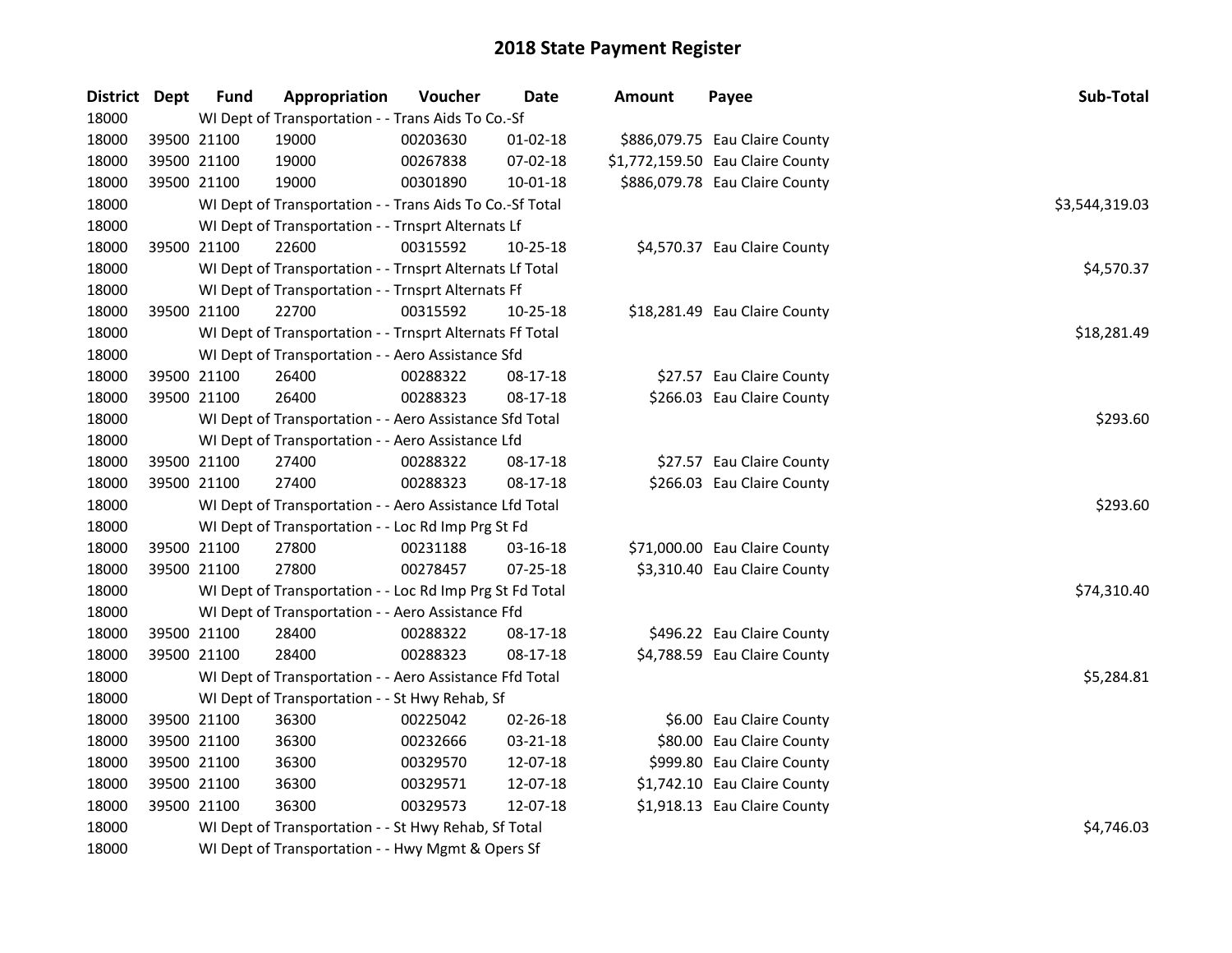# 2018 State Payment Register

| District | Dept | Fund | Appropriation | Voucher | Date | Amount | Payee | Sub-Total |
|---|---|---|---|---|---|---|---|---|
| 18000 | | WI Dept of Transportation - - Trans Aids To Co.-Sf | | | | | | |
| 18000 | 39500 | 21100 | 19000 | 00203630 | 01-02-18 | $886,079.75 | Eau Claire County | |
| 18000 | 39500 | 21100 | 19000 | 00267838 | 07-02-18 | $1,772,159.50 | Eau Claire County | |
| 18000 | 39500 | 21100 | 19000 | 00301890 | 10-01-18 | $886,079.78 | Eau Claire County | |
| 18000 | | WI Dept of Transportation - - Trans Aids To Co.-Sf Total | | | | | | $3,544,319.03 |
| 18000 | | WI Dept of Transportation - - Trnsprt Alternats Lf | | | | | | |
| 18000 | 39500 | 21100 | 22600 | 00315592 | 10-25-18 | $4,570.37 | Eau Claire County | |
| 18000 | | WI Dept of Transportation - - Trnsprt Alternats Lf Total | | | | | | $4,570.37 |
| 18000 | | WI Dept of Transportation - - Trnsprt Alternats Ff | | | | | | |
| 18000 | 39500 | 21100 | 22700 | 00315592 | 10-25-18 | $18,281.49 | Eau Claire County | |
| 18000 | | WI Dept of Transportation - - Trnsprt Alternats Ff Total | | | | | | $18,281.49 |
| 18000 | | WI Dept of Transportation - - Aero Assistance Sfd | | | | | | |
| 18000 | 39500 | 21100 | 26400 | 00288322 | 08-17-18 | $27.57 | Eau Claire County | |
| 18000 | 39500 | 21100 | 26400 | 00288323 | 08-17-18 | $266.03 | Eau Claire County | |
| 18000 | | WI Dept of Transportation - - Aero Assistance Sfd Total | | | | | | $293.60 |
| 18000 | | WI Dept of Transportation - - Aero Assistance Lfd | | | | | | |
| 18000 | 39500 | 21100 | 27400 | 00288322 | 08-17-18 | $27.57 | Eau Claire County | |
| 18000 | 39500 | 21100 | 27400 | 00288323 | 08-17-18 | $266.03 | Eau Claire County | |
| 18000 | | WI Dept of Transportation - - Aero Assistance Lfd Total | | | | | | $293.60 |
| 18000 | | WI Dept of Transportation - - Loc Rd Imp Prg St Fd | | | | | | |
| 18000 | 39500 | 21100 | 27800 | 00231188 | 03-16-18 | $71,000.00 | Eau Claire County | |
| 18000 | 39500 | 21100 | 27800 | 00278457 | 07-25-18 | $3,310.40 | Eau Claire County | |
| 18000 | | WI Dept of Transportation - - Loc Rd Imp Prg St Fd Total | | | | | | $74,310.40 |
| 18000 | | WI Dept of Transportation - - Aero Assistance Ffd | | | | | | |
| 18000 | 39500 | 21100 | 28400 | 00288322 | 08-17-18 | $496.22 | Eau Claire County | |
| 18000 | 39500 | 21100 | 28400 | 00288323 | 08-17-18 | $4,788.59 | Eau Claire County | |
| 18000 | | WI Dept of Transportation - - Aero Assistance Ffd Total | | | | | | $5,284.81 |
| 18000 | | WI Dept of Transportation - - St Hwy Rehab, Sf | | | | | | |
| 18000 | 39500 | 21100 | 36300 | 00225042 | 02-26-18 | $6.00 | Eau Claire County | |
| 18000 | 39500 | 21100 | 36300 | 00232666 | 03-21-18 | $80.00 | Eau Claire County | |
| 18000 | 39500 | 21100 | 36300 | 00329570 | 12-07-18 | $999.80 | Eau Claire County | |
| 18000 | 39500 | 21100 | 36300 | 00329571 | 12-07-18 | $1,742.10 | Eau Claire County | |
| 18000 | 39500 | 21100 | 36300 | 00329573 | 12-07-18 | $1,918.13 | Eau Claire County | |
| 18000 | | WI Dept of Transportation - - St Hwy Rehab, Sf Total | | | | | | $4,746.03 |
| 18000 | | WI Dept of Transportation - - Hwy Mgmt & Opers Sf | | | | | | |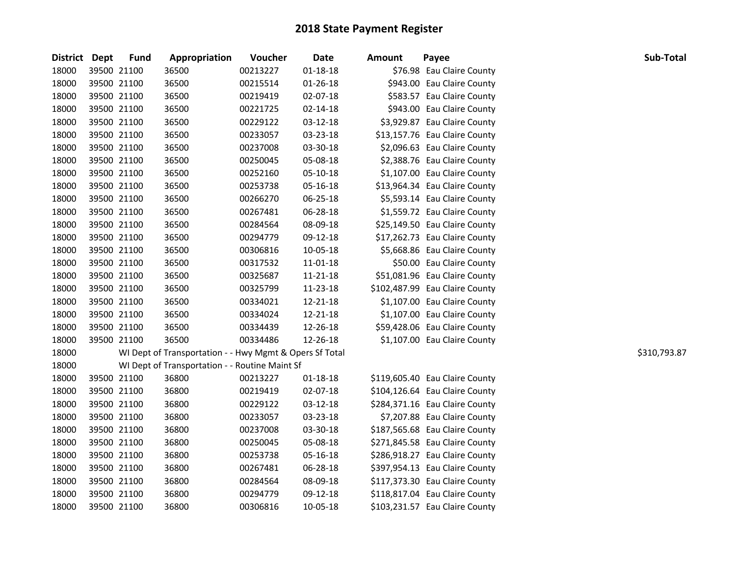## 2018 State Payment Register

| District | Dept | Fund | Appropriation | Voucher | Date | Amount | Payee | Sub-Total |
|---|---|---|---|---|---|---|---|---|
| 18000 | 39500 | 21100 | 36500 | 00213227 | 01-18-18 | $76.98 | Eau Claire County | |
| 18000 | 39500 | 21100 | 36500 | 00215514 | 01-26-18 | $943.00 | Eau Claire County | |
| 18000 | 39500 | 21100 | 36500 | 00219419 | 02-07-18 | $583.57 | Eau Claire County | |
| 18000 | 39500 | 21100 | 36500 | 00221725 | 02-14-18 | $943.00 | Eau Claire County | |
| 18000 | 39500 | 21100 | 36500 | 00229122 | 03-12-18 | $3,929.87 | Eau Claire County | |
| 18000 | 39500 | 21100 | 36500 | 00233057 | 03-23-18 | $13,157.76 | Eau Claire County | |
| 18000 | 39500 | 21100 | 36500 | 00237008 | 03-30-18 | $2,096.63 | Eau Claire County | |
| 18000 | 39500 | 21100 | 36500 | 00250045 | 05-08-18 | $2,388.76 | Eau Claire County | |
| 18000 | 39500 | 21100 | 36500 | 00252160 | 05-10-18 | $1,107.00 | Eau Claire County | |
| 18000 | 39500 | 21100 | 36500 | 00253738 | 05-16-18 | $13,964.34 | Eau Claire County | |
| 18000 | 39500 | 21100 | 36500 | 00266270 | 06-25-18 | $5,593.14 | Eau Claire County | |
| 18000 | 39500 | 21100 | 36500 | 00267481 | 06-28-18 | $1,559.72 | Eau Claire County | |
| 18000 | 39500 | 21100 | 36500 | 00284564 | 08-09-18 | $25,149.50 | Eau Claire County | |
| 18000 | 39500 | 21100 | 36500 | 00294779 | 09-12-18 | $17,262.73 | Eau Claire County | |
| 18000 | 39500 | 21100 | 36500 | 00306816 | 10-05-18 | $5,668.86 | Eau Claire County | |
| 18000 | 39500 | 21100 | 36500 | 00317532 | 11-01-18 | $50.00 | Eau Claire County | |
| 18000 | 39500 | 21100 | 36500 | 00325687 | 11-21-18 | $51,081.96 | Eau Claire County | |
| 18000 | 39500 | 21100 | 36500 | 00325799 | 11-23-18 | $102,487.99 | Eau Claire County | |
| 18000 | 39500 | 21100 | 36500 | 00334021 | 12-21-18 | $1,107.00 | Eau Claire County | |
| 18000 | 39500 | 21100 | 36500 | 00334024 | 12-21-18 | $1,107.00 | Eau Claire County | |
| 18000 | 39500 | 21100 | 36500 | 00334439 | 12-26-18 | $59,428.06 | Eau Claire County | |
| 18000 | 39500 | 21100 | 36500 | 00334486 | 12-26-18 | $1,107.00 | Eau Claire County | |
| 18000 | | WI Dept of Transportation - - Hwy Mgmt & Opers Sf Total | | | | | | $310,793.87 |
| 18000 | | WI Dept of Transportation - - Routine Maint Sf | | | | | | |
| 18000 | 39500 | 21100 | 36800 | 00213227 | 01-18-18 | $119,605.40 | Eau Claire County | |
| 18000 | 39500 | 21100 | 36800 | 00219419 | 02-07-18 | $104,126.64 | Eau Claire County | |
| 18000 | 39500 | 21100 | 36800 | 00229122 | 03-12-18 | $284,371.16 | Eau Claire County | |
| 18000 | 39500 | 21100 | 36800 | 00233057 | 03-23-18 | $7,207.88 | Eau Claire County | |
| 18000 | 39500 | 21100 | 36800 | 00237008 | 03-30-18 | $187,565.68 | Eau Claire County | |
| 18000 | 39500 | 21100 | 36800 | 00250045 | 05-08-18 | $271,845.58 | Eau Claire County | |
| 18000 | 39500 | 21100 | 36800 | 00253738 | 05-16-18 | $286,918.27 | Eau Claire County | |
| 18000 | 39500 | 21100 | 36800 | 00267481 | 06-28-18 | $397,954.13 | Eau Claire County | |
| 18000 | 39500 | 21100 | 36800 | 00284564 | 08-09-18 | $117,373.30 | Eau Claire County | |
| 18000 | 39500 | 21100 | 36800 | 00294779 | 09-12-18 | $118,817.04 | Eau Claire County | |
| 18000 | 39500 | 21100 | 36800 | 00306816 | 10-05-18 | $103,231.57 | Eau Claire County | |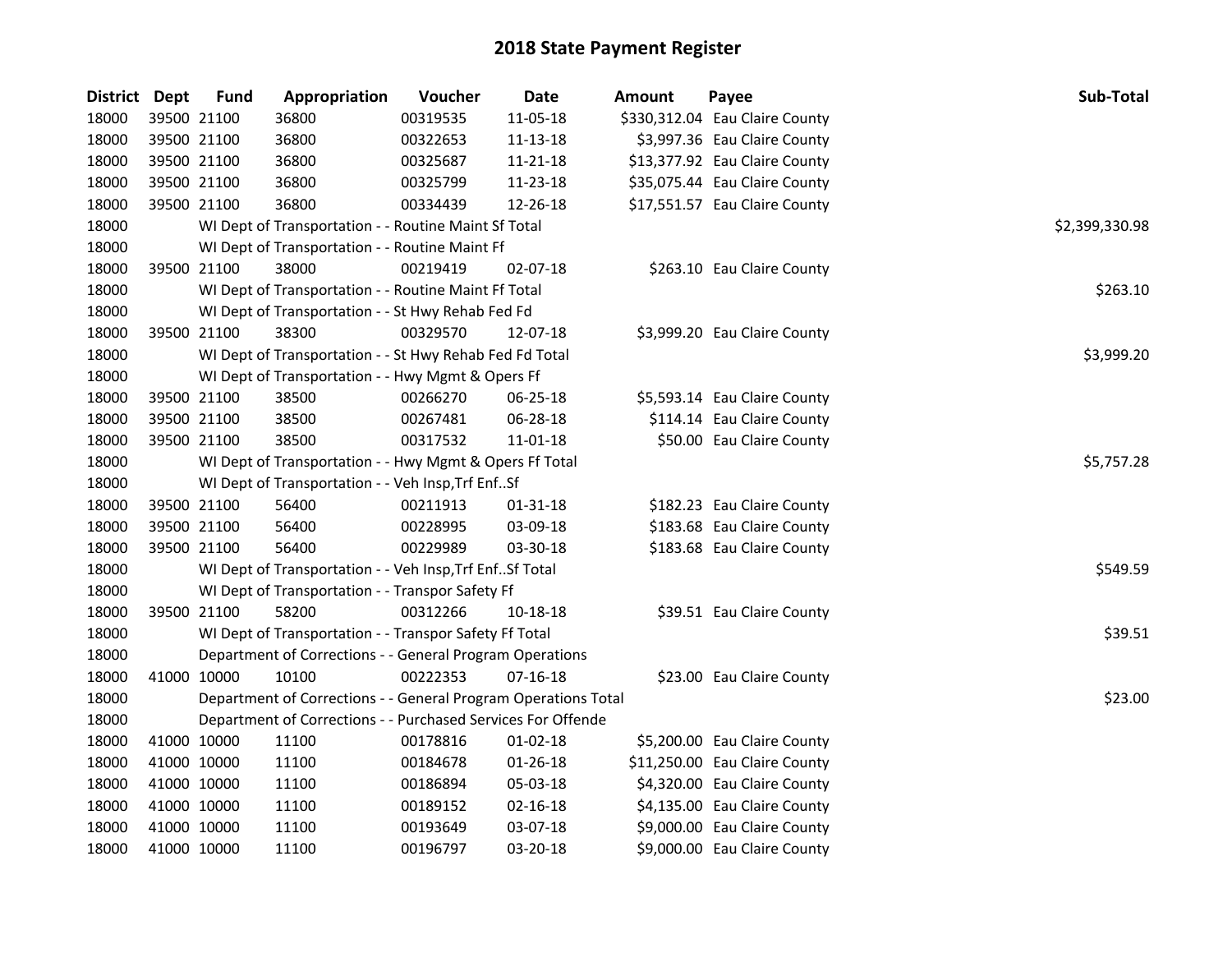# 2018 State Payment Register

| District | Dept | Fund | Appropriation | Voucher | Date | Amount | Payee | Sub-Total |
|---|---|---|---|---|---|---|---|---|
| 18000 | 39500 | 21100 | 36800 | 00319535 | 11-05-18 | $330,312.04 | Eau Claire County | |
| 18000 | 39500 | 21100 | 36800 | 00322653 | 11-13-18 | $3,997.36 | Eau Claire County | |
| 18000 | 39500 | 21100 | 36800 | 00325687 | 11-21-18 | $13,377.92 | Eau Claire County | |
| 18000 | 39500 | 21100 | 36800 | 00325799 | 11-23-18 | $35,075.44 | Eau Claire County | |
| 18000 | 39500 | 21100 | 36800 | 00334439 | 12-26-18 | $17,551.57 | Eau Claire County | |
| 18000 | | WI Dept of Transportation - - Routine Maint Sf Total | | | | | | $2,399,330.98 |
| 18000 | | WI Dept of Transportation - - Routine Maint Ff | | | | | | |
| 18000 | 39500 | 21100 | 38000 | 00219419 | 02-07-18 | $263.10 | Eau Claire County | |
| 18000 | | WI Dept of Transportation - - Routine Maint Ff Total | | | | | | $263.10 |
| 18000 | | WI Dept of Transportation - - St Hwy Rehab Fed Fd | | | | | | |
| 18000 | 39500 | 21100 | 38300 | 00329570 | 12-07-18 | $3,999.20 | Eau Claire County | |
| 18000 | | WI Dept of Transportation - - St Hwy Rehab Fed Fd Total | | | | | | $3,999.20 |
| 18000 | | WI Dept of Transportation - - Hwy Mgmt & Opers Ff | | | | | | |
| 18000 | 39500 | 21100 | 38500 | 00266270 | 06-25-18 | $5,593.14 | Eau Claire County | |
| 18000 | 39500 | 21100 | 38500 | 00267481 | 06-28-18 | $114.14 | Eau Claire County | |
| 18000 | 39500 | 21100 | 38500 | 00317532 | 11-01-18 | $50.00 | Eau Claire County | |
| 18000 | | WI Dept of Transportation - - Hwy Mgmt & Opers Ff Total | | | | | | $5,757.28 |
| 18000 | | WI Dept of Transportation - - Veh Insp,Trf Enf..Sf | | | | | | |
| 18000 | 39500 | 21100 | 56400 | 00211913 | 01-31-18 | $182.23 | Eau Claire County | |
| 18000 | 39500 | 21100 | 56400 | 00228995 | 03-09-18 | $183.68 | Eau Claire County | |
| 18000 | 39500 | 21100 | 56400 | 00229989 | 03-30-18 | $183.68 | Eau Claire County | |
| 18000 | | WI Dept of Transportation - - Veh Insp,Trf Enf..Sf Total | | | | | | $549.59 |
| 18000 | | WI Dept of Transportation - - Transpor Safety Ff | | | | | | |
| 18000 | 39500 | 21100 | 58200 | 00312266 | 10-18-18 | $39.51 | Eau Claire County | |
| 18000 | | WI Dept of Transportation - - Transpor Safety Ff Total | | | | | | $39.51 |
| 18000 | | Department of Corrections - - General Program Operations | | | | | | |
| 18000 | 41000 | 10000 | 10100 | 00222353 | 07-16-18 | $23.00 | Eau Claire County | |
| 18000 | | Department of Corrections - - General Program Operations Total | | | | | | $23.00 |
| 18000 | | Department of Corrections - - Purchased Services For Offende | | | | | | |
| 18000 | 41000 | 10000 | 11100 | 00178816 | 01-02-18 | $5,200.00 | Eau Claire County | |
| 18000 | 41000 | 10000 | 11100 | 00184678 | 01-26-18 | $11,250.00 | Eau Claire County | |
| 18000 | 41000 | 10000 | 11100 | 00186894 | 05-03-18 | $4,320.00 | Eau Claire County | |
| 18000 | 41000 | 10000 | 11100 | 00189152 | 02-16-18 | $4,135.00 | Eau Claire County | |
| 18000 | 41000 | 10000 | 11100 | 00193649 | 03-07-18 | $9,000.00 | Eau Claire County | |
| 18000 | 41000 | 10000 | 11100 | 00196797 | 03-20-18 | $9,000.00 | Eau Claire County | |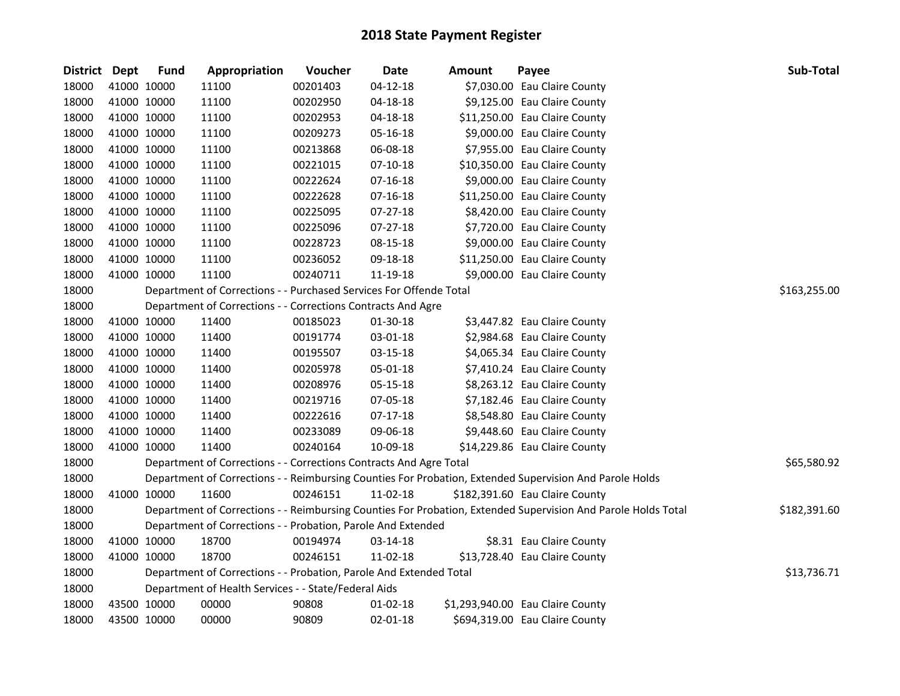# 2018 State Payment Register

| District | Dept | Fund | Appropriation | Voucher | Date | Amount | Payee | Sub-Total |
|---|---|---|---|---|---|---|---|---|
| 18000 | 41000 | 10000 | 11100 | 00201403 | 04-12-18 | $7,030.00 | Eau Claire County | |
| 18000 | 41000 | 10000 | 11100 | 00202950 | 04-18-18 | $9,125.00 | Eau Claire County | |
| 18000 | 41000 | 10000 | 11100 | 00202953 | 04-18-18 | $11,250.00 | Eau Claire County | |
| 18000 | 41000 | 10000 | 11100 | 00209273 | 05-16-18 | $9,000.00 | Eau Claire County | |
| 18000 | 41000 | 10000 | 11100 | 00213868 | 06-08-18 | $7,955.00 | Eau Claire County | |
| 18000 | 41000 | 10000 | 11100 | 00221015 | 07-10-18 | $10,350.00 | Eau Claire County | |
| 18000 | 41000 | 10000 | 11100 | 00222624 | 07-16-18 | $9,000.00 | Eau Claire County | |
| 18000 | 41000 | 10000 | 11100 | 00222628 | 07-16-18 | $11,250.00 | Eau Claire County | |
| 18000 | 41000 | 10000 | 11100 | 00225095 | 07-27-18 | $8,420.00 | Eau Claire County | |
| 18000 | 41000 | 10000 | 11100 | 00225096 | 07-27-18 | $7,720.00 | Eau Claire County | |
| 18000 | 41000 | 10000 | 11100 | 00228723 | 08-15-18 | $9,000.00 | Eau Claire County | |
| 18000 | 41000 | 10000 | 11100 | 00236052 | 09-18-18 | $11,250.00 | Eau Claire County | |
| 18000 | 41000 | 10000 | 11100 | 00240711 | 11-19-18 | $9,000.00 | Eau Claire County | |
| 18000 | Department of Corrections - - Purchased Services For Offende Total | | | | | | | $163,255.00 |
| 18000 | Department of Corrections - - Corrections Contracts And Agre | | | | | | | |
| 18000 | 41000 | 10000 | 11400 | 00185023 | 01-30-18 | $3,447.82 | Eau Claire County | |
| 18000 | 41000 | 10000 | 11400 | 00191774 | 03-01-18 | $2,984.68 | Eau Claire County | |
| 18000 | 41000 | 10000 | 11400 | 00195507 | 03-15-18 | $4,065.34 | Eau Claire County | |
| 18000 | 41000 | 10000 | 11400 | 00205978 | 05-01-18 | $7,410.24 | Eau Claire County | |
| 18000 | 41000 | 10000 | 11400 | 00208976 | 05-15-18 | $8,263.12 | Eau Claire County | |
| 18000 | 41000 | 10000 | 11400 | 00219716 | 07-05-18 | $7,182.46 | Eau Claire County | |
| 18000 | 41000 | 10000 | 11400 | 00222616 | 07-17-18 | $8,548.80 | Eau Claire County | |
| 18000 | 41000 | 10000 | 11400 | 00233089 | 09-06-18 | $9,448.60 | Eau Claire County | |
| 18000 | 41000 | 10000 | 11400 | 00240164 | 10-09-18 | $14,229.86 | Eau Claire County | |
| 18000 | Department of Corrections - - Corrections Contracts And Agre Total | | | | | | | $65,580.92 |
| 18000 | Department of Corrections - - Reimbursing Counties For Probation, Extended Supervision And Parole Holds | | | | | | | |
| 18000 | 41000 | 10000 | 11600 | 00246151 | 11-02-18 | $182,391.60 | Eau Claire County | |
| 18000 | Department of Corrections - - Reimbursing Counties For Probation, Extended Supervision And Parole Holds Total | | | | | | | $182,391.60 |
| 18000 | Department of Corrections - - Probation, Parole And Extended | | | | | | | |
| 18000 | 41000 | 10000 | 18700 | 00194974 | 03-14-18 | $8.31 | Eau Claire County | |
| 18000 | 41000 | 10000 | 18700 | 00246151 | 11-02-18 | $13,728.40 | Eau Claire County | |
| 18000 | Department of Corrections - - Probation, Parole And Extended Total | | | | | | | $13,736.71 |
| 18000 | Department of Health Services - - State/Federal Aids | | | | | | | |
| 18000 | 43500 | 10000 | 00000 | 90808 | 01-02-18 | $1,293,940.00 | Eau Claire County | |
| 18000 | 43500 | 10000 | 00000 | 90809 | 02-01-18 | $694,319.00 | Eau Claire County | |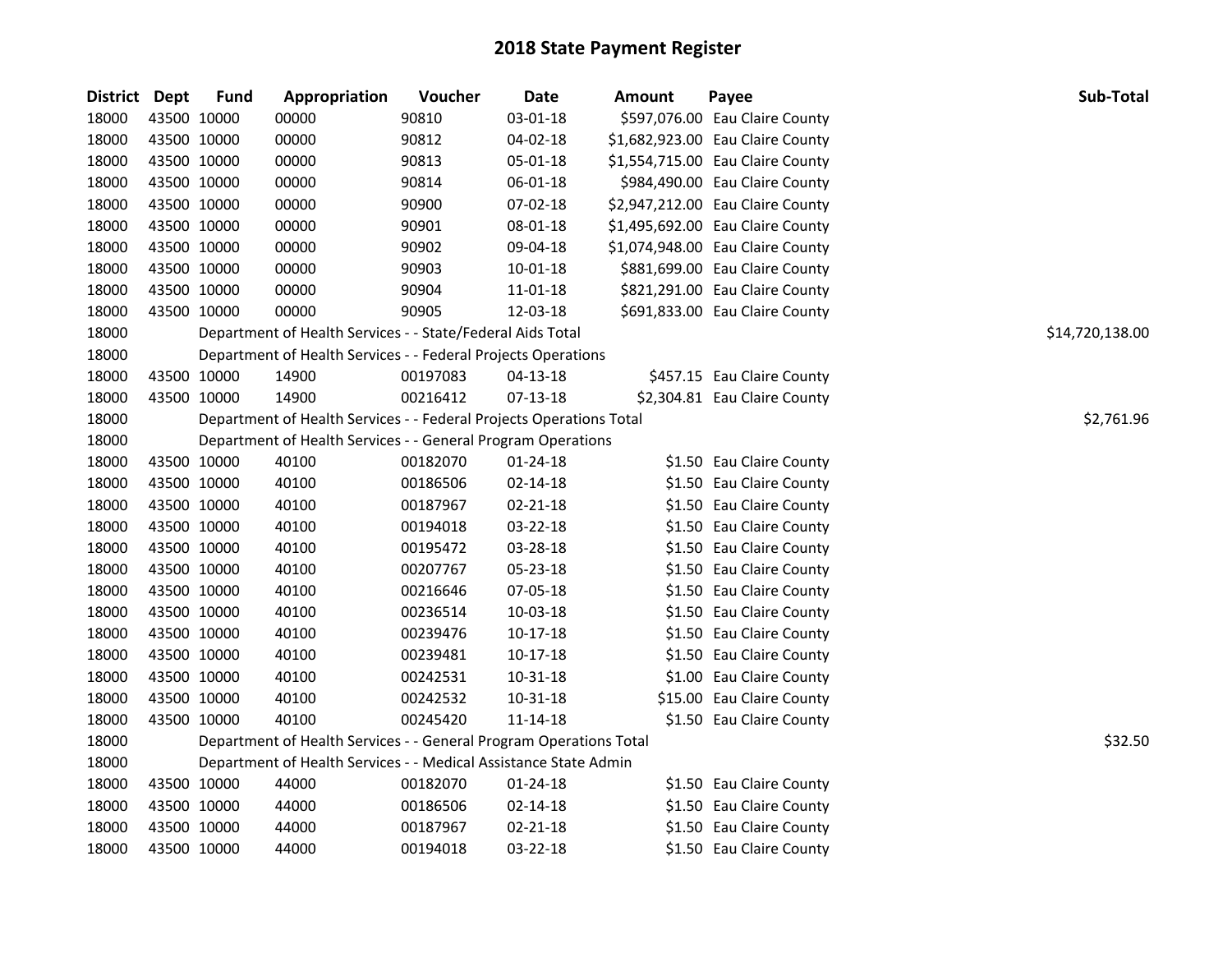# 2018 State Payment Register

| District | Dept | Fund | Appropriation | Voucher | Date | Amount | Payee | Sub-Total |
|---|---|---|---|---|---|---|---|---|
| 18000 | 43500 | 10000 | 00000 | 90810 | 03-01-18 | $597,076.00 | Eau Claire County | |
| 18000 | 43500 | 10000 | 00000 | 90812 | 04-02-18 | $1,682,923.00 | Eau Claire County | |
| 18000 | 43500 | 10000 | 00000 | 90813 | 05-01-18 | $1,554,715.00 | Eau Claire County | |
| 18000 | 43500 | 10000 | 00000 | 90814 | 06-01-18 | $984,490.00 | Eau Claire County | |
| 18000 | 43500 | 10000 | 00000 | 90900 | 07-02-18 | $2,947,212.00 | Eau Claire County | |
| 18000 | 43500 | 10000 | 00000 | 90901 | 08-01-18 | $1,495,692.00 | Eau Claire County | |
| 18000 | 43500 | 10000 | 00000 | 90902 | 09-04-18 | $1,074,948.00 | Eau Claire County | |
| 18000 | 43500 | 10000 | 00000 | 90903 | 10-01-18 | $881,699.00 | Eau Claire County | |
| 18000 | 43500 | 10000 | 00000 | 90904 | 11-01-18 | $821,291.00 | Eau Claire County | |
| 18000 | 43500 | 10000 | 00000 | 90905 | 12-03-18 | $691,833.00 | Eau Claire County | |
| 18000 | | Department of Health Services - - State/Federal Aids Total | | | | | | $14,720,138.00 |
| 18000 | | Department of Health Services - - Federal Projects Operations | | | | | | |
| 18000 | 43500 | 10000 | 14900 | 00197083 | 04-13-18 | $457.15 | Eau Claire County | |
| 18000 | 43500 | 10000 | 14900 | 00216412 | 07-13-18 | $2,304.81 | Eau Claire County | |
| 18000 | | Department of Health Services - - Federal Projects Operations Total | | | | | | $2,761.96 |
| 18000 | | Department of Health Services - - General Program Operations | | | | | | |
| 18000 | 43500 | 10000 | 40100 | 00182070 | 01-24-18 | $1.50 | Eau Claire County | |
| 18000 | 43500 | 10000 | 40100 | 00186506 | 02-14-18 | $1.50 | Eau Claire County | |
| 18000 | 43500 | 10000 | 40100 | 00187967 | 02-21-18 | $1.50 | Eau Claire County | |
| 18000 | 43500 | 10000 | 40100 | 00194018 | 03-22-18 | $1.50 | Eau Claire County | |
| 18000 | 43500 | 10000 | 40100 | 00195472 | 03-28-18 | $1.50 | Eau Claire County | |
| 18000 | 43500 | 10000 | 40100 | 00207767 | 05-23-18 | $1.50 | Eau Claire County | |
| 18000 | 43500 | 10000 | 40100 | 00216646 | 07-05-18 | $1.50 | Eau Claire County | |
| 18000 | 43500 | 10000 | 40100 | 00236514 | 10-03-18 | $1.50 | Eau Claire County | |
| 18000 | 43500 | 10000 | 40100 | 00239476 | 10-17-18 | $1.50 | Eau Claire County | |
| 18000 | 43500 | 10000 | 40100 | 00239481 | 10-17-18 | $1.50 | Eau Claire County | |
| 18000 | 43500 | 10000 | 40100 | 00242531 | 10-31-18 | $1.00 | Eau Claire County | |
| 18000 | 43500 | 10000 | 40100 | 00242532 | 10-31-18 | $15.00 | Eau Claire County | |
| 18000 | 43500 | 10000 | 40100 | 00245420 | 11-14-18 | $1.50 | Eau Claire County | |
| 18000 | | Department of Health Services - - General Program Operations Total | | | | | | $32.50 |
| 18000 | | Department of Health Services - - Medical Assistance State Admin | | | | | | |
| 18000 | 43500 | 10000 | 44000 | 00182070 | 01-24-18 | $1.50 | Eau Claire County | |
| 18000 | 43500 | 10000 | 44000 | 00186506 | 02-14-18 | $1.50 | Eau Claire County | |
| 18000 | 43500 | 10000 | 44000 | 00187967 | 02-21-18 | $1.50 | Eau Claire County | |
| 18000 | 43500 | 10000 | 44000 | 00194018 | 03-22-18 | $1.50 | Eau Claire County | |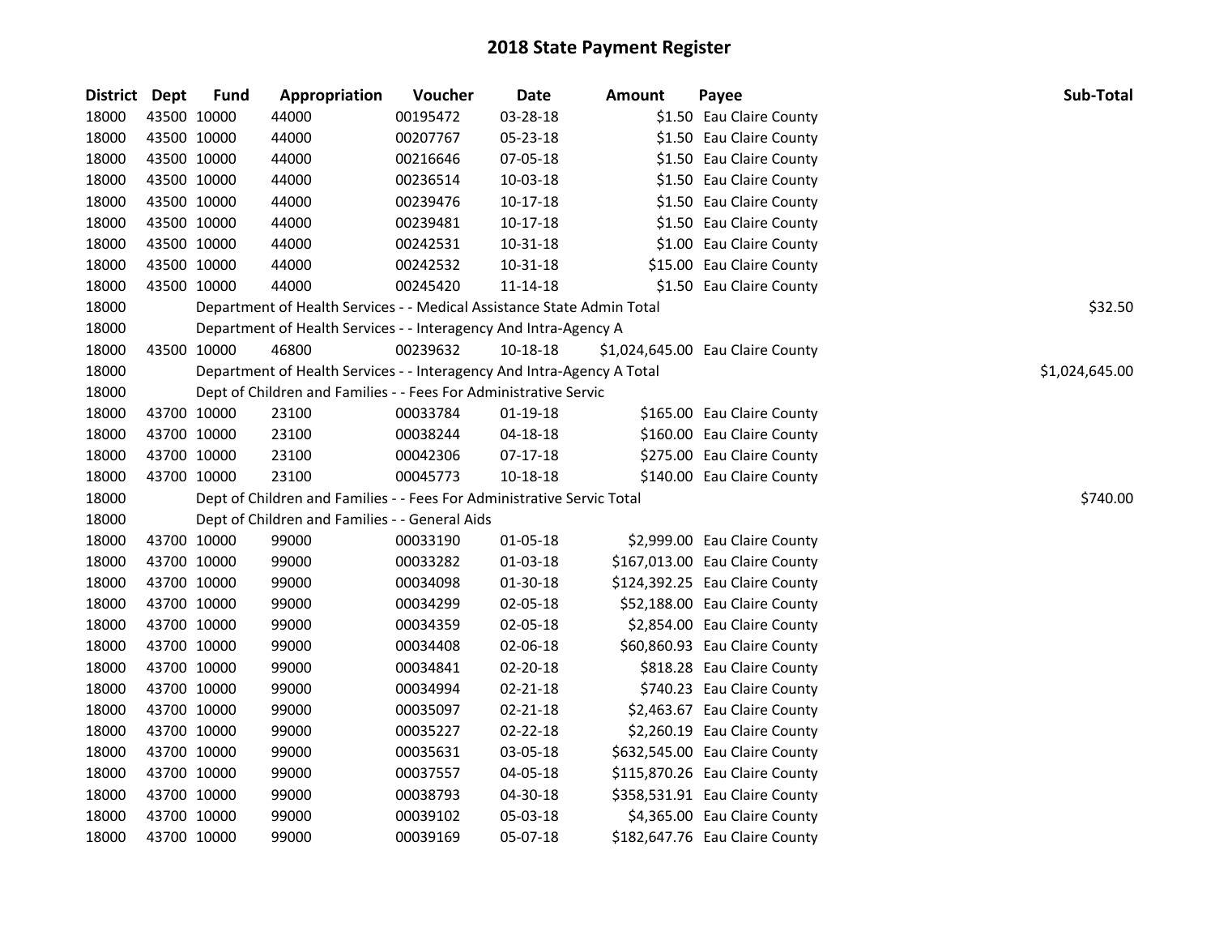# 2018 State Payment Register

| District | Dept | Fund | Appropriation | Voucher | Date | Amount | Payee | Sub-Total |
|---|---|---|---|---|---|---|---|---|
| 18000 | 43500 | 10000 | 44000 | 00195472 | 03-28-18 | $1.50 | Eau Claire County | |
| 18000 | 43500 | 10000 | 44000 | 00207767 | 05-23-18 | $1.50 | Eau Claire County | |
| 18000 | 43500 | 10000 | 44000 | 00216646 | 07-05-18 | $1.50 | Eau Claire County | |
| 18000 | 43500 | 10000 | 44000 | 00236514 | 10-03-18 | $1.50 | Eau Claire County | |
| 18000 | 43500 | 10000 | 44000 | 00239476 | 10-17-18 | $1.50 | Eau Claire County | |
| 18000 | 43500 | 10000 | 44000 | 00239481 | 10-17-18 | $1.50 | Eau Claire County | |
| 18000 | 43500 | 10000 | 44000 | 00242531 | 10-31-18 | $1.00 | Eau Claire County | |
| 18000 | 43500 | 10000 | 44000 | 00242532 | 10-31-18 | $15.00 | Eau Claire County | |
| 18000 | 43500 | 10000 | 44000 | 00245420 | 11-14-18 | $1.50 | Eau Claire County | |
| 18000 | | | Department of Health Services - - Medical Assistance State Admin Total | | | | | $32.50 |
| 18000 | | | Department of Health Services - - Interagency And Intra-Agency A | | | | | |
| 18000 | 43500 | 10000 | 46800 | 00239632 | 10-18-18 | $1,024,645.00 | Eau Claire County | |
| 18000 | | | Department of Health Services - - Interagency And Intra-Agency A Total | | | | | $1,024,645.00 |
| 18000 | | | Dept of Children and Families - - Fees For Administrative Servic | | | | | |
| 18000 | 43700 | 10000 | 23100 | 00033784 | 01-19-18 | $165.00 | Eau Claire County | |
| 18000 | 43700 | 10000 | 23100 | 00038244 | 04-18-18 | $160.00 | Eau Claire County | |
| 18000 | 43700 | 10000 | 23100 | 00042306 | 07-17-18 | $275.00 | Eau Claire County | |
| 18000 | 43700 | 10000 | 23100 | 00045773 | 10-18-18 | $140.00 | Eau Claire County | |
| 18000 | | | Dept of Children and Families - - Fees For Administrative Servic Total | | | | | $740.00 |
| 18000 | | | Dept of Children and Families - - General Aids | | | | | |
| 18000 | 43700 | 10000 | 99000 | 00033190 | 01-05-18 | $2,999.00 | Eau Claire County | |
| 18000 | 43700 | 10000 | 99000 | 00033282 | 01-03-18 | $167,013.00 | Eau Claire County | |
| 18000 | 43700 | 10000 | 99000 | 00034098 | 01-30-18 | $124,392.25 | Eau Claire County | |
| 18000 | 43700 | 10000 | 99000 | 00034299 | 02-05-18 | $52,188.00 | Eau Claire County | |
| 18000 | 43700 | 10000 | 99000 | 00034359 | 02-05-18 | $2,854.00 | Eau Claire County | |
| 18000 | 43700 | 10000 | 99000 | 00034408 | 02-06-18 | $60,860.93 | Eau Claire County | |
| 18000 | 43700 | 10000 | 99000 | 00034841 | 02-20-18 | $818.28 | Eau Claire County | |
| 18000 | 43700 | 10000 | 99000 | 00034994 | 02-21-18 | $740.23 | Eau Claire County | |
| 18000 | 43700 | 10000 | 99000 | 00035097 | 02-21-18 | $2,463.67 | Eau Claire County | |
| 18000 | 43700 | 10000 | 99000 | 00035227 | 02-22-18 | $2,260.19 | Eau Claire County | |
| 18000 | 43700 | 10000 | 99000 | 00035631 | 03-05-18 | $632,545.00 | Eau Claire County | |
| 18000 | 43700 | 10000 | 99000 | 00037557 | 04-05-18 | $115,870.26 | Eau Claire County | |
| 18000 | 43700 | 10000 | 99000 | 00038793 | 04-30-18 | $358,531.91 | Eau Claire County | |
| 18000 | 43700 | 10000 | 99000 | 00039102 | 05-03-18 | $4,365.00 | Eau Claire County | |
| 18000 | 43700 | 10000 | 99000 | 00039169 | 05-07-18 | $182,647.76 | Eau Claire County | |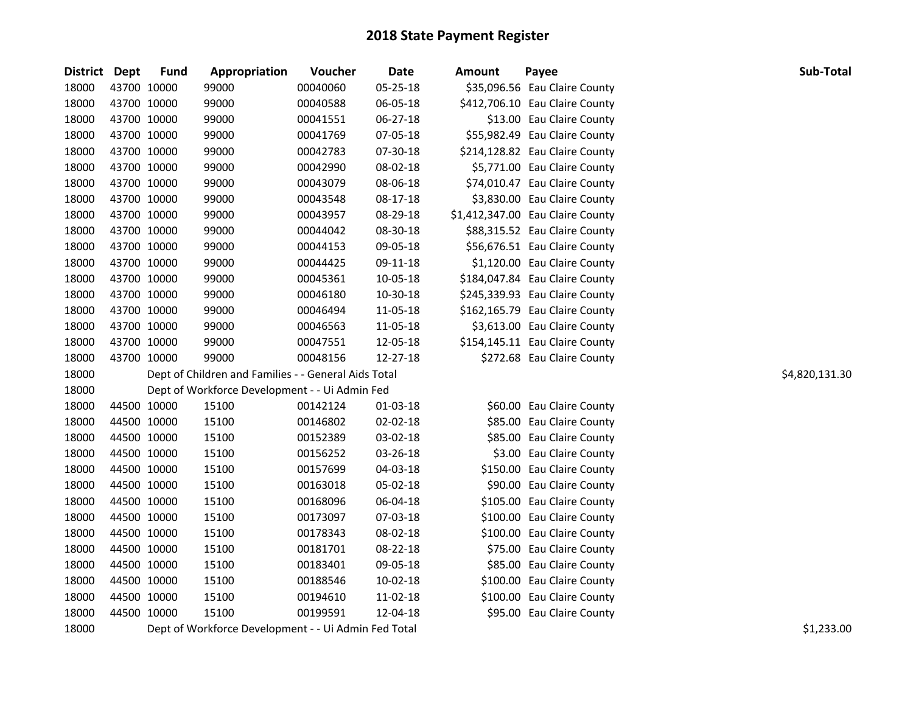# 2018 State Payment Register

| District | Dept | Fund | Appropriation | Voucher | Date | Amount | Payee | Sub-Total |
|---|---|---|---|---|---|---|---|---|
| 18000 | 43700 | 10000 | 99000 | 00040060 | 05-25-18 | $35,096.56 | Eau Claire County | |
| 18000 | 43700 | 10000 | 99000 | 00040588 | 06-05-18 | $412,706.10 | Eau Claire County | |
| 18000 | 43700 | 10000 | 99000 | 00041551 | 06-27-18 | $13.00 | Eau Claire County | |
| 18000 | 43700 | 10000 | 99000 | 00041769 | 07-05-18 | $55,982.49 | Eau Claire County | |
| 18000 | 43700 | 10000 | 99000 | 00042783 | 07-30-18 | $214,128.82 | Eau Claire County | |
| 18000 | 43700 | 10000 | 99000 | 00042990 | 08-02-18 | $5,771.00 | Eau Claire County | |
| 18000 | 43700 | 10000 | 99000 | 00043079 | 08-06-18 | $74,010.47 | Eau Claire County | |
| 18000 | 43700 | 10000 | 99000 | 00043548 | 08-17-18 | $3,830.00 | Eau Claire County | |
| 18000 | 43700 | 10000 | 99000 | 00043957 | 08-29-18 | $1,412,347.00 | Eau Claire County | |
| 18000 | 43700 | 10000 | 99000 | 00044042 | 08-30-18 | $88,315.52 | Eau Claire County | |
| 18000 | 43700 | 10000 | 99000 | 00044153 | 09-05-18 | $56,676.51 | Eau Claire County | |
| 18000 | 43700 | 10000 | 99000 | 00044425 | 09-11-18 | $1,120.00 | Eau Claire County | |
| 18000 | 43700 | 10000 | 99000 | 00045361 | 10-05-18 | $184,047.84 | Eau Claire County | |
| 18000 | 43700 | 10000 | 99000 | 00046180 | 10-30-18 | $245,339.93 | Eau Claire County | |
| 18000 | 43700 | 10000 | 99000 | 00046494 | 11-05-18 | $162,165.79 | Eau Claire County | |
| 18000 | 43700 | 10000 | 99000 | 00046563 | 11-05-18 | $3,613.00 | Eau Claire County | |
| 18000 | 43700 | 10000 | 99000 | 00047551 | 12-05-18 | $154,145.11 | Eau Claire County | |
| 18000 | 43700 | 10000 | 99000 | 00048156 | 12-27-18 | $272.68 | Eau Claire County | |
| 18000 | | | Dept of Children and Families - - General Aids Total | | | | | $4,820,131.30 |
| 18000 | | | Dept of Workforce Development - - Ui Admin Fed | | | | | |
| 18000 | 44500 | 10000 | 15100 | 00142124 | 01-03-18 | $60.00 | Eau Claire County | |
| 18000 | 44500 | 10000 | 15100 | 00146802 | 02-02-18 | $85.00 | Eau Claire County | |
| 18000 | 44500 | 10000 | 15100 | 00152389 | 03-02-18 | $85.00 | Eau Claire County | |
| 18000 | 44500 | 10000 | 15100 | 00156252 | 03-26-18 | $3.00 | Eau Claire County | |
| 18000 | 44500 | 10000 | 15100 | 00157699 | 04-03-18 | $150.00 | Eau Claire County | |
| 18000 | 44500 | 10000 | 15100 | 00163018 | 05-02-18 | $90.00 | Eau Claire County | |
| 18000 | 44500 | 10000 | 15100 | 00168096 | 06-04-18 | $105.00 | Eau Claire County | |
| 18000 | 44500 | 10000 | 15100 | 00173097 | 07-03-18 | $100.00 | Eau Claire County | |
| 18000 | 44500 | 10000 | 15100 | 00178343 | 08-02-18 | $100.00 | Eau Claire County | |
| 18000 | 44500 | 10000 | 15100 | 00181701 | 08-22-18 | $75.00 | Eau Claire County | |
| 18000 | 44500 | 10000 | 15100 | 00183401 | 09-05-18 | $85.00 | Eau Claire County | |
| 18000 | 44500 | 10000 | 15100 | 00188546 | 10-02-18 | $100.00 | Eau Claire County | |
| 18000 | 44500 | 10000 | 15100 | 00194610 | 11-02-18 | $100.00 | Eau Claire County | |
| 18000 | 44500 | 10000 | 15100 | 00199591 | 12-04-18 | $95.00 | Eau Claire County | |
| 18000 | | | Dept of Workforce Development - - Ui Admin Fed Total | | | | | $1,233.00 |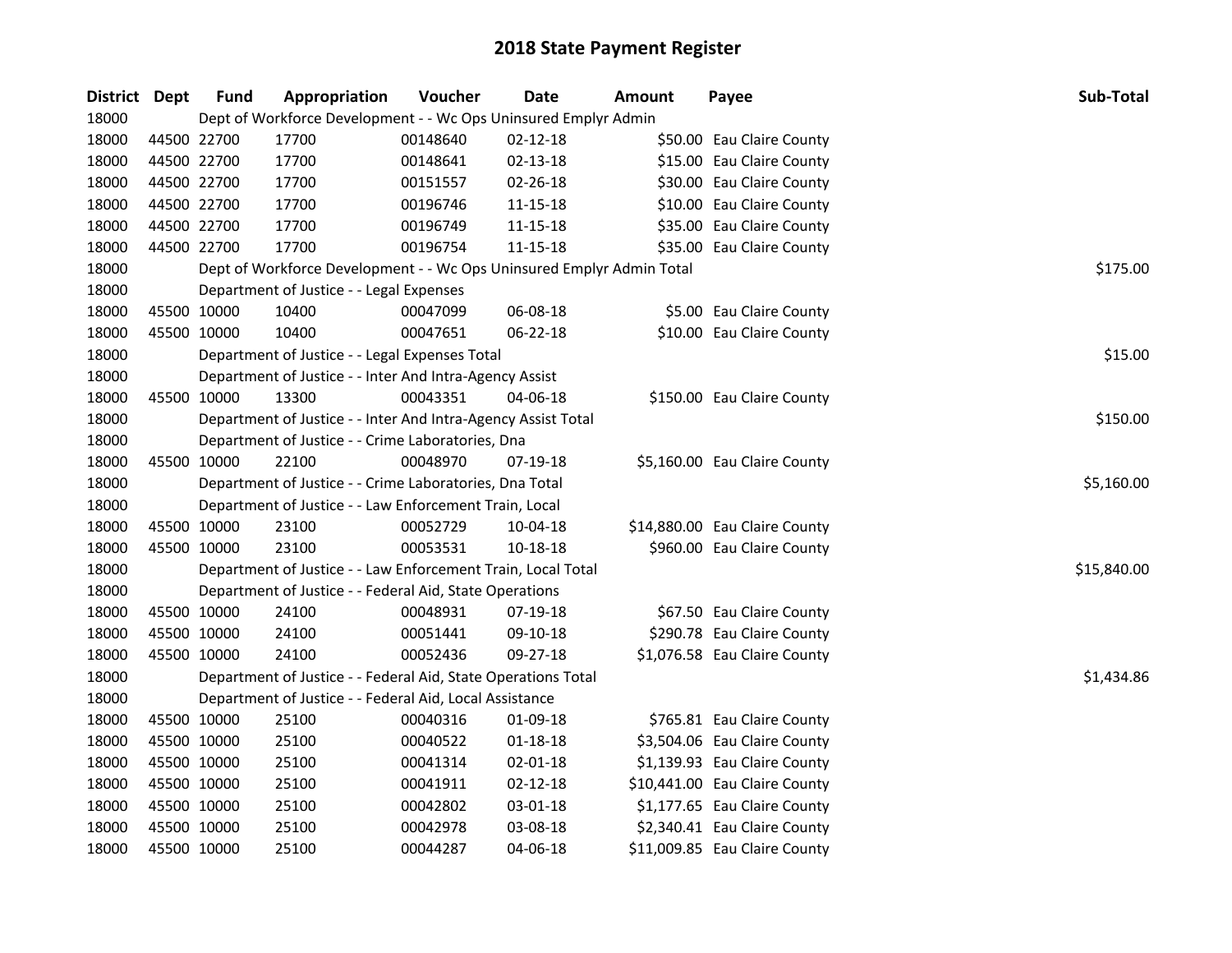# 2018 State Payment Register

| District | Dept | Fund | Appropriation | Voucher | Date | Amount | Payee | Sub-Total |
|---|---|---|---|---|---|---|---|---|
| 18000 | | Dept of Workforce Development - - Wc Ops Uninsured Emplyr Admin | | | | | | |
| 18000 | 44500 | 22700 | 17700 | 00148640 | 02-12-18 | $50.00 | Eau Claire County | |
| 18000 | 44500 | 22700 | 17700 | 00148641 | 02-13-18 | $15.00 | Eau Claire County | |
| 18000 | 44500 | 22700 | 17700 | 00151557 | 02-26-18 | $30.00 | Eau Claire County | |
| 18000 | 44500 | 22700 | 17700 | 00196746 | 11-15-18 | $10.00 | Eau Claire County | |
| 18000 | 44500 | 22700 | 17700 | 00196749 | 11-15-18 | $35.00 | Eau Claire County | |
| 18000 | 44500 | 22700 | 17700 | 00196754 | 11-15-18 | $35.00 | Eau Claire County | |
| 18000 | | Dept of Workforce Development - - Wc Ops Uninsured Emplyr Admin Total | | | | | | $175.00 |
| 18000 | | Department of Justice - - Legal Expenses | | | | | | |
| 18000 | 45500 | 10000 | 10400 | 00047099 | 06-08-18 | $5.00 | Eau Claire County | |
| 18000 | 45500 | 10000 | 10400 | 00047651 | 06-22-18 | $10.00 | Eau Claire County | |
| 18000 | | Department of Justice - - Legal Expenses Total | | | | | | $15.00 |
| 18000 | | Department of Justice - - Inter And Intra-Agency Assist | | | | | | |
| 18000 | 45500 | 10000 | 13300 | 00043351 | 04-06-18 | $150.00 | Eau Claire County | |
| 18000 | | Department of Justice - - Inter And Intra-Agency Assist Total | | | | | | $150.00 |
| 18000 | | Department of Justice - - Crime Laboratories, Dna | | | | | | |
| 18000 | 45500 | 10000 | 22100 | 00048970 | 07-19-18 | $5,160.00 | Eau Claire County | |
| 18000 | | Department of Justice - - Crime Laboratories, Dna Total | | | | | | $5,160.00 |
| 18000 | | Department of Justice - - Law Enforcement Train, Local | | | | | | |
| 18000 | 45500 | 10000 | 23100 | 00052729 | 10-04-18 | $14,880.00 | Eau Claire County | |
| 18000 | 45500 | 10000 | 23100 | 00053531 | 10-18-18 | $960.00 | Eau Claire County | |
| 18000 | | Department of Justice - - Law Enforcement Train, Local Total | | | | | | $15,840.00 |
| 18000 | | Department of Justice - - Federal Aid, State Operations | | | | | | |
| 18000 | 45500 | 10000 | 24100 | 00048931 | 07-19-18 | $67.50 | Eau Claire County | |
| 18000 | 45500 | 10000 | 24100 | 00051441 | 09-10-18 | $290.78 | Eau Claire County | |
| 18000 | 45500 | 10000 | 24100 | 00052436 | 09-27-18 | $1,076.58 | Eau Claire County | |
| 18000 | | Department of Justice - - Federal Aid, State Operations Total | | | | | | $1,434.86 |
| 18000 | | Department of Justice - - Federal Aid, Local Assistance | | | | | | |
| 18000 | 45500 | 10000 | 25100 | 00040316 | 01-09-18 | $765.81 | Eau Claire County | |
| 18000 | 45500 | 10000 | 25100 | 00040522 | 01-18-18 | $3,504.06 | Eau Claire County | |
| 18000 | 45500 | 10000 | 25100 | 00041314 | 02-01-18 | $1,139.93 | Eau Claire County | |
| 18000 | 45500 | 10000 | 25100 | 00041911 | 02-12-18 | $10,441.00 | Eau Claire County | |
| 18000 | 45500 | 10000 | 25100 | 00042802 | 03-01-18 | $1,177.65 | Eau Claire County | |
| 18000 | 45500 | 10000 | 25100 | 00042978 | 03-08-18 | $2,340.41 | Eau Claire County | |
| 18000 | 45500 | 10000 | 25100 | 00044287 | 04-06-18 | $11,009.85 | Eau Claire County | |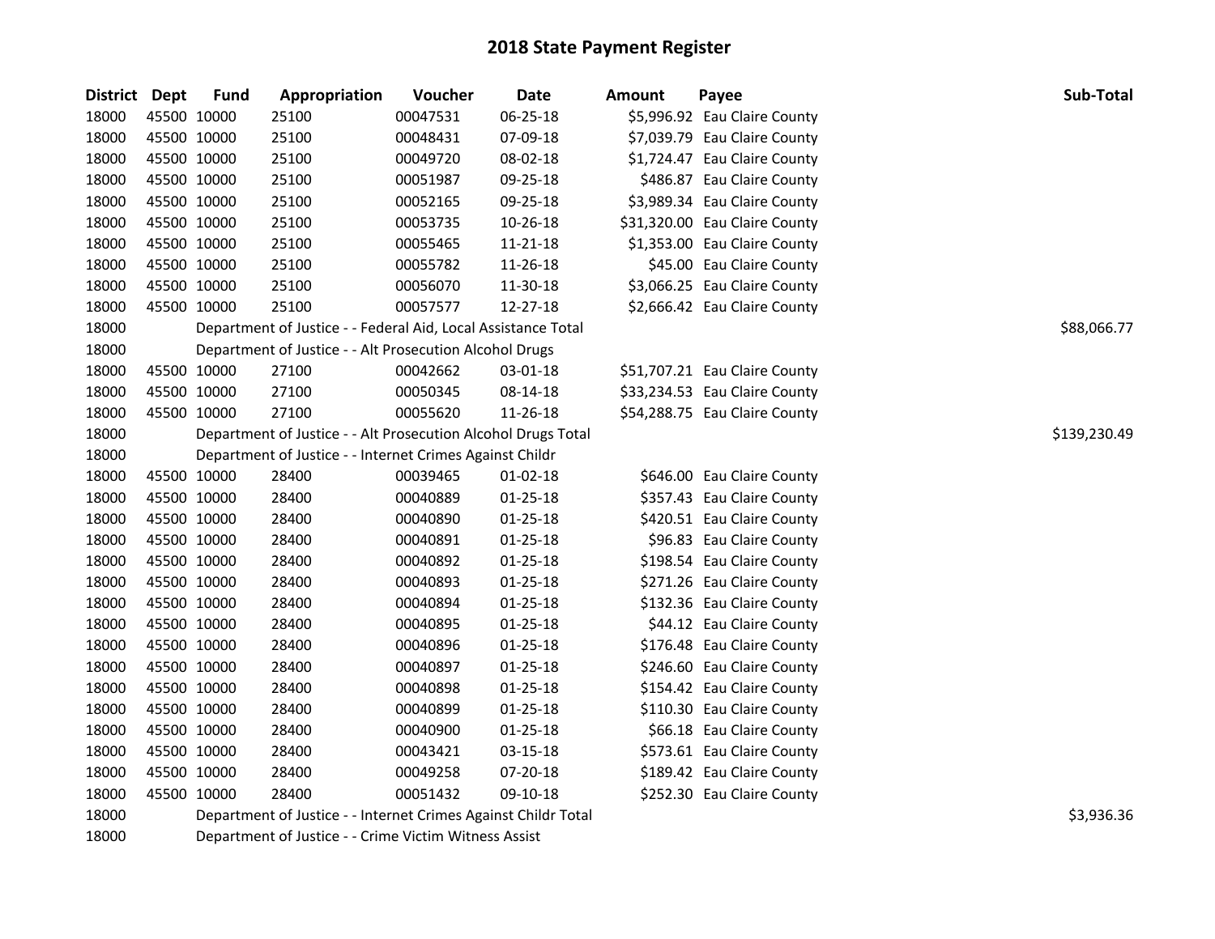# 2018 State Payment Register

| District | Dept | Fund | Appropriation | Voucher | Date | Amount | Payee | Sub-Total |
|---|---|---|---|---|---|---|---|---|
| 18000 | 45500 | 10000 | 25100 | 00047531 | 06-25-18 | $5,996.92 | Eau Claire County | |
| 18000 | 45500 | 10000 | 25100 | 00048431 | 07-09-18 | $7,039.79 | Eau Claire County | |
| 18000 | 45500 | 10000 | 25100 | 00049720 | 08-02-18 | $1,724.47 | Eau Claire County | |
| 18000 | 45500 | 10000 | 25100 | 00051987 | 09-25-18 | $486.87 | Eau Claire County | |
| 18000 | 45500 | 10000 | 25100 | 00052165 | 09-25-18 | $3,989.34 | Eau Claire County | |
| 18000 | 45500 | 10000 | 25100 | 00053735 | 10-26-18 | $31,320.00 | Eau Claire County | |
| 18000 | 45500 | 10000 | 25100 | 00055465 | 11-21-18 | $1,353.00 | Eau Claire County | |
| 18000 | 45500 | 10000 | 25100 | 00055782 | 11-26-18 | $45.00 | Eau Claire County | |
| 18000 | 45500 | 10000 | 25100 | 00056070 | 11-30-18 | $3,066.25 | Eau Claire County | |
| 18000 | 45500 | 10000 | 25100 | 00057577 | 12-27-18 | $2,666.42 | Eau Claire County | |
| 18000 | | Department of Justice - - Federal Aid, Local Assistance Total | | | | | | $88,066.77 |
| 18000 | | Department of Justice - - Alt Prosecution Alcohol Drugs | | | | | | |
| 18000 | 45500 | 10000 | 27100 | 00042662 | 03-01-18 | $51,707.21 | Eau Claire County | |
| 18000 | 45500 | 10000 | 27100 | 00050345 | 08-14-18 | $33,234.53 | Eau Claire County | |
| 18000 | 45500 | 10000 | 27100 | 00055620 | 11-26-18 | $54,288.75 | Eau Claire County | |
| 18000 | | Department of Justice - - Alt Prosecution Alcohol Drugs Total | | | | | | $139,230.49 |
| 18000 | | Department of Justice - - Internet Crimes Against Childr | | | | | | |
| 18000 | 45500 | 10000 | 28400 | 00039465 | 01-02-18 | $646.00 | Eau Claire County | |
| 18000 | 45500 | 10000 | 28400 | 00040889 | 01-25-18 | $357.43 | Eau Claire County | |
| 18000 | 45500 | 10000 | 28400 | 00040890 | 01-25-18 | $420.51 | Eau Claire County | |
| 18000 | 45500 | 10000 | 28400 | 00040891 | 01-25-18 | $96.83 | Eau Claire County | |
| 18000 | 45500 | 10000 | 28400 | 00040892 | 01-25-18 | $198.54 | Eau Claire County | |
| 18000 | 45500 | 10000 | 28400 | 00040893 | 01-25-18 | $271.26 | Eau Claire County | |
| 18000 | 45500 | 10000 | 28400 | 00040894 | 01-25-18 | $132.36 | Eau Claire County | |
| 18000 | 45500 | 10000 | 28400 | 00040895 | 01-25-18 | $44.12 | Eau Claire County | |
| 18000 | 45500 | 10000 | 28400 | 00040896 | 01-25-18 | $176.48 | Eau Claire County | |
| 18000 | 45500 | 10000 | 28400 | 00040897 | 01-25-18 | $246.60 | Eau Claire County | |
| 18000 | 45500 | 10000 | 28400 | 00040898 | 01-25-18 | $154.42 | Eau Claire County | |
| 18000 | 45500 | 10000 | 28400 | 00040899 | 01-25-18 | $110.30 | Eau Claire County | |
| 18000 | 45500 | 10000 | 28400 | 00040900 | 01-25-18 | $66.18 | Eau Claire County | |
| 18000 | 45500 | 10000 | 28400 | 00043421 | 03-15-18 | $573.61 | Eau Claire County | |
| 18000 | 45500 | 10000 | 28400 | 00049258 | 07-20-18 | $189.42 | Eau Claire County | |
| 18000 | 45500 | 10000 | 28400 | 00051432 | 09-10-18 | $252.30 | Eau Claire County | |
| 18000 | | Department of Justice - - Internet Crimes Against Childr Total | | | | | | $3,936.36 |
| 18000 | | Department of Justice - - Crime Victim Witness Assist | | | | | | |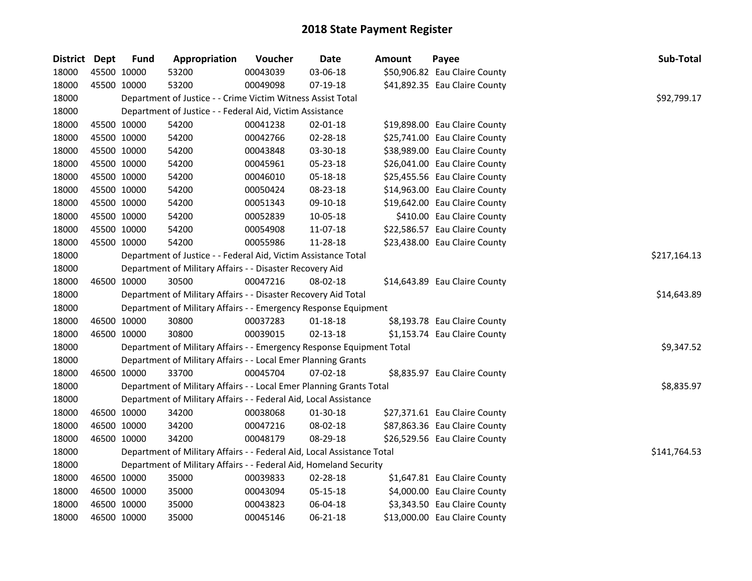# 2018 State Payment Register

| District | Dept | Fund | Appropriation | Voucher | Date | Amount | Payee | Sub-Total |
|---|---|---|---|---|---|---|---|---|
| 18000 | 45500 | 10000 | 53200 | 00043039 | 03-06-18 | $50,906.82 | Eau Claire County | |
| 18000 | 45500 | 10000 | 53200 | 00049098 | 07-19-18 | $41,892.35 | Eau Claire County | |
| 18000 | | Department of Justice - - Crime Victim Witness Assist Total | | | | | | $92,799.17 |
| 18000 | | Department of Justice - - Federal Aid, Victim Assistance | | | | | | |
| 18000 | 45500 | 10000 | 54200 | 00041238 | 02-01-18 | $19,898.00 | Eau Claire County | |
| 18000 | 45500 | 10000 | 54200 | 00042766 | 02-28-18 | $25,741.00 | Eau Claire County | |
| 18000 | 45500 | 10000 | 54200 | 00043848 | 03-30-18 | $38,989.00 | Eau Claire County | |
| 18000 | 45500 | 10000 | 54200 | 00045961 | 05-23-18 | $26,041.00 | Eau Claire County | |
| 18000 | 45500 | 10000 | 54200 | 00046010 | 05-18-18 | $25,455.56 | Eau Claire County | |
| 18000 | 45500 | 10000 | 54200 | 00050424 | 08-23-18 | $14,963.00 | Eau Claire County | |
| 18000 | 45500 | 10000 | 54200 | 00051343 | 09-10-18 | $19,642.00 | Eau Claire County | |
| 18000 | 45500 | 10000 | 54200 | 00052839 | 10-05-18 | $410.00 | Eau Claire County | |
| 18000 | 45500 | 10000 | 54200 | 00054908 | 11-07-18 | $22,586.57 | Eau Claire County | |
| 18000 | 45500 | 10000 | 54200 | 00055986 | 11-28-18 | $23,438.00 | Eau Claire County | |
| 18000 | | Department of Justice - - Federal Aid, Victim Assistance Total | | | | | | $217,164.13 |
| 18000 | | Department of Military Affairs - - Disaster Recovery Aid | | | | | | |
| 18000 | 46500 | 10000 | 30500 | 00047216 | 08-02-18 | $14,643.89 | Eau Claire County | |
| 18000 | | Department of Military Affairs - - Disaster Recovery Aid Total | | | | | | $14,643.89 |
| 18000 | | Department of Military Affairs - - Emergency Response Equipment | | | | | | |
| 18000 | 46500 | 10000 | 30800 | 00037283 | 01-18-18 | $8,193.78 | Eau Claire County | |
| 18000 | 46500 | 10000 | 30800 | 00039015 | 02-13-18 | $1,153.74 | Eau Claire County | |
| 18000 | | Department of Military Affairs - - Emergency Response Equipment Total | | | | | | $9,347.52 |
| 18000 | | Department of Military Affairs - - Local Emer Planning Grants | | | | | | |
| 18000 | 46500 | 10000 | 33700 | 00045704 | 07-02-18 | $8,835.97 | Eau Claire County | |
| 18000 | | Department of Military Affairs - - Local Emer Planning Grants Total | | | | | | $8,835.97 |
| 18000 | | Department of Military Affairs - - Federal Aid, Local Assistance | | | | | | |
| 18000 | 46500 | 10000 | 34200 | 00038068 | 01-30-18 | $27,371.61 | Eau Claire County | |
| 18000 | 46500 | 10000 | 34200 | 00047216 | 08-02-18 | $87,863.36 | Eau Claire County | |
| 18000 | 46500 | 10000 | 34200 | 00048179 | 08-29-18 | $26,529.56 | Eau Claire County | |
| 18000 | | Department of Military Affairs - - Federal Aid, Local Assistance Total | | | | | | $141,764.53 |
| 18000 | | Department of Military Affairs - - Federal Aid, Homeland Security | | | | | | |
| 18000 | 46500 | 10000 | 35000 | 00039833 | 02-28-18 | $1,647.81 | Eau Claire County | |
| 18000 | 46500 | 10000 | 35000 | 00043094 | 05-15-18 | $4,000.00 | Eau Claire County | |
| 18000 | 46500 | 10000 | 35000 | 00043823 | 06-04-18 | $3,343.50 | Eau Claire County | |
| 18000 | 46500 | 10000 | 35000 | 00045146 | 06-21-18 | $13,000.00 | Eau Claire County | |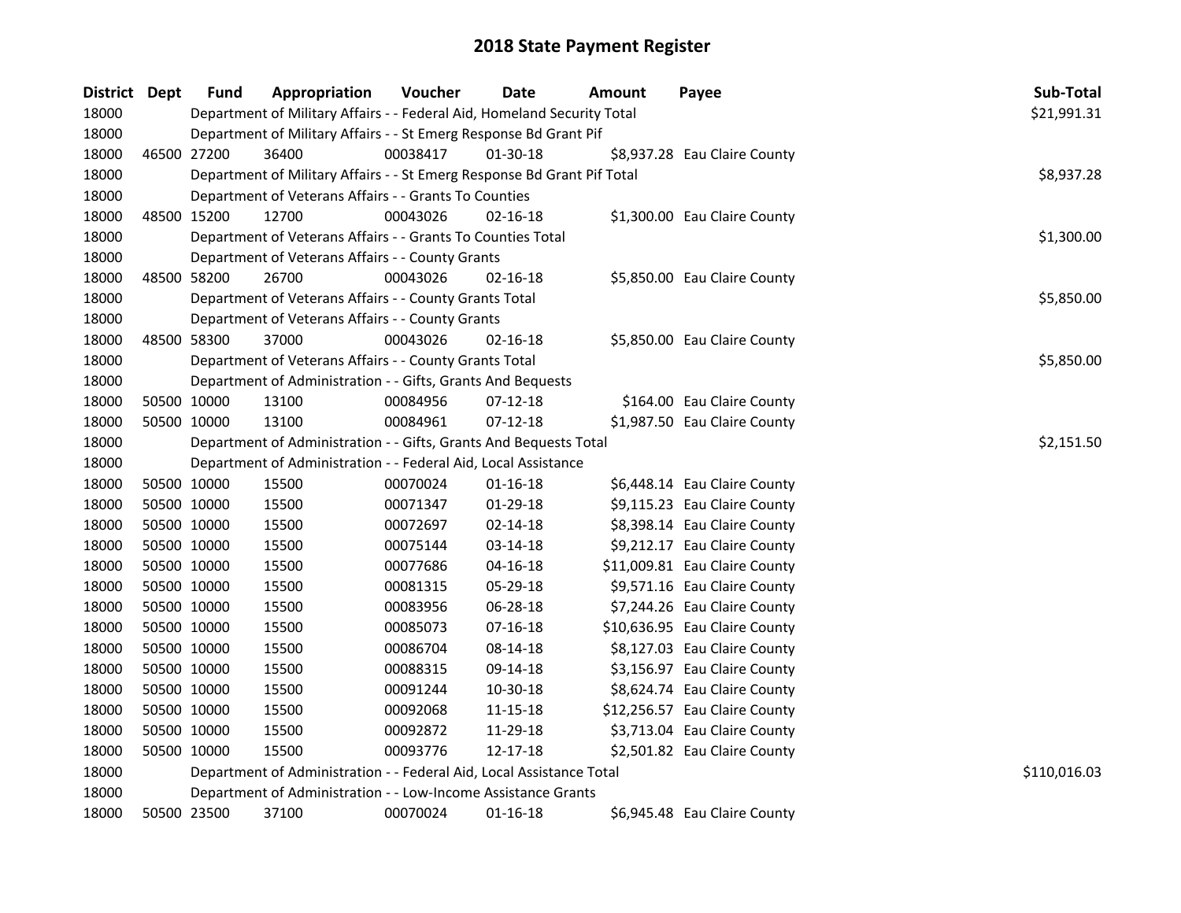# 2018 State Payment Register

| District | Dept | Fund | Appropriation | Voucher | Date | Amount | Payee | Sub-Total |
|---|---|---|---|---|---|---|---|---|
| 18000 | | | Department of Military Affairs - - Federal Aid, Homeland Security Total | | | | | $21,991.31 |
| 18000 | | | Department of Military Affairs - - St Emerg Response Bd Grant Pif | | | | | |
| 18000 | 46500 | 27200 | 36400 | 00038417 | 01-30-18 | $8,937.28 | Eau Claire County | |
| 18000 | | | Department of Military Affairs - - St Emerg Response Bd Grant Pif Total | | | | | $8,937.28 |
| 18000 | | | Department of Veterans Affairs - - Grants To Counties | | | | | |
| 18000 | 48500 | 15200 | 12700 | 00043026 | 02-16-18 | $1,300.00 | Eau Claire County | |
| 18000 | | | Department of Veterans Affairs - - Grants To Counties Total | | | | | $1,300.00 |
| 18000 | | | Department of Veterans Affairs - - County Grants | | | | | |
| 18000 | 48500 | 58200 | 26700 | 00043026 | 02-16-18 | $5,850.00 | Eau Claire County | |
| 18000 | | | Department of Veterans Affairs - - County Grants Total | | | | | $5,850.00 |
| 18000 | | | Department of Veterans Affairs - - County Grants | | | | | |
| 18000 | 48500 | 58300 | 37000 | 00043026 | 02-16-18 | $5,850.00 | Eau Claire County | |
| 18000 | | | Department of Veterans Affairs - - County Grants Total | | | | | $5,850.00 |
| 18000 | | | Department of Administration - - Gifts, Grants And Bequests | | | | | |
| 18000 | 50500 | 10000 | 13100 | 00084956 | 07-12-18 | $164.00 | Eau Claire County | |
| 18000 | 50500 | 10000 | 13100 | 00084961 | 07-12-18 | $1,987.50 | Eau Claire County | |
| 18000 | | | Department of Administration - - Gifts, Grants And Bequests Total | | | | | $2,151.50 |
| 18000 | | | Department of Administration - - Federal Aid, Local Assistance | | | | | |
| 18000 | 50500 | 10000 | 15500 | 00070024 | 01-16-18 | $6,448.14 | Eau Claire County | |
| 18000 | 50500 | 10000 | 15500 | 00071347 | 01-29-18 | $9,115.23 | Eau Claire County | |
| 18000 | 50500 | 10000 | 15500 | 00072697 | 02-14-18 | $8,398.14 | Eau Claire County | |
| 18000 | 50500 | 10000 | 15500 | 00075144 | 03-14-18 | $9,212.17 | Eau Claire County | |
| 18000 | 50500 | 10000 | 15500 | 00077686 | 04-16-18 | $11,009.81 | Eau Claire County | |
| 18000 | 50500 | 10000 | 15500 | 00081315 | 05-29-18 | $9,571.16 | Eau Claire County | |
| 18000 | 50500 | 10000 | 15500 | 00083956 | 06-28-18 | $7,244.26 | Eau Claire County | |
| 18000 | 50500 | 10000 | 15500 | 00085073 | 07-16-18 | $10,636.95 | Eau Claire County | |
| 18000 | 50500 | 10000 | 15500 | 00086704 | 08-14-18 | $8,127.03 | Eau Claire County | |
| 18000 | 50500 | 10000 | 15500 | 00088315 | 09-14-18 | $3,156.97 | Eau Claire County | |
| 18000 | 50500 | 10000 | 15500 | 00091244 | 10-30-18 | $8,624.74 | Eau Claire County | |
| 18000 | 50500 | 10000 | 15500 | 00092068 | 11-15-18 | $12,256.57 | Eau Claire County | |
| 18000 | 50500 | 10000 | 15500 | 00092872 | 11-29-18 | $3,713.04 | Eau Claire County | |
| 18000 | 50500 | 10000 | 15500 | 00093776 | 12-17-18 | $2,501.82 | Eau Claire County | |
| 18000 | | | Department of Administration - - Federal Aid, Local Assistance Total | | | | | $110,016.03 |
| 18000 | | | Department of Administration - - Low-Income Assistance Grants | | | | | |
| 18000 | 50500 | 23500 | 37100 | 00070024 | 01-16-18 | $6,945.48 | Eau Claire County | |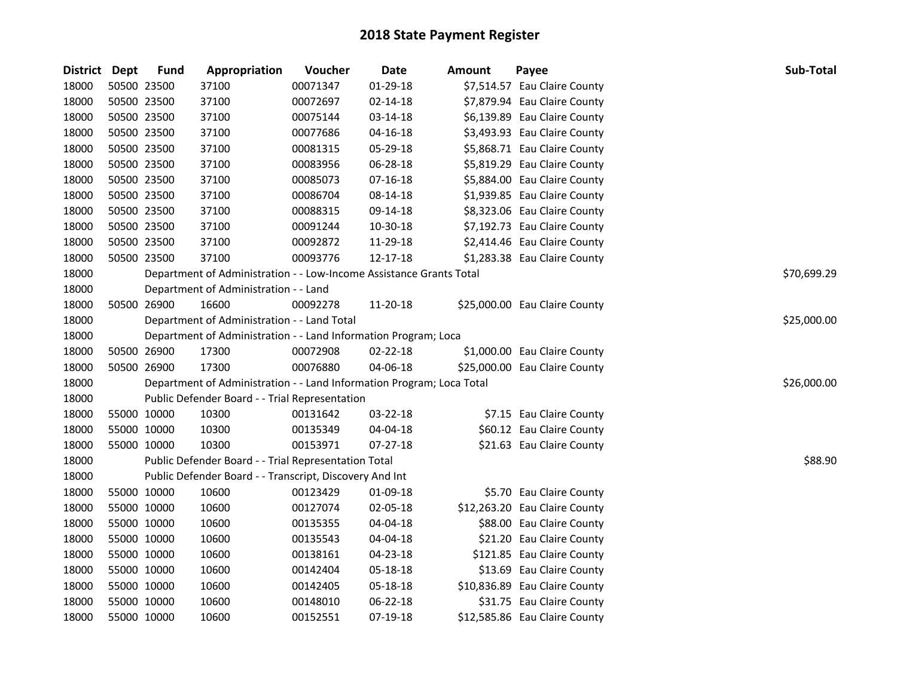# 2018 State Payment Register

| District | Dept | Fund | Appropriation | Voucher | Date | Amount | Payee | Sub-Total |
|---|---|---|---|---|---|---|---|---|
| 18000 | 50500 | 23500 | 37100 | 00071347 | 01-29-18 | $7,514.57 | Eau Claire County | |
| 18000 | 50500 | 23500 | 37100 | 00072697 | 02-14-18 | $7,879.94 | Eau Claire County | |
| 18000 | 50500 | 23500 | 37100 | 00075144 | 03-14-18 | $6,139.89 | Eau Claire County | |
| 18000 | 50500 | 23500 | 37100 | 00077686 | 04-16-18 | $3,493.93 | Eau Claire County | |
| 18000 | 50500 | 23500 | 37100 | 00081315 | 05-29-18 | $5,868.71 | Eau Claire County | |
| 18000 | 50500 | 23500 | 37100 | 00083956 | 06-28-18 | $5,819.29 | Eau Claire County | |
| 18000 | 50500 | 23500 | 37100 | 00085073 | 07-16-18 | $5,884.00 | Eau Claire County | |
| 18000 | 50500 | 23500 | 37100 | 00086704 | 08-14-18 | $1,939.85 | Eau Claire County | |
| 18000 | 50500 | 23500 | 37100 | 00088315 | 09-14-18 | $8,323.06 | Eau Claire County | |
| 18000 | 50500 | 23500 | 37100 | 00091244 | 10-30-18 | $7,192.73 | Eau Claire County | |
| 18000 | 50500 | 23500 | 37100 | 00092872 | 11-29-18 | $2,414.46 | Eau Claire County | |
| 18000 | 50500 | 23500 | 37100 | 00093776 | 12-17-18 | $1,283.38 | Eau Claire County | |
| 18000 | | Department of Administration - - Low-Income Assistance Grants Total | | | | | | $70,699.29 |
| 18000 | | Department of Administration - - Land | | | | | | |
| 18000 | 50500 | 26900 | 16600 | 00092278 | 11-20-18 | $25,000.00 | Eau Claire County | |
| 18000 | | Department of Administration - - Land Total | | | | | | $25,000.00 |
| 18000 | | Department of Administration - - Land Information Program; Loca | | | | | | |
| 18000 | 50500 | 26900 | 17300 | 00072908 | 02-22-18 | $1,000.00 | Eau Claire County | |
| 18000 | 50500 | 26900 | 17300 | 00076880 | 04-06-18 | $25,000.00 | Eau Claire County | |
| 18000 | | Department of Administration - - Land Information Program; Loca Total | | | | | | $26,000.00 |
| 18000 | | Public Defender Board - - Trial Representation | | | | | | |
| 18000 | 55000 | 10000 | 10300 | 00131642 | 03-22-18 | $7.15 | Eau Claire County | |
| 18000 | 55000 | 10000 | 10300 | 00135349 | 04-04-18 | $60.12 | Eau Claire County | |
| 18000 | 55000 | 10000 | 10300 | 00153971 | 07-27-18 | $21.63 | Eau Claire County | |
| 18000 | | Public Defender Board - - Trial Representation Total | | | | | | $88.90 |
| 18000 | | Public Defender Board - - Transcript, Discovery And Int | | | | | | |
| 18000 | 55000 | 10000 | 10600 | 00123429 | 01-09-18 | $5.70 | Eau Claire County | |
| 18000 | 55000 | 10000 | 10600 | 00127074 | 02-05-18 | $12,263.20 | Eau Claire County | |
| 18000 | 55000 | 10000 | 10600 | 00135355 | 04-04-18 | $88.00 | Eau Claire County | |
| 18000 | 55000 | 10000 | 10600 | 00135543 | 04-04-18 | $21.20 | Eau Claire County | |
| 18000 | 55000 | 10000 | 10600 | 00138161 | 04-23-18 | $121.85 | Eau Claire County | |
| 18000 | 55000 | 10000 | 10600 | 00142404 | 05-18-18 | $13.69 | Eau Claire County | |
| 18000 | 55000 | 10000 | 10600 | 00142405 | 05-18-18 | $10,836.89 | Eau Claire County | |
| 18000 | 55000 | 10000 | 10600 | 00148010 | 06-22-18 | $31.75 | Eau Claire County | |
| 18000 | 55000 | 10000 | 10600 | 00152551 | 07-19-18 | $12,585.86 | Eau Claire County | |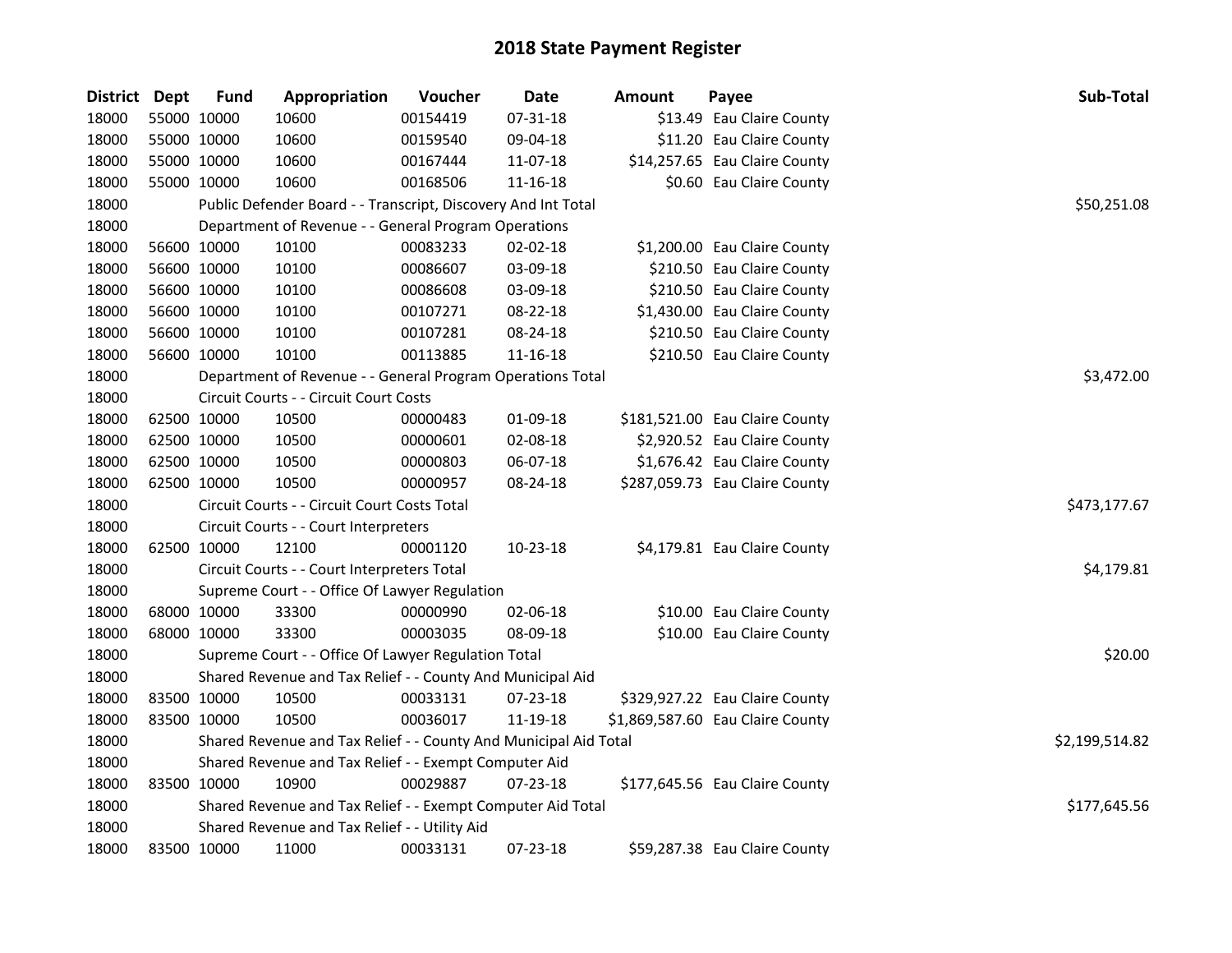# 2018 State Payment Register

| District | Dept | Fund | Appropriation | Voucher | Date | Amount | Payee | Sub-Total |
|---|---|---|---|---|---|---|---|---|
| 18000 | 55000 | 10000 | 10600 | 00154419 | 07-31-18 | $13.49 | Eau Claire County | |
| 18000 | 55000 | 10000 | 10600 | 00159540 | 09-04-18 | $11.20 | Eau Claire County | |
| 18000 | 55000 | 10000 | 10600 | 00167444 | 11-07-18 | $14,257.65 | Eau Claire County | |
| 18000 | 55000 | 10000 | 10600 | 00168506 | 11-16-18 | $0.60 | Eau Claire County | |
| 18000 | | Public Defender Board - - Transcript, Discovery And Int Total | | | | | | $50,251.08 |
| 18000 | | Department of Revenue - - General Program Operations | | | | | | |
| 18000 | 56600 | 10000 | 10100 | 00083233 | 02-02-18 | $1,200.00 | Eau Claire County | |
| 18000 | 56600 | 10000 | 10100 | 00086607 | 03-09-18 | $210.50 | Eau Claire County | |
| 18000 | 56600 | 10000 | 10100 | 00086608 | 03-09-18 | $210.50 | Eau Claire County | |
| 18000 | 56600 | 10000 | 10100 | 00107271 | 08-22-18 | $1,430.00 | Eau Claire County | |
| 18000 | 56600 | 10000 | 10100 | 00107281 | 08-24-18 | $210.50 | Eau Claire County | |
| 18000 | 56600 | 10000 | 10100 | 00113885 | 11-16-18 | $210.50 | Eau Claire County | |
| 18000 | | Department of Revenue - - General Program Operations Total | | | | | | $3,472.00 |
| 18000 | | Circuit Courts - - Circuit Court Costs | | | | | | |
| 18000 | 62500 | 10000 | 10500 | 00000483 | 01-09-18 | $181,521.00 | Eau Claire County | |
| 18000 | 62500 | 10000 | 10500 | 00000601 | 02-08-18 | $2,920.52 | Eau Claire County | |
| 18000 | 62500 | 10000 | 10500 | 00000803 | 06-07-18 | $1,676.42 | Eau Claire County | |
| 18000 | 62500 | 10000 | 10500 | 00000957 | 08-24-18 | $287,059.73 | Eau Claire County | |
| 18000 | | Circuit Courts - - Circuit Court Costs Total | | | | | | $473,177.67 |
| 18000 | | Circuit Courts - - Court Interpreters | | | | | | |
| 18000 | 62500 | 10000 | 12100 | 00001120 | 10-23-18 | $4,179.81 | Eau Claire County | |
| 18000 | | Circuit Courts - - Court Interpreters Total | | | | | | $4,179.81 |
| 18000 | | Supreme Court - - Office Of Lawyer Regulation | | | | | | |
| 18000 | 68000 | 10000 | 33300 | 00000990 | 02-06-18 | $10.00 | Eau Claire County | |
| 18000 | 68000 | 10000 | 33300 | 00003035 | 08-09-18 | $10.00 | Eau Claire County | |
| 18000 | | Supreme Court - - Office Of Lawyer Regulation Total | | | | | | $20.00 |
| 18000 | | Shared Revenue and Tax Relief - - County And Municipal Aid | | | | | | |
| 18000 | 83500 | 10000 | 10500 | 00033131 | 07-23-18 | $329,927.22 | Eau Claire County | |
| 18000 | 83500 | 10000 | 10500 | 00036017 | 11-19-18 | $1,869,587.60 | Eau Claire County | |
| 18000 | | Shared Revenue and Tax Relief - - County And Municipal Aid Total | | | | | | $2,199,514.82 |
| 18000 | | Shared Revenue and Tax Relief - - Exempt Computer Aid | | | | | | |
| 18000 | 83500 | 10000 | 10900 | 00029887 | 07-23-18 | $177,645.56 | Eau Claire County | |
| 18000 | | Shared Revenue and Tax Relief - - Exempt Computer Aid Total | | | | | | $177,645.56 |
| 18000 | | Shared Revenue and Tax Relief - - Utility Aid | | | | | | |
| 18000 | 83500 | 10000 | 11000 | 00033131 | 07-23-18 | $59,287.38 | Eau Claire County | |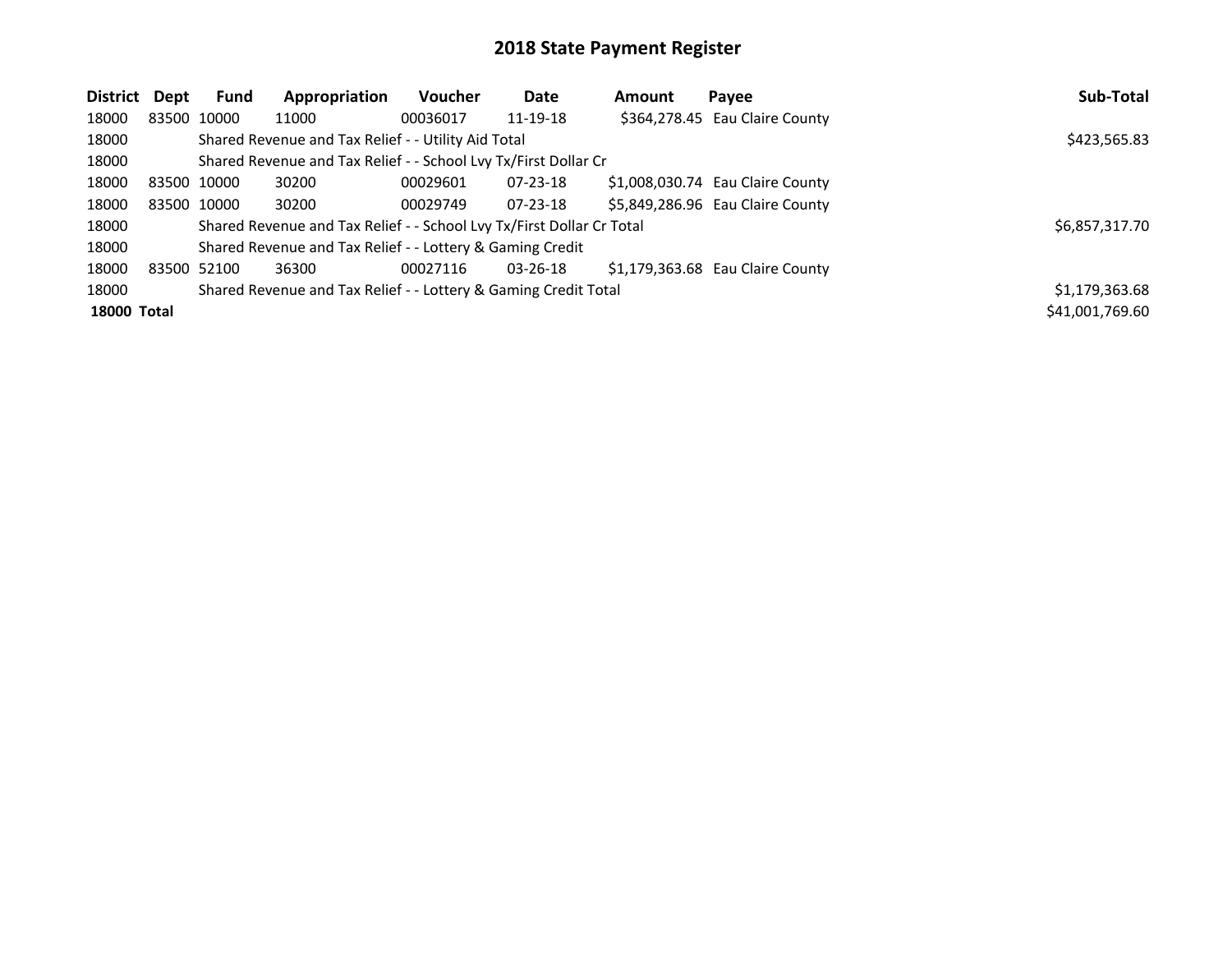# 2018 State Payment Register

| District | Dept | Fund | Appropriation | Voucher | Date | Amount | Payee | Sub-Total |
|---|---|---|---|---|---|---|---|---|
| 18000 | 83500 | 10000 | 11000 | 00036017 | 11-19-18 | $364,278.45 | Eau Claire County | |
| 18000 | | Shared Revenue and Tax Relief - - Utility Aid Total | | | | | | $423,565.83 |
| 18000 | | Shared Revenue and Tax Relief - - School Lvy Tx/First Dollar Cr | | | | | | |
| 18000 | 83500 | 10000 | 30200 | 00029601 | 07-23-18 | $1,008,030.74 | Eau Claire County | |
| 18000 | 83500 | 10000 | 30200 | 00029749 | 07-23-18 | $5,849,286.96 | Eau Claire County | |
| 18000 | | Shared Revenue and Tax Relief - - School Lvy Tx/First Dollar Cr Total | | | | | | $6,857,317.70 |
| 18000 | | Shared Revenue and Tax Relief - - Lottery & Gaming Credit | | | | | | |
| 18000 | 83500 | 52100 | 36300 | 00027116 | 03-26-18 | $1,179,363.68 | Eau Claire County | |
| 18000 | | Shared Revenue and Tax Relief - - Lottery & Gaming Credit Total | | | | | | $1,179,363.68 |
| **18000 Total** | | | | | | | | $41,001,769.60 |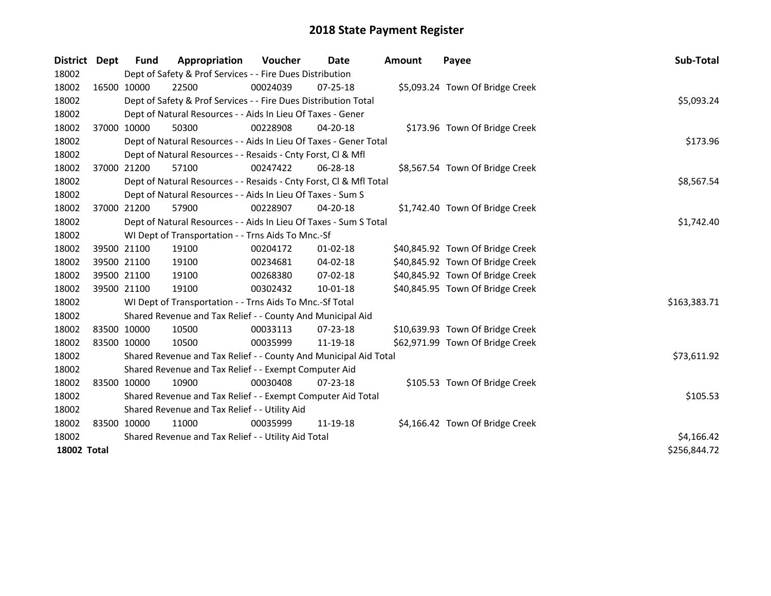# 2018 State Payment Register

| District | Dept | Fund | Appropriation | Voucher | Date | Amount | Payee | Sub-Total |
|---|---|---|---|---|---|---|---|---|
| 18002 | | Dept of Safety & Prof Services - - Fire Dues Distribution | | | | | | |
| 18002 | 16500 | 10000 | 22500 | 00024039 | 07-25-18 | $5,093.24 | Town Of Bridge Creek | |
| 18002 | | Dept of Safety & Prof Services - - Fire Dues Distribution Total | | | | | | $5,093.24 |
| 18002 | | Dept of Natural Resources - - Aids In Lieu Of Taxes - Gener | | | | | | |
| 18002 | 37000 | 10000 | 50300 | 00228908 | 04-20-18 | $173.96 | Town Of Bridge Creek | |
| 18002 | | Dept of Natural Resources - - Aids In Lieu Of Taxes - Gener Total | | | | | | $173.96 |
| 18002 | | Dept of Natural Resources - - Resaids - Cnty Forst, Cl & Mfl | | | | | | |
| 18002 | 37000 | 21200 | 57100 | 00247422 | 06-28-18 | $8,567.54 | Town Of Bridge Creek | |
| 18002 | | Dept of Natural Resources - - Resaids - Cnty Forst, Cl & Mfl Total | | | | | | $8,567.54 |
| 18002 | | Dept of Natural Resources - - Aids In Lieu Of Taxes - Sum S | | | | | | |
| 18002 | 37000 | 21200 | 57900 | 00228907 | 04-20-18 | $1,742.40 | Town Of Bridge Creek | |
| 18002 | | Dept of Natural Resources - - Aids In Lieu Of Taxes - Sum S Total | | | | | | $1,742.40 |
| 18002 | | WI Dept of Transportation - - Trns Aids To Mnc.-Sf | | | | | | |
| 18002 | 39500 | 21100 | 19100 | 00204172 | 01-02-18 | $40,845.92 | Town Of Bridge Creek | |
| 18002 | 39500 | 21100 | 19100 | 00234681 | 04-02-18 | $40,845.92 | Town Of Bridge Creek | |
| 18002 | 39500 | 21100 | 19100 | 00268380 | 07-02-18 | $40,845.92 | Town Of Bridge Creek | |
| 18002 | 39500 | 21100 | 19100 | 00302432 | 10-01-18 | $40,845.95 | Town Of Bridge Creek | |
| 18002 | | WI Dept of Transportation - - Trns Aids To Mnc.-Sf Total | | | | | | $163,383.71 |
| 18002 | | Shared Revenue and Tax Relief - - County And Municipal Aid | | | | | | |
| 18002 | 83500 | 10000 | 10500 | 00033113 | 07-23-18 | $10,639.93 | Town Of Bridge Creek | |
| 18002 | 83500 | 10000 | 10500 | 00035999 | 11-19-18 | $62,971.99 | Town Of Bridge Creek | |
| 18002 | | Shared Revenue and Tax Relief - - County And Municipal Aid Total | | | | | | $73,611.92 |
| 18002 | | Shared Revenue and Tax Relief - - Exempt Computer Aid | | | | | | |
| 18002 | 83500 | 10000 | 10900 | 00030408 | 07-23-18 | $105.53 | Town Of Bridge Creek | |
| 18002 | | Shared Revenue and Tax Relief - - Exempt Computer Aid Total | | | | | | $105.53 |
| 18002 | | Shared Revenue and Tax Relief - - Utility Aid | | | | | | |
| 18002 | 83500 | 10000 | 11000 | 00035999 | 11-19-18 | $4,166.42 | Town Of Bridge Creek | |
| 18002 | | Shared Revenue and Tax Relief - - Utility Aid Total | | | | | | $4,166.42 |
| **18002 Total** | | | | | | | | $256,844.72 |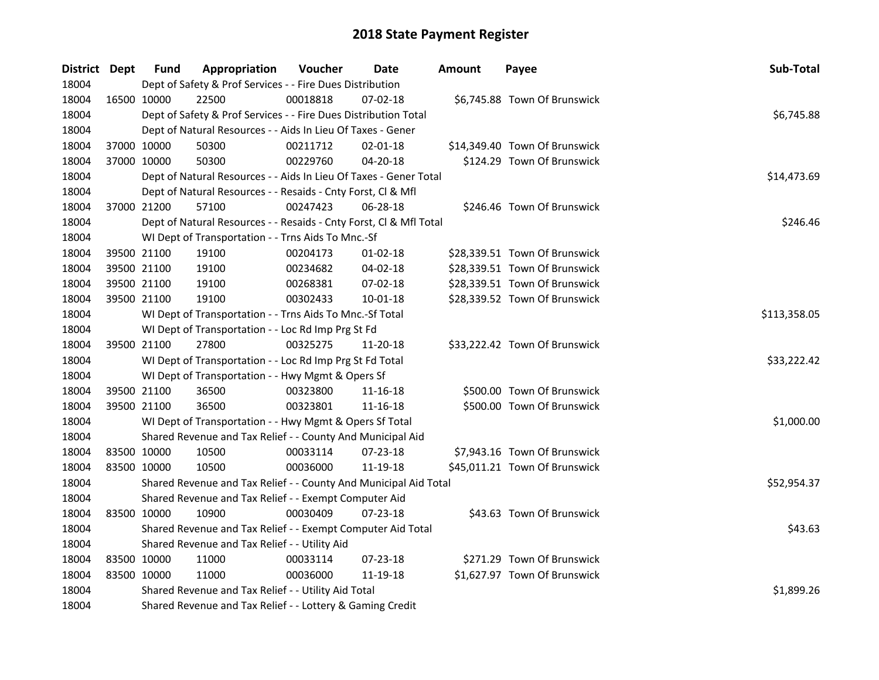## 2018 State Payment Register

| District | Dept | Fund | Appropriation | Voucher | Date | Amount | Payee | Sub-Total |
|---|---|---|---|---|---|---|---|---|
| 18004 | | Dept of Safety & Prof Services - - Fire Dues Distribution | | | | | | |
| 18004 | 16500 | 10000 | 22500 | 00018818 | 07-02-18 | $6,745.88 | Town Of Brunswick | |
| 18004 | | Dept of Safety & Prof Services - - Fire Dues Distribution Total | | | | | | $6,745.88 |
| 18004 | | Dept of Natural Resources - - Aids In Lieu Of Taxes - Gener | | | | | | |
| 18004 | 37000 | 10000 | 50300 | 00211712 | 02-01-18 | $14,349.40 | Town Of Brunswick | |
| 18004 | 37000 | 10000 | 50300 | 00229760 | 04-20-18 | $124.29 | Town Of Brunswick | |
| 18004 | | Dept of Natural Resources - - Aids In Lieu Of Taxes - Gener Total | | | | | | $14,473.69 |
| 18004 | | Dept of Natural Resources - - Resaids - Cnty Forst, Cl & Mfl | | | | | | |
| 18004 | 37000 | 21200 | 57100 | 00247423 | 06-28-18 | $246.46 | Town Of Brunswick | |
| 18004 | | Dept of Natural Resources - - Resaids - Cnty Forst, Cl & Mfl Total | | | | | | $246.46 |
| 18004 | | WI Dept of Transportation - - Trns Aids To Mnc.-Sf | | | | | | |
| 18004 | 39500 | 21100 | 19100 | 00204173 | 01-02-18 | $28,339.51 | Town Of Brunswick | |
| 18004 | 39500 | 21100 | 19100 | 00234682 | 04-02-18 | $28,339.51 | Town Of Brunswick | |
| 18004 | 39500 | 21100 | 19100 | 00268381 | 07-02-18 | $28,339.51 | Town Of Brunswick | |
| 18004 | 39500 | 21100 | 19100 | 00302433 | 10-01-18 | $28,339.52 | Town Of Brunswick | |
| 18004 | | WI Dept of Transportation - - Trns Aids To Mnc.-Sf Total | | | | | | $113,358.05 |
| 18004 | | WI Dept of Transportation - - Loc Rd Imp Prg St Fd | | | | | | |
| 18004 | 39500 | 21100 | 27800 | 00325275 | 11-20-18 | $33,222.42 | Town Of Brunswick | |
| 18004 | | WI Dept of Transportation - - Loc Rd Imp Prg St Fd Total | | | | | | $33,222.42 |
| 18004 | | WI Dept of Transportation - - Hwy Mgmt & Opers Sf | | | | | | |
| 18004 | 39500 | 21100 | 36500 | 00323800 | 11-16-18 | $500.00 | Town Of Brunswick | |
| 18004 | 39500 | 21100 | 36500 | 00323801 | 11-16-18 | $500.00 | Town Of Brunswick | |
| 18004 | | WI Dept of Transportation - - Hwy Mgmt & Opers Sf Total | | | | | | $1,000.00 |
| 18004 | | Shared Revenue and Tax Relief - - County And Municipal Aid | | | | | | |
| 18004 | 83500 | 10000 | 10500 | 00033114 | 07-23-18 | $7,943.16 | Town Of Brunswick | |
| 18004 | 83500 | 10000 | 10500 | 00036000 | 11-19-18 | $45,011.21 | Town Of Brunswick | |
| 18004 | | Shared Revenue and Tax Relief - - County And Municipal Aid Total | | | | | | $52,954.37 |
| 18004 | | Shared Revenue and Tax Relief - - Exempt Computer Aid | | | | | | |
| 18004 | 83500 | 10000 | 10900 | 00030409 | 07-23-18 | $43.63 | Town Of Brunswick | |
| 18004 | | Shared Revenue and Tax Relief - - Exempt Computer Aid Total | | | | | | $43.63 |
| 18004 | | Shared Revenue and Tax Relief - - Utility Aid | | | | | | |
| 18004 | 83500 | 10000 | 11000 | 00033114 | 07-23-18 | $271.29 | Town Of Brunswick | |
| 18004 | 83500 | 10000 | 11000 | 00036000 | 11-19-18 | $1,627.97 | Town Of Brunswick | |
| 18004 | | Shared Revenue and Tax Relief - - Utility Aid Total | | | | | | $1,899.26 |
| 18004 | | Shared Revenue and Tax Relief - - Lottery & Gaming Credit | | | | | | |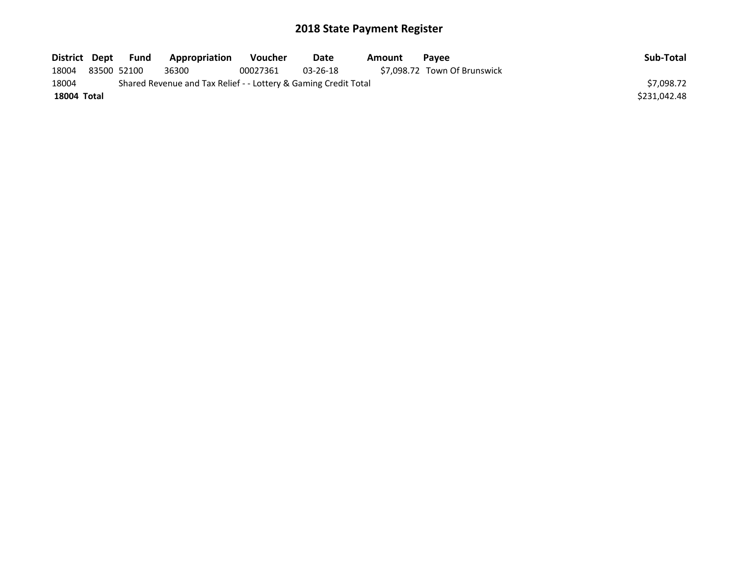# 2018 State Payment Register

| District | Dept | Fund | Appropriation | Voucher | Date | Amount | Payee | Sub-Total |
|---|---|---|---|---|---|---|---|---|
| 18004 | 83500 | 52100 | 36300 | 00027361 | 03-26-18 | $7,098.72 | Town Of Brunswick | |
| 18004 | | Shared Revenue and Tax Relief - - Lottery & Gaming Credit Total | | | | | | $7,098.72 |
| **18004 Total** | | | | | | | | $231,042.48 |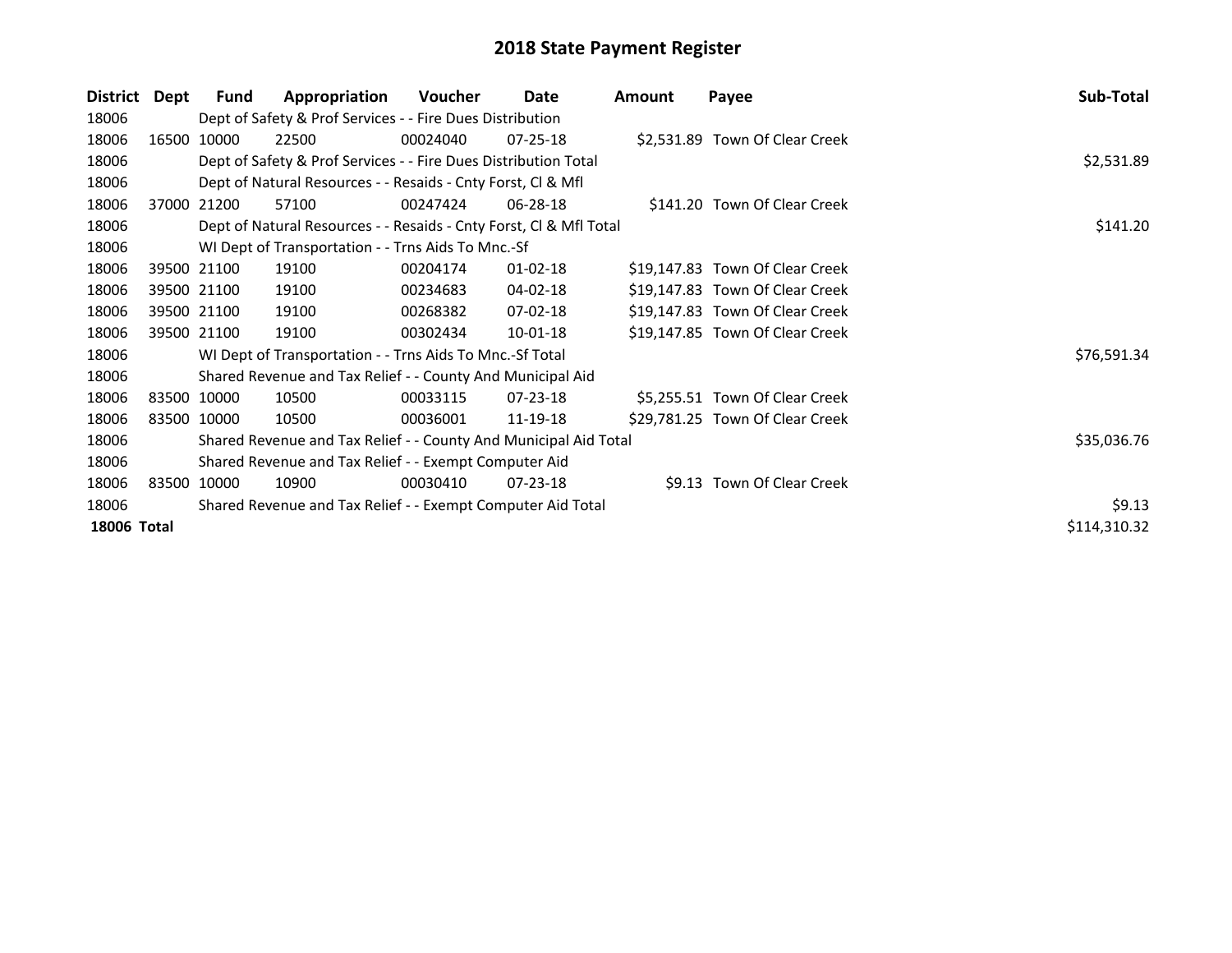# 2018 State Payment Register

| District | Dept | Fund | Appropriation | Voucher | Date | Amount | Payee | Sub-Total |
|---|---|---|---|---|---|---|---|---|
| 18006 | | Dept of Safety & Prof Services - - Fire Dues Distribution | | | | | | |
| 18006 | 16500 | 10000 | 22500 | 00024040 | 07-25-18 | $2,531.89 | Town Of Clear Creek | |
| 18006 | | Dept of Safety & Prof Services - - Fire Dues Distribution Total | | | | | | $2,531.89 |
| 18006 | | Dept of Natural Resources - - Resaids - Cnty Forst, Cl & Mfl | | | | | | |
| 18006 | 37000 | 21200 | 57100 | 00247424 | 06-28-18 | $141.20 | Town Of Clear Creek | |
| 18006 | | Dept of Natural Resources - - Resaids - Cnty Forst, Cl & Mfl Total | | | | | | $141.20 |
| 18006 | | WI Dept of Transportation - - Trns Aids To Mnc.-Sf | | | | | | |
| 18006 | 39500 | 21100 | 19100 | 00204174 | 01-02-18 | $19,147.83 | Town Of Clear Creek | |
| 18006 | 39500 | 21100 | 19100 | 00234683 | 04-02-18 | $19,147.83 | Town Of Clear Creek | |
| 18006 | 39500 | 21100 | 19100 | 00268382 | 07-02-18 | $19,147.83 | Town Of Clear Creek | |
| 18006 | 39500 | 21100 | 19100 | 00302434 | 10-01-18 | $19,147.85 | Town Of Clear Creek | |
| 18006 | | WI Dept of Transportation - - Trns Aids To Mnc.-Sf Total | | | | | | $76,591.34 |
| 18006 | | Shared Revenue and Tax Relief - - County And Municipal Aid | | | | | | |
| 18006 | 83500 | 10000 | 10500 | 00033115 | 07-23-18 | $5,255.51 | Town Of Clear Creek | |
| 18006 | 83500 | 10000 | 10500 | 00036001 | 11-19-18 | $29,781.25 | Town Of Clear Creek | |
| 18006 | | Shared Revenue and Tax Relief - - County And Municipal Aid Total | | | | | | $35,036.76 |
| 18006 | | Shared Revenue and Tax Relief - - Exempt Computer Aid | | | | | | |
| 18006 | 83500 | 10000 | 10900 | 00030410 | 07-23-18 | $9.13 | Town Of Clear Creek | |
| 18006 | | Shared Revenue and Tax Relief - - Exempt Computer Aid Total | | | | | | $9.13 |
| **18006** | **Total** | | | | | | | $114,310.32 |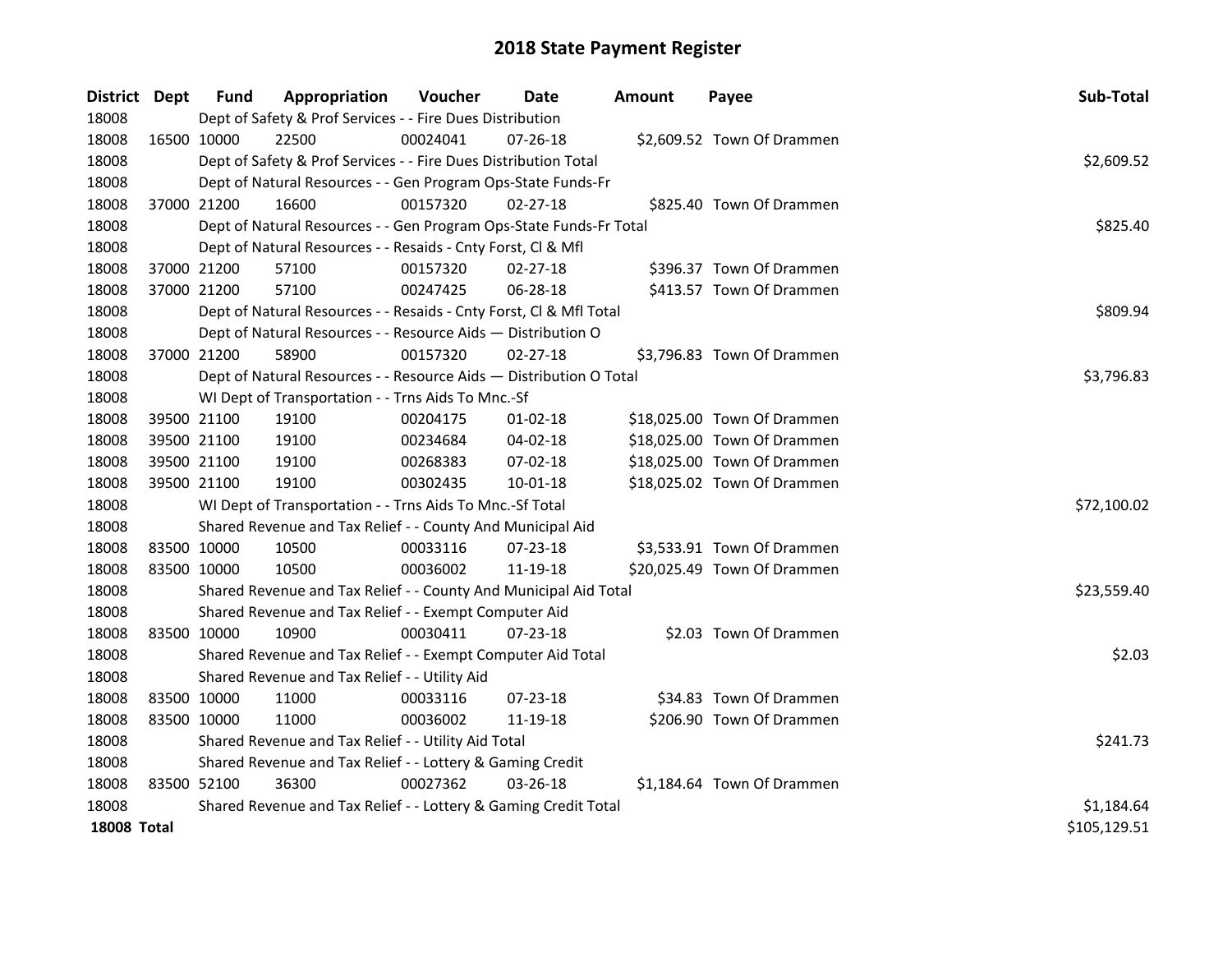# 2018 State Payment Register

| District | Dept | Fund | Appropriation | Voucher | Date | Amount | Payee | Sub-Total |
|---|---|---|---|---|---|---|---|---|
| 18008 | | Dept of Safety & Prof Services - - Fire Dues Distribution | | | | | | |
| 18008 | 16500 | 10000 | 22500 | 00024041 | 07-26-18 | $2,609.52 | Town Of Drammen | |
| 18008 | | Dept of Safety & Prof Services - - Fire Dues Distribution Total | | | | | | $2,609.52 |
| 18008 | | Dept of Natural Resources - - Gen Program Ops-State Funds-Fr | | | | | | |
| 18008 | 37000 | 21200 | 16600 | 00157320 | 02-27-18 | $825.40 | Town Of Drammen | |
| 18008 | | Dept of Natural Resources - - Gen Program Ops-State Funds-Fr Total | | | | | | $825.40 |
| 18008 | | Dept of Natural Resources - - Resaids - Cnty Forst, Cl & Mfl | | | | | | |
| 18008 | 37000 | 21200 | 57100 | 00157320 | 02-27-18 | $396.37 | Town Of Drammen | |
| 18008 | 37000 | 21200 | 57100 | 00247425 | 06-28-18 | $413.57 | Town Of Drammen | |
| 18008 | | Dept of Natural Resources - - Resaids - Cnty Forst, Cl & Mfl Total | | | | | | $809.94 |
| 18008 | | Dept of Natural Resources - - Resource Aids — Distribution O | | | | | | |
| 18008 | 37000 | 21200 | 58900 | 00157320 | 02-27-18 | $3,796.83 | Town Of Drammen | |
| 18008 | | Dept of Natural Resources - - Resource Aids — Distribution O Total | | | | | | $3,796.83 |
| 18008 | | WI Dept of Transportation - - Trns Aids To Mnc.-Sf | | | | | | |
| 18008 | 39500 | 21100 | 19100 | 00204175 | 01-02-18 | $18,025.00 | Town Of Drammen | |
| 18008 | 39500 | 21100 | 19100 | 00234684 | 04-02-18 | $18,025.00 | Town Of Drammen | |
| 18008 | 39500 | 21100 | 19100 | 00268383 | 07-02-18 | $18,025.00 | Town Of Drammen | |
| 18008 | 39500 | 21100 | 19100 | 00302435 | 10-01-18 | $18,025.02 | Town Of Drammen | |
| 18008 | | WI Dept of Transportation - - Trns Aids To Mnc.-Sf Total | | | | | | $72,100.02 |
| 18008 | | Shared Revenue and Tax Relief - - County And Municipal Aid | | | | | | |
| 18008 | 83500 | 10000 | 10500 | 00033116 | 07-23-18 | $3,533.91 | Town Of Drammen | |
| 18008 | 83500 | 10000 | 10500 | 00036002 | 11-19-18 | $20,025.49 | Town Of Drammen | |
| 18008 | | Shared Revenue and Tax Relief - - County And Municipal Aid Total | | | | | | $23,559.40 |
| 18008 | | Shared Revenue and Tax Relief - - Exempt Computer Aid | | | | | | |
| 18008 | 83500 | 10000 | 10900 | 00030411 | 07-23-18 | $2.03 | Town Of Drammen | |
| 18008 | | Shared Revenue and Tax Relief - - Exempt Computer Aid Total | | | | | | $2.03 |
| 18008 | | Shared Revenue and Tax Relief - - Utility Aid | | | | | | |
| 18008 | 83500 | 10000 | 11000 | 00033116 | 07-23-18 | $34.83 | Town Of Drammen | |
| 18008 | 83500 | 10000 | 11000 | 00036002 | 11-19-18 | $206.90 | Town Of Drammen | |
| 18008 | | Shared Revenue and Tax Relief - - Utility Aid Total | | | | | | $241.73 |
| 18008 | | Shared Revenue and Tax Relief - - Lottery & Gaming Credit | | | | | | |
| 18008 | 83500 | 52100 | 36300 | 00027362 | 03-26-18 | $1,184.64 | Town Of Drammen | |
| 18008 | | Shared Revenue and Tax Relief - - Lottery & Gaming Credit Total | | | | | | $1,184.64 |
| **18008 Total** | | | | | | | | $105,129.51 |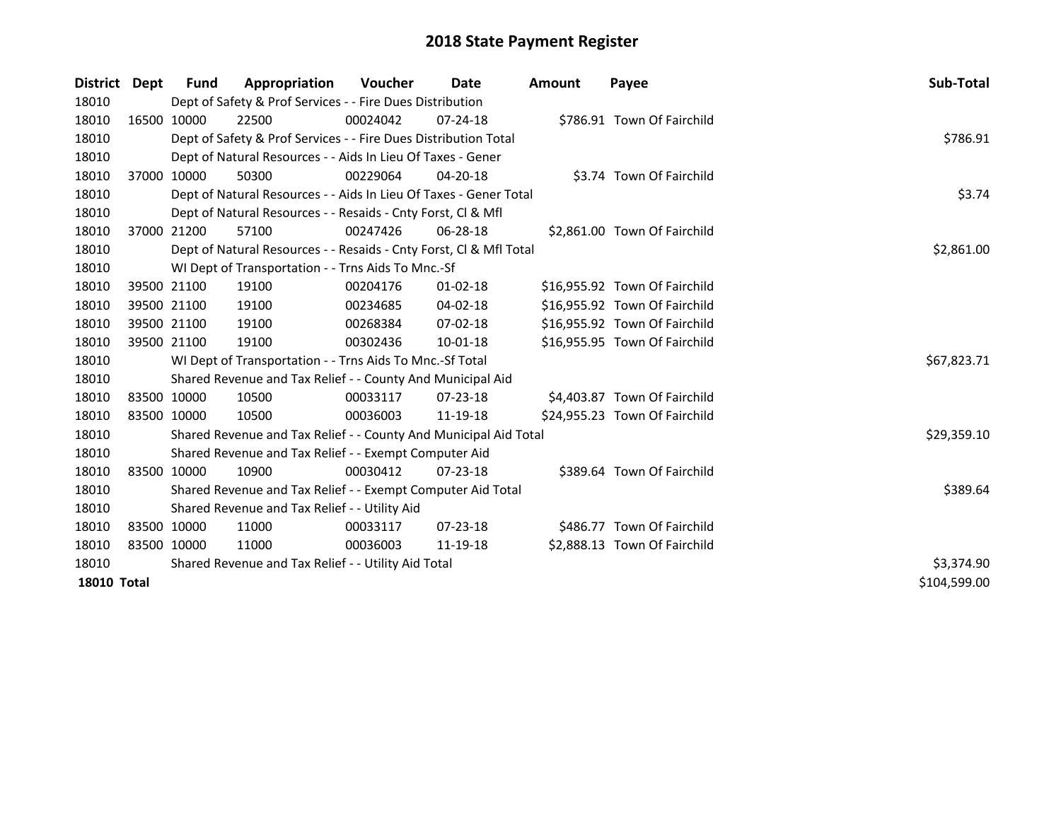# 2018 State Payment Register

| District | Dept | Fund | Appropriation | Voucher | Date | Amount | Payee | Sub-Total |
|---|---|---|---|---|---|---|---|---|
| 18010 | | Dept of Safety & Prof Services - - Fire Dues Distribution | | | | | | |
| 18010 | 16500 | 10000 | 22500 | 00024042 | 07-24-18 | $786.91 | Town Of Fairchild | |
| 18010 | | Dept of Safety & Prof Services - - Fire Dues Distribution Total | | | | | | $786.91 |
| 18010 | | Dept of Natural Resources - - Aids In Lieu Of Taxes - Gener | | | | | | |
| 18010 | 37000 | 10000 | 50300 | 00229064 | 04-20-18 | $3.74 | Town Of Fairchild | |
| 18010 | | Dept of Natural Resources - - Aids In Lieu Of Taxes - Gener Total | | | | | | $3.74 |
| 18010 | | Dept of Natural Resources - - Resaids - Cnty Forst, Cl & Mfl | | | | | | |
| 18010 | 37000 | 21200 | 57100 | 00247426 | 06-28-18 | $2,861.00 | Town Of Fairchild | |
| 18010 | | Dept of Natural Resources - - Resaids - Cnty Forst, Cl & Mfl Total | | | | | | $2,861.00 |
| 18010 | | WI Dept of Transportation - - Trns Aids To Mnc.-Sf | | | | | | |
| 18010 | 39500 | 21100 | 19100 | 00204176 | 01-02-18 | $16,955.92 | Town Of Fairchild | |
| 18010 | 39500 | 21100 | 19100 | 00234685 | 04-02-18 | $16,955.92 | Town Of Fairchild | |
| 18010 | 39500 | 21100 | 19100 | 00268384 | 07-02-18 | $16,955.92 | Town Of Fairchild | |
| 18010 | 39500 | 21100 | 19100 | 00302436 | 10-01-18 | $16,955.95 | Town Of Fairchild | |
| 18010 | | WI Dept of Transportation - - Trns Aids To Mnc.-Sf Total | | | | | | $67,823.71 |
| 18010 | | Shared Revenue and Tax Relief - - County And Municipal Aid | | | | | | |
| 18010 | 83500 | 10000 | 10500 | 00033117 | 07-23-18 | $4,403.87 | Town Of Fairchild | |
| 18010 | 83500 | 10000 | 10500 | 00036003 | 11-19-18 | $24,955.23 | Town Of Fairchild | |
| 18010 | | Shared Revenue and Tax Relief - - County And Municipal Aid Total | | | | | | $29,359.10 |
| 18010 | | Shared Revenue and Tax Relief - - Exempt Computer Aid | | | | | | |
| 18010 | 83500 | 10000 | 10900 | 00030412 | 07-23-18 | $389.64 | Town Of Fairchild | |
| 18010 | | Shared Revenue and Tax Relief - - Exempt Computer Aid Total | | | | | | $389.64 |
| 18010 | | Shared Revenue and Tax Relief - - Utility Aid | | | | | | |
| 18010 | 83500 | 10000 | 11000 | 00033117 | 07-23-18 | $486.77 | Town Of Fairchild | |
| 18010 | 83500 | 10000 | 11000 | 00036003 | 11-19-18 | $2,888.13 | Town Of Fairchild | |
| 18010 | | Shared Revenue and Tax Relief - - Utility Aid Total | | | | | | $3,374.90 |
| **18010 Total** | | | | | | | | $104,599.00 |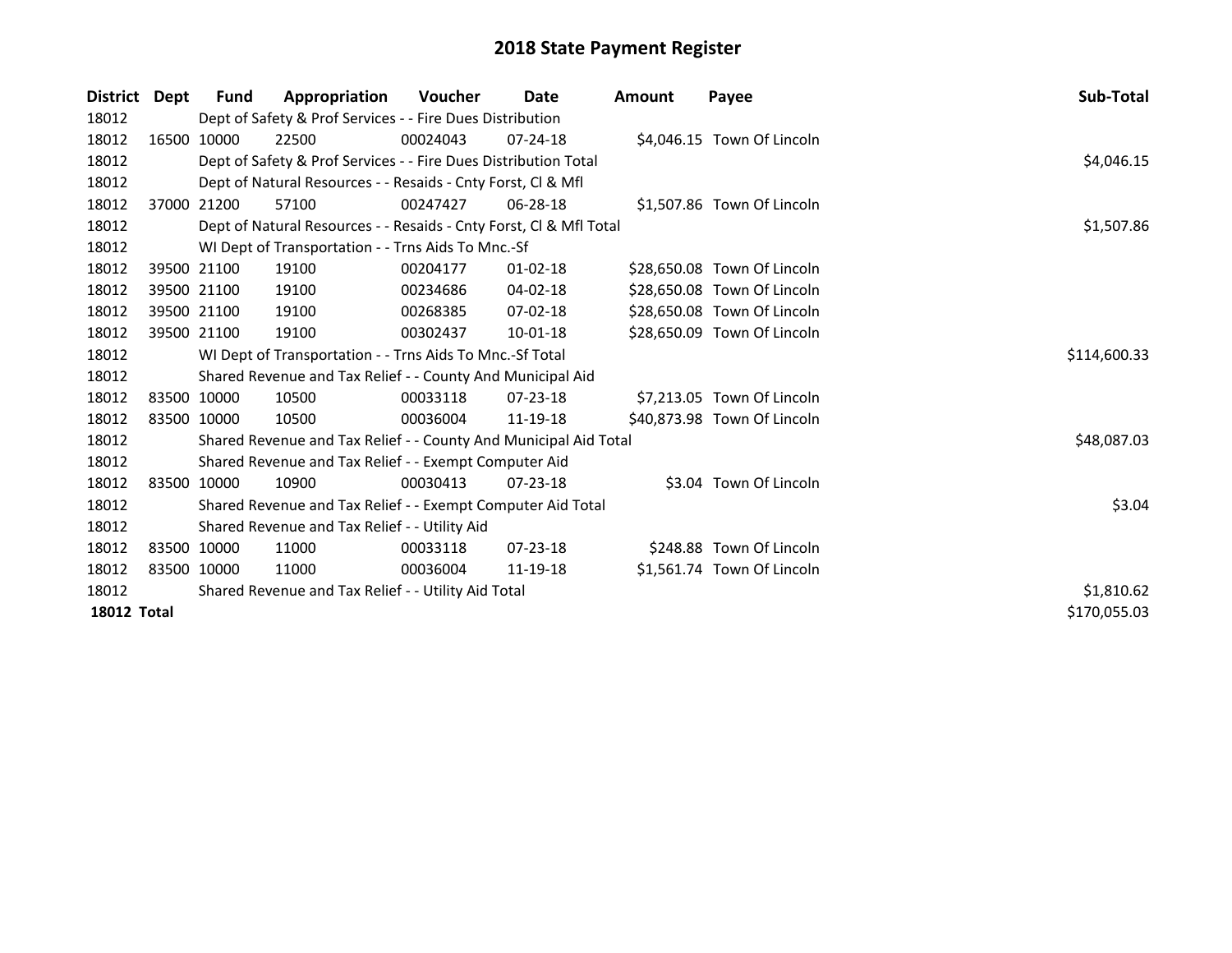# 2018 State Payment Register

| District | Dept | Fund | Appropriation | Voucher | Date | Amount | Payee | Sub-Total |
|---|---|---|---|---|---|---|---|---|
| 18012 | | Dept of Safety & Prof Services - - Fire Dues Distribution | | | | | | |
| 18012 | 16500 | 10000 | 22500 | 00024043 | 07-24-18 | $4,046.15 | Town Of Lincoln | |
| 18012 | | Dept of Safety & Prof Services - - Fire Dues Distribution Total | | | | | | $4,046.15 |
| 18012 | | Dept of Natural Resources - - Resaids - Cnty Forst, Cl & Mfl | | | | | | |
| 18012 | 37000 | 21200 | 57100 | 00247427 | 06-28-18 | $1,507.86 | Town Of Lincoln | |
| 18012 | | Dept of Natural Resources - - Resaids - Cnty Forst, Cl & Mfl Total | | | | | | $1,507.86 |
| 18012 | | WI Dept of Transportation - - Trns Aids To Mnc.-Sf | | | | | | |
| 18012 | 39500 | 21100 | 19100 | 00204177 | 01-02-18 | $28,650.08 | Town Of Lincoln | |
| 18012 | 39500 | 21100 | 19100 | 00234686 | 04-02-18 | $28,650.08 | Town Of Lincoln | |
| 18012 | 39500 | 21100 | 19100 | 00268385 | 07-02-18 | $28,650.08 | Town Of Lincoln | |
| 18012 | 39500 | 21100 | 19100 | 00302437 | 10-01-18 | $28,650.09 | Town Of Lincoln | |
| 18012 | | WI Dept of Transportation - - Trns Aids To Mnc.-Sf Total | | | | | | $114,600.33 |
| 18012 | | Shared Revenue and Tax Relief - - County And Municipal Aid | | | | | | |
| 18012 | 83500 | 10000 | 10500 | 00033118 | 07-23-18 | $7,213.05 | Town Of Lincoln | |
| 18012 | 83500 | 10000 | 10500 | 00036004 | 11-19-18 | $40,873.98 | Town Of Lincoln | |
| 18012 | | Shared Revenue and Tax Relief - - County And Municipal Aid Total | | | | | | $48,087.03 |
| 18012 | | Shared Revenue and Tax Relief - - Exempt Computer Aid | | | | | | |
| 18012 | 83500 | 10000 | 10900 | 00030413 | 07-23-18 | $3.04 | Town Of Lincoln | |
| 18012 | | Shared Revenue and Tax Relief - - Exempt Computer Aid Total | | | | | | $3.04 |
| 18012 | | Shared Revenue and Tax Relief - - Utility Aid | | | | | | |
| 18012 | 83500 | 10000 | 11000 | 00033118 | 07-23-18 | $248.88 | Town Of Lincoln | |
| 18012 | 83500 | 10000 | 11000 | 00036004 | 11-19-18 | $1,561.74 | Town Of Lincoln | |
| 18012 | | Shared Revenue and Tax Relief - - Utility Aid Total | | | | | | $1,810.62 |
| **18012 Total** | | | | | | | | $170,055.03 |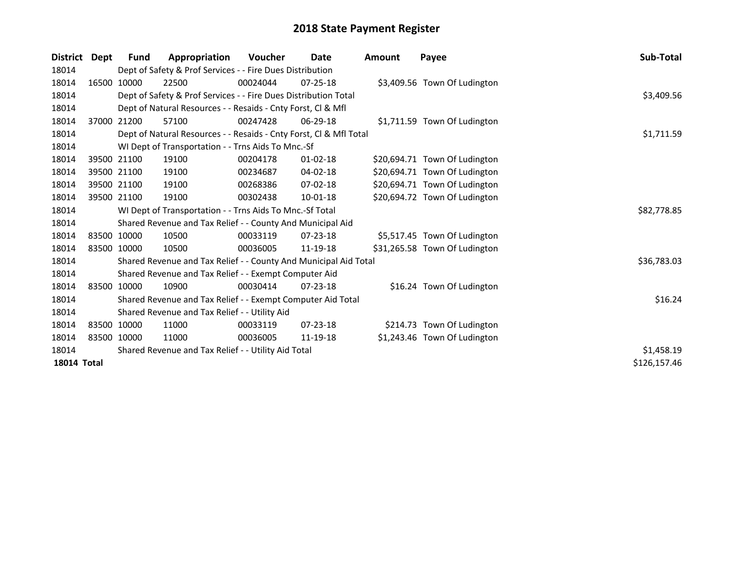# 2018 State Payment Register

| District | Dept | Fund | Appropriation | Voucher | Date | Amount | Payee | Sub-Total |
|---|---|---|---|---|---|---|---|---|
| 18014 | | Dept of Safety & Prof Services - - Fire Dues Distribution | | | | | | |
| 18014 | 16500 | 10000 | 22500 | 00024044 | 07-25-18 | $3,409.56 | Town Of Ludington | |
| 18014 | | Dept of Safety & Prof Services - - Fire Dues Distribution Total | | | | | | $3,409.56 |
| 18014 | | Dept of Natural Resources - - Resaids - Cnty Forst, Cl & Mfl | | | | | | |
| 18014 | 37000 | 21200 | 57100 | 00247428 | 06-29-18 | $1,711.59 | Town Of Ludington | |
| 18014 | | Dept of Natural Resources - - Resaids - Cnty Forst, Cl & Mfl Total | | | | | | $1,711.59 |
| 18014 | | WI Dept of Transportation - - Trns Aids To Mnc.-Sf | | | | | | |
| 18014 | 39500 | 21100 | 19100 | 00204178 | 01-02-18 | $20,694.71 | Town Of Ludington | |
| 18014 | 39500 | 21100 | 19100 | 00234687 | 04-02-18 | $20,694.71 | Town Of Ludington | |
| 18014 | 39500 | 21100 | 19100 | 00268386 | 07-02-18 | $20,694.71 | Town Of Ludington | |
| 18014 | 39500 | 21100 | 19100 | 00302438 | 10-01-18 | $20,694.72 | Town Of Ludington | |
| 18014 | | WI Dept of Transportation - - Trns Aids To Mnc.-Sf Total | | | | | | $82,778.85 |
| 18014 | | Shared Revenue and Tax Relief - - County And Municipal Aid | | | | | | |
| 18014 | 83500 | 10000 | 10500 | 00033119 | 07-23-18 | $5,517.45 | Town Of Ludington | |
| 18014 | 83500 | 10000 | 10500 | 00036005 | 11-19-18 | $31,265.58 | Town Of Ludington | |
| 18014 | | Shared Revenue and Tax Relief - - County And Municipal Aid Total | | | | | | $36,783.03 |
| 18014 | | Shared Revenue and Tax Relief - - Exempt Computer Aid | | | | | | |
| 18014 | 83500 | 10000 | 10900 | 00030414 | 07-23-18 | $16.24 | Town Of Ludington | |
| 18014 | | Shared Revenue and Tax Relief - - Exempt Computer Aid Total | | | | | | $16.24 |
| 18014 | | Shared Revenue and Tax Relief - - Utility Aid | | | | | | |
| 18014 | 83500 | 10000 | 11000 | 00033119 | 07-23-18 | $214.73 | Town Of Ludington | |
| 18014 | 83500 | 10000 | 11000 | 00036005 | 11-19-18 | $1,243.46 | Town Of Ludington | |
| 18014 | | Shared Revenue and Tax Relief - - Utility Aid Total | | | | | | $1,458.19 |
| **18014 Total** | | | | | | | | $126,157.46 |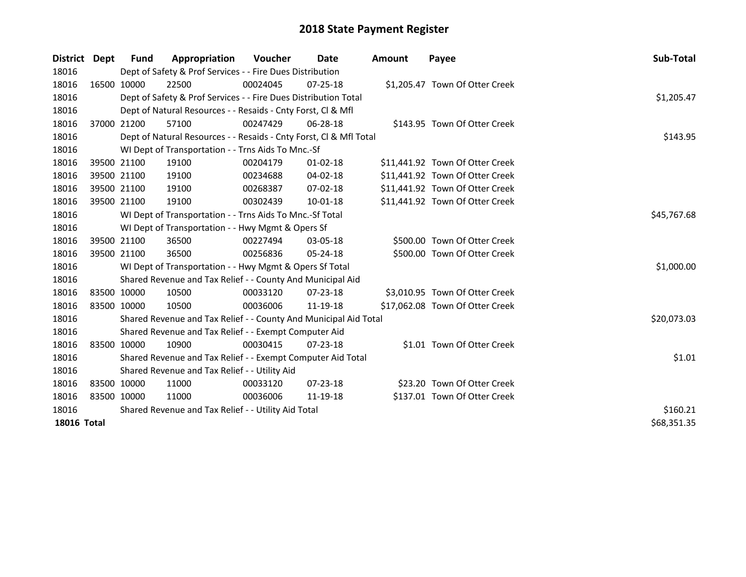# 2018 State Payment Register

| District | Dept | Fund | Appropriation | Voucher | Date | Amount | Payee | Sub-Total |
|---|---|---|---|---|---|---|---|---|
| 18016 | | Dept of Safety & Prof Services - - Fire Dues Distribution | | | | | | |
| 18016 | 16500 | 10000 | 22500 | 00024045 | 07-25-18 | $1,205.47 | Town Of Otter Creek | |
| 18016 | | Dept of Safety & Prof Services - - Fire Dues Distribution Total | | | | | | $1,205.47 |
| 18016 | | Dept of Natural Resources - - Resaids - Cnty Forst, Cl & Mfl | | | | | | |
| 18016 | 37000 | 21200 | 57100 | 00247429 | 06-28-18 | $143.95 | Town Of Otter Creek | |
| 18016 | | Dept of Natural Resources - - Resaids - Cnty Forst, Cl & Mfl Total | | | | | | $143.95 |
| 18016 | | WI Dept of Transportation - - Trns Aids To Mnc.-Sf | | | | | | |
| 18016 | 39500 | 21100 | 19100 | 00204179 | 01-02-18 | $11,441.92 | Town Of Otter Creek | |
| 18016 | 39500 | 21100 | 19100 | 00234688 | 04-02-18 | $11,441.92 | Town Of Otter Creek | |
| 18016 | 39500 | 21100 | 19100 | 00268387 | 07-02-18 | $11,441.92 | Town Of Otter Creek | |
| 18016 | 39500 | 21100 | 19100 | 00302439 | 10-01-18 | $11,441.92 | Town Of Otter Creek | |
| 18016 | | WI Dept of Transportation - - Trns Aids To Mnc.-Sf Total | | | | | | $45,767.68 |
| 18016 | | WI Dept of Transportation - - Hwy Mgmt & Opers Sf | | | | | | |
| 18016 | 39500 | 21100 | 36500 | 00227494 | 03-05-18 | $500.00 | Town Of Otter Creek | |
| 18016 | 39500 | 21100 | 36500 | 00256836 | 05-24-18 | $500.00 | Town Of Otter Creek | |
| 18016 | | WI Dept of Transportation - - Hwy Mgmt & Opers Sf Total | | | | | | $1,000.00 |
| 18016 | | Shared Revenue and Tax Relief - - County And Municipal Aid | | | | | | |
| 18016 | 83500 | 10000 | 10500 | 00033120 | 07-23-18 | $3,010.95 | Town Of Otter Creek | |
| 18016 | 83500 | 10000 | 10500 | 00036006 | 11-19-18 | $17,062.08 | Town Of Otter Creek | |
| 18016 | | Shared Revenue and Tax Relief - - County And Municipal Aid Total | | | | | | $20,073.03 |
| 18016 | | Shared Revenue and Tax Relief - - Exempt Computer Aid | | | | | | |
| 18016 | 83500 | 10000 | 10900 | 00030415 | 07-23-18 | $1.01 | Town Of Otter Creek | |
| 18016 | | Shared Revenue and Tax Relief - - Exempt Computer Aid Total | | | | | | $1.01 |
| 18016 | | Shared Revenue and Tax Relief - - Utility Aid | | | | | | |
| 18016 | 83500 | 10000 | 11000 | 00033120 | 07-23-18 | $23.20 | Town Of Otter Creek | |
| 18016 | 83500 | 10000 | 11000 | 00036006 | 11-19-18 | $137.01 | Town Of Otter Creek | |
| 18016 | | Shared Revenue and Tax Relief - - Utility Aid Total | | | | | | $160.21 |
| **18016 Total** | | | | | | | | $68,351.35 |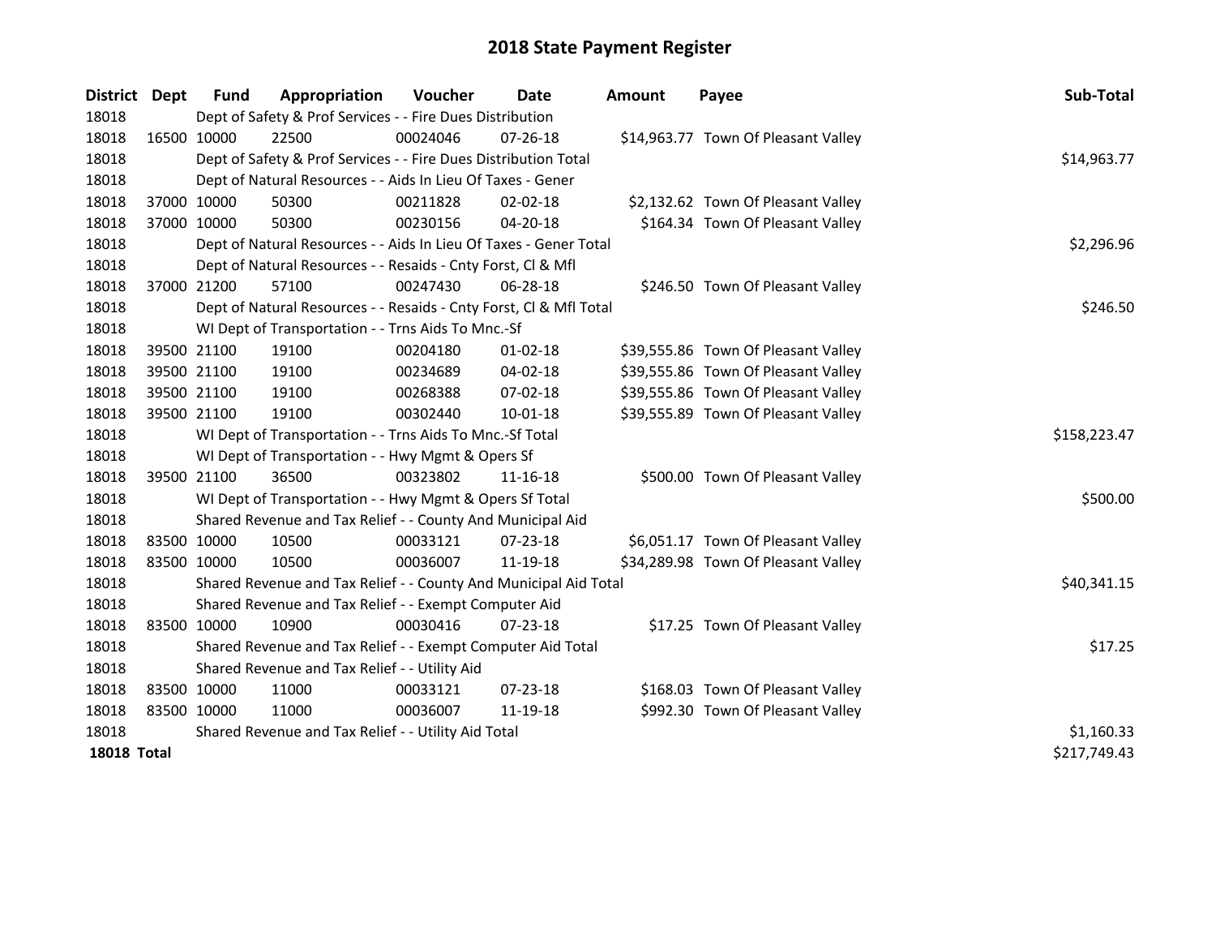# 2018 State Payment Register

| District | Dept | Fund | Appropriation | Voucher | Date | Amount | Payee | Sub-Total |
|---|---|---|---|---|---|---|---|---|
| 18018 | | Dept of Safety & Prof Services - - Fire Dues Distribution | | | | | | |
| 18018 | 16500 | 10000 | 22500 | 00024046 | 07-26-18 | $14,963.77 | Town Of Pleasant Valley | |
| 18018 | | Dept of Safety & Prof Services - - Fire Dues Distribution Total | | | | | | $14,963.77 |
| 18018 | | Dept of Natural Resources - - Aids In Lieu Of Taxes - Gener | | | | | | |
| 18018 | 37000 | 10000 | 50300 | 00211828 | 02-02-18 | $2,132.62 | Town Of Pleasant Valley | |
| 18018 | 37000 | 10000 | 50300 | 00230156 | 04-20-18 | $164.34 | Town Of Pleasant Valley | |
| 18018 | | Dept of Natural Resources - - Aids In Lieu Of Taxes - Gener Total | | | | | | $2,296.96 |
| 18018 | | Dept of Natural Resources - - Resaids - Cnty Forst, Cl & Mfl | | | | | | |
| 18018 | 37000 | 21200 | 57100 | 00247430 | 06-28-18 | $246.50 | Town Of Pleasant Valley | |
| 18018 | | Dept of Natural Resources - - Resaids - Cnty Forst, Cl & Mfl Total | | | | | | $246.50 |
| 18018 | | WI Dept of Transportation - - Trns Aids To Mnc.-Sf | | | | | | |
| 18018 | 39500 | 21100 | 19100 | 00204180 | 01-02-18 | $39,555.86 | Town Of Pleasant Valley | |
| 18018 | 39500 | 21100 | 19100 | 00234689 | 04-02-18 | $39,555.86 | Town Of Pleasant Valley | |
| 18018 | 39500 | 21100 | 19100 | 00268388 | 07-02-18 | $39,555.86 | Town Of Pleasant Valley | |
| 18018 | 39500 | 21100 | 19100 | 00302440 | 10-01-18 | $39,555.89 | Town Of Pleasant Valley | |
| 18018 | | WI Dept of Transportation - - Trns Aids To Mnc.-Sf Total | | | | | | $158,223.47 |
| 18018 | | WI Dept of Transportation - - Hwy Mgmt & Opers Sf | | | | | | |
| 18018 | 39500 | 21100 | 36500 | 00323802 | 11-16-18 | $500.00 | Town Of Pleasant Valley | |
| 18018 | | WI Dept of Transportation - - Hwy Mgmt & Opers Sf Total | | | | | | $500.00 |
| 18018 | | Shared Revenue and Tax Relief - - County And Municipal Aid | | | | | | |
| 18018 | 83500 | 10000 | 10500 | 00033121 | 07-23-18 | $6,051.17 | Town Of Pleasant Valley | |
| 18018 | 83500 | 10000 | 10500 | 00036007 | 11-19-18 | $34,289.98 | Town Of Pleasant Valley | |
| 18018 | | Shared Revenue and Tax Relief - - County And Municipal Aid Total | | | | | | $40,341.15 |
| 18018 | | Shared Revenue and Tax Relief - - Exempt Computer Aid | | | | | | |
| 18018 | 83500 | 10000 | 10900 | 00030416 | 07-23-18 | $17.25 | Town Of Pleasant Valley | |
| 18018 | | Shared Revenue and Tax Relief - - Exempt Computer Aid Total | | | | | | $17.25 |
| 18018 | | Shared Revenue and Tax Relief - - Utility Aid | | | | | | |
| 18018 | 83500 | 10000 | 11000 | 00033121 | 07-23-18 | $168.03 | Town Of Pleasant Valley | |
| 18018 | 83500 | 10000 | 11000 | 00036007 | 11-19-18 | $992.30 | Town Of Pleasant Valley | |
| 18018 | | Shared Revenue and Tax Relief - - Utility Aid Total | | | | | | $1,160.33 |
| **18018 Total** | | | | | | | | $217,749.43 |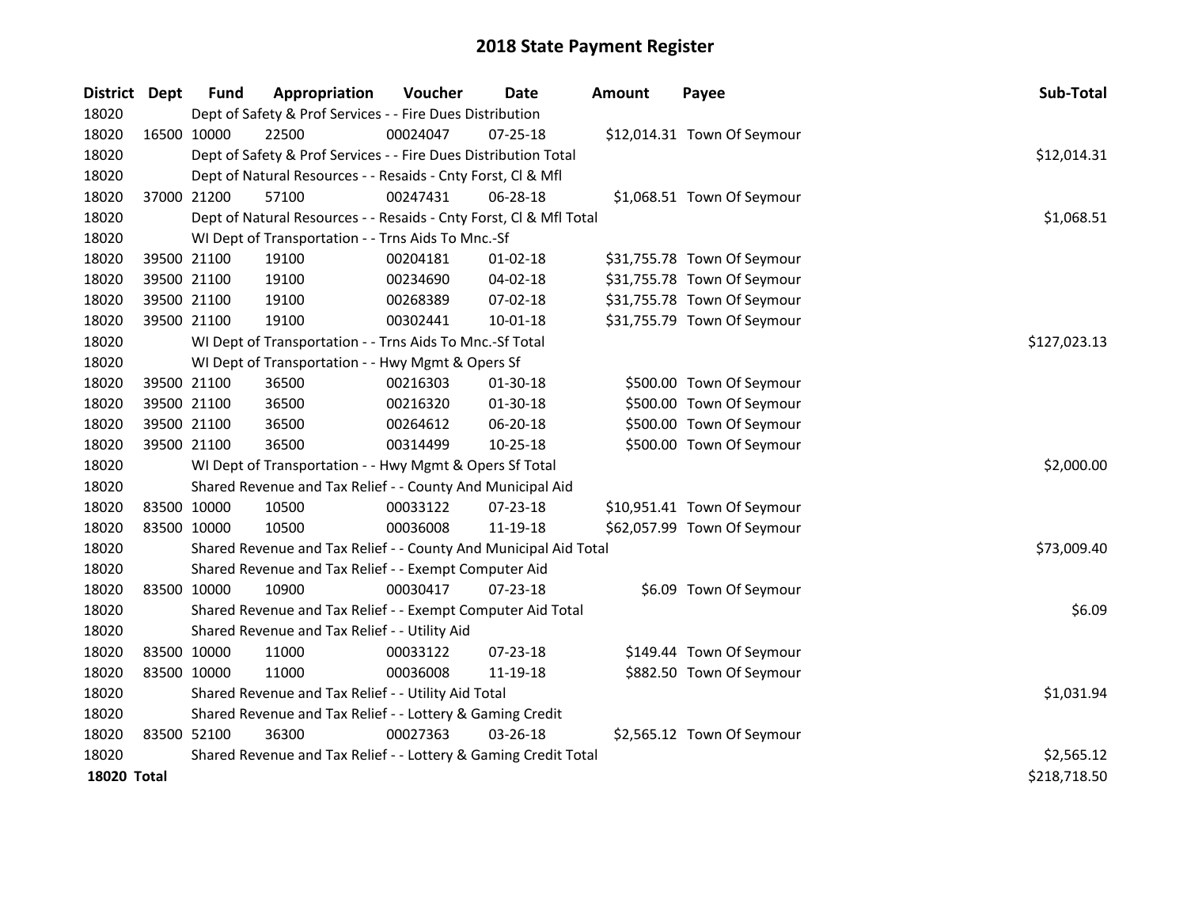# 2018 State Payment Register

| District | Dept | Fund | Appropriation | Voucher | Date | Amount | Payee | Sub-Total |
|---|---|---|---|---|---|---|---|---|
| 18020 | | Dept of Safety & Prof Services - - Fire Dues Distribution | | | | | | |
| 18020 | 16500 | 10000 | 22500 | 00024047 | 07-25-18 | $12,014.31 | Town Of Seymour | |
| 18020 | | Dept of Safety & Prof Services - - Fire Dues Distribution Total | | | | | | $12,014.31 |
| 18020 | | Dept of Natural Resources - - Resaids - Cnty Forst, Cl & Mfl | | | | | | |
| 18020 | 37000 | 21200 | 57100 | 00247431 | 06-28-18 | $1,068.51 | Town Of Seymour | |
| 18020 | | Dept of Natural Resources - - Resaids - Cnty Forst, Cl & Mfl Total | | | | | | $1,068.51 |
| 18020 | | WI Dept of Transportation - - Trns Aids To Mnc.-Sf | | | | | | |
| 18020 | 39500 | 21100 | 19100 | 00204181 | 01-02-18 | $31,755.78 | Town Of Seymour | |
| 18020 | 39500 | 21100 | 19100 | 00234690 | 04-02-18 | $31,755.78 | Town Of Seymour | |
| 18020 | 39500 | 21100 | 19100 | 00268389 | 07-02-18 | $31,755.78 | Town Of Seymour | |
| 18020 | 39500 | 21100 | 19100 | 00302441 | 10-01-18 | $31,755.79 | Town Of Seymour | |
| 18020 | | WI Dept of Transportation - - Trns Aids To Mnc.-Sf Total | | | | | | $127,023.13 |
| 18020 | | WI Dept of Transportation - - Hwy Mgmt & Opers Sf | | | | | | |
| 18020 | 39500 | 21100 | 36500 | 00216303 | 01-30-18 | $500.00 | Town Of Seymour | |
| 18020 | 39500 | 21100 | 36500 | 00216320 | 01-30-18 | $500.00 | Town Of Seymour | |
| 18020 | 39500 | 21100 | 36500 | 00264612 | 06-20-18 | $500.00 | Town Of Seymour | |
| 18020 | 39500 | 21100 | 36500 | 00314499 | 10-25-18 | $500.00 | Town Of Seymour | |
| 18020 | | WI Dept of Transportation - - Hwy Mgmt & Opers Sf Total | | | | | | $2,000.00 |
| 18020 | | Shared Revenue and Tax Relief - - County And Municipal Aid | | | | | | |
| 18020 | 83500 | 10000 | 10500 | 00033122 | 07-23-18 | $10,951.41 | Town Of Seymour | |
| 18020 | 83500 | 10000 | 10500 | 00036008 | 11-19-18 | $62,057.99 | Town Of Seymour | |
| 18020 | | Shared Revenue and Tax Relief - - County And Municipal Aid Total | | | | | | $73,009.40 |
| 18020 | | Shared Revenue and Tax Relief - - Exempt Computer Aid | | | | | | |
| 18020 | 83500 | 10000 | 10900 | 00030417 | 07-23-18 | $6.09 | Town Of Seymour | |
| 18020 | | Shared Revenue and Tax Relief - - Exempt Computer Aid Total | | | | | | $6.09 |
| 18020 | | Shared Revenue and Tax Relief - - Utility Aid | | | | | | |
| 18020 | 83500 | 10000 | 11000 | 00033122 | 07-23-18 | $149.44 | Town Of Seymour | |
| 18020 | 83500 | 10000 | 11000 | 00036008 | 11-19-18 | $882.50 | Town Of Seymour | |
| 18020 | | Shared Revenue and Tax Relief - - Utility Aid Total | | | | | | $1,031.94 |
| 18020 | | Shared Revenue and Tax Relief - - Lottery & Gaming Credit | | | | | | |
| 18020 | 83500 | 52100 | 36300 | 00027363 | 03-26-18 | $2,565.12 | Town Of Seymour | |
| 18020 | | Shared Revenue and Tax Relief - - Lottery & Gaming Credit Total | | | | | | $2,565.12 |
| **18020 Total** | | | | | | | | $218,718.50 |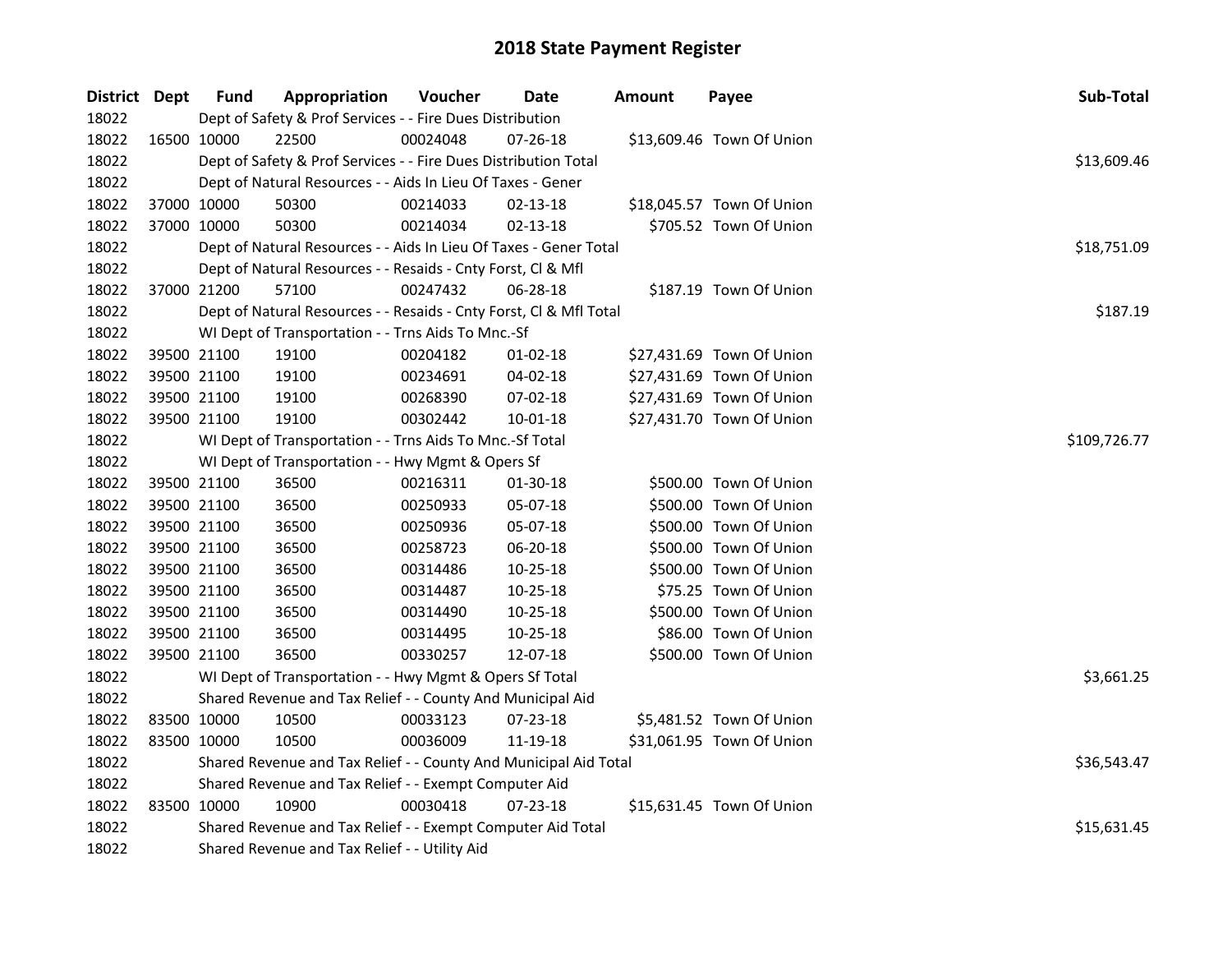# 2018 State Payment Register

| District | Dept | Fund | Appropriation | Voucher | Date | Amount | Payee | Sub-Total |
|---|---|---|---|---|---|---|---|---|
| 18022 | | Dept of Safety & Prof Services - - Fire Dues Distribution | | | | | | |
| 18022 | 16500 | 10000 | 22500 | 00024048 | 07-26-18 | $13,609.46 | Town Of Union | |
| 18022 | | Dept of Safety & Prof Services - - Fire Dues Distribution Total | | | | | | $13,609.46 |
| 18022 | | Dept of Natural Resources - - Aids In Lieu Of Taxes - Gener | | | | | | |
| 18022 | 37000 | 10000 | 50300 | 00214033 | 02-13-18 | $18,045.57 | Town Of Union | |
| 18022 | 37000 | 10000 | 50300 | 00214034 | 02-13-18 | $705.52 | Town Of Union | |
| 18022 | | Dept of Natural Resources - - Aids In Lieu Of Taxes - Gener Total | | | | | | $18,751.09 |
| 18022 | | Dept of Natural Resources - - Resaids - Cnty Forst, Cl & Mfl | | | | | | |
| 18022 | 37000 | 21200 | 57100 | 00247432 | 06-28-18 | $187.19 | Town Of Union | |
| 18022 | | Dept of Natural Resources - - Resaids - Cnty Forst, Cl & Mfl Total | | | | | | $187.19 |
| 18022 | | WI Dept of Transportation - - Trns Aids To Mnc.-Sf | | | | | | |
| 18022 | 39500 | 21100 | 19100 | 00204182 | 01-02-18 | $27,431.69 | Town Of Union | |
| 18022 | 39500 | 21100 | 19100 | 00234691 | 04-02-18 | $27,431.69 | Town Of Union | |
| 18022 | 39500 | 21100 | 19100 | 00268390 | 07-02-18 | $27,431.69 | Town Of Union | |
| 18022 | 39500 | 21100 | 19100 | 00302442 | 10-01-18 | $27,431.70 | Town Of Union | |
| 18022 | | WI Dept of Transportation - - Trns Aids To Mnc.-Sf Total | | | | | | $109,726.77 |
| 18022 | | WI Dept of Transportation - - Hwy Mgmt & Opers Sf | | | | | | |
| 18022 | 39500 | 21100 | 36500 | 00216311 | 01-30-18 | $500.00 | Town Of Union | |
| 18022 | 39500 | 21100 | 36500 | 00250933 | 05-07-18 | $500.00 | Town Of Union | |
| 18022 | 39500 | 21100 | 36500 | 00250936 | 05-07-18 | $500.00 | Town Of Union | |
| 18022 | 39500 | 21100 | 36500 | 00258723 | 06-20-18 | $500.00 | Town Of Union | |
| 18022 | 39500 | 21100 | 36500 | 00314486 | 10-25-18 | $500.00 | Town Of Union | |
| 18022 | 39500 | 21100 | 36500 | 00314487 | 10-25-18 | $75.25 | Town Of Union | |
| 18022 | 39500 | 21100 | 36500 | 00314490 | 10-25-18 | $500.00 | Town Of Union | |
| 18022 | 39500 | 21100 | 36500 | 00314495 | 10-25-18 | $86.00 | Town Of Union | |
| 18022 | 39500 | 21100 | 36500 | 00330257 | 12-07-18 | $500.00 | Town Of Union | |
| 18022 | | WI Dept of Transportation - - Hwy Mgmt & Opers Sf Total | | | | | | $3,661.25 |
| 18022 | | Shared Revenue and Tax Relief - - County And Municipal Aid | | | | | | |
| 18022 | 83500 | 10000 | 10500 | 00033123 | 07-23-18 | $5,481.52 | Town Of Union | |
| 18022 | 83500 | 10000 | 10500 | 00036009 | 11-19-18 | $31,061.95 | Town Of Union | |
| 18022 | | Shared Revenue and Tax Relief - - County And Municipal Aid Total | | | | | | $36,543.47 |
| 18022 | | Shared Revenue and Tax Relief - - Exempt Computer Aid | | | | | | |
| 18022 | 83500 | 10000 | 10900 | 00030418 | 07-23-18 | $15,631.45 | Town Of Union | |
| 18022 | | Shared Revenue and Tax Relief - - Exempt Computer Aid Total | | | | | | $15,631.45 |
| 18022 | | Shared Revenue and Tax Relief - - Utility Aid | | | | | | |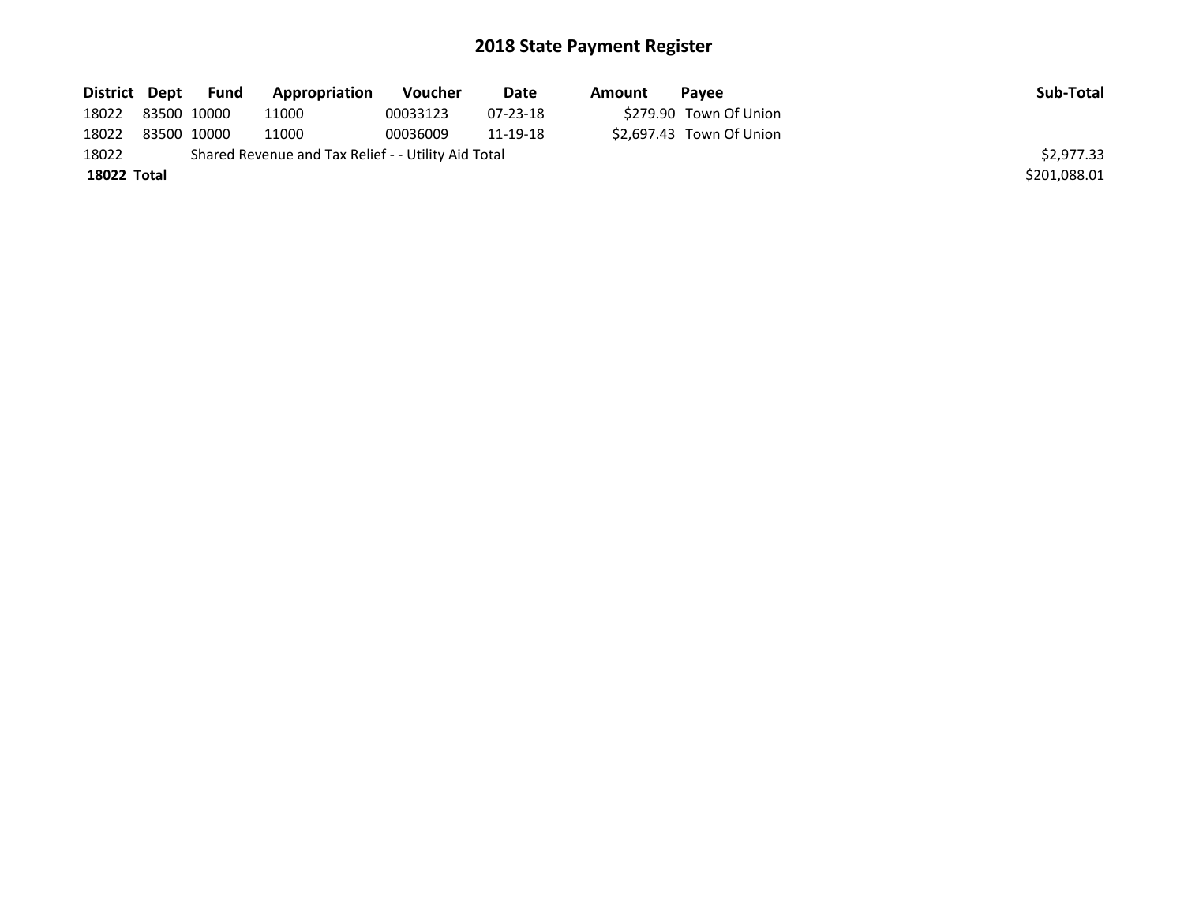# 2018 State Payment Register

| District | Dept | Fund | Appropriation | Voucher | Date | Amount | Payee | Sub-Total |
|---|---|---|---|---|---|---|---|---|
| 18022 | 83500 | 10000 | 11000 | 00033123 | 07-23-18 | $279.90 | Town Of Union | |
| 18022 | 83500 | 10000 | 11000 | 00036009 | 11-19-18 | $2,697.43 | Town Of Union | |
| 18022 | | Shared Revenue and Tax Relief - - Utility Aid Total | | | | | | $2,977.33 |
| **18022** | **Total** | | | | | | | $201,088.01 |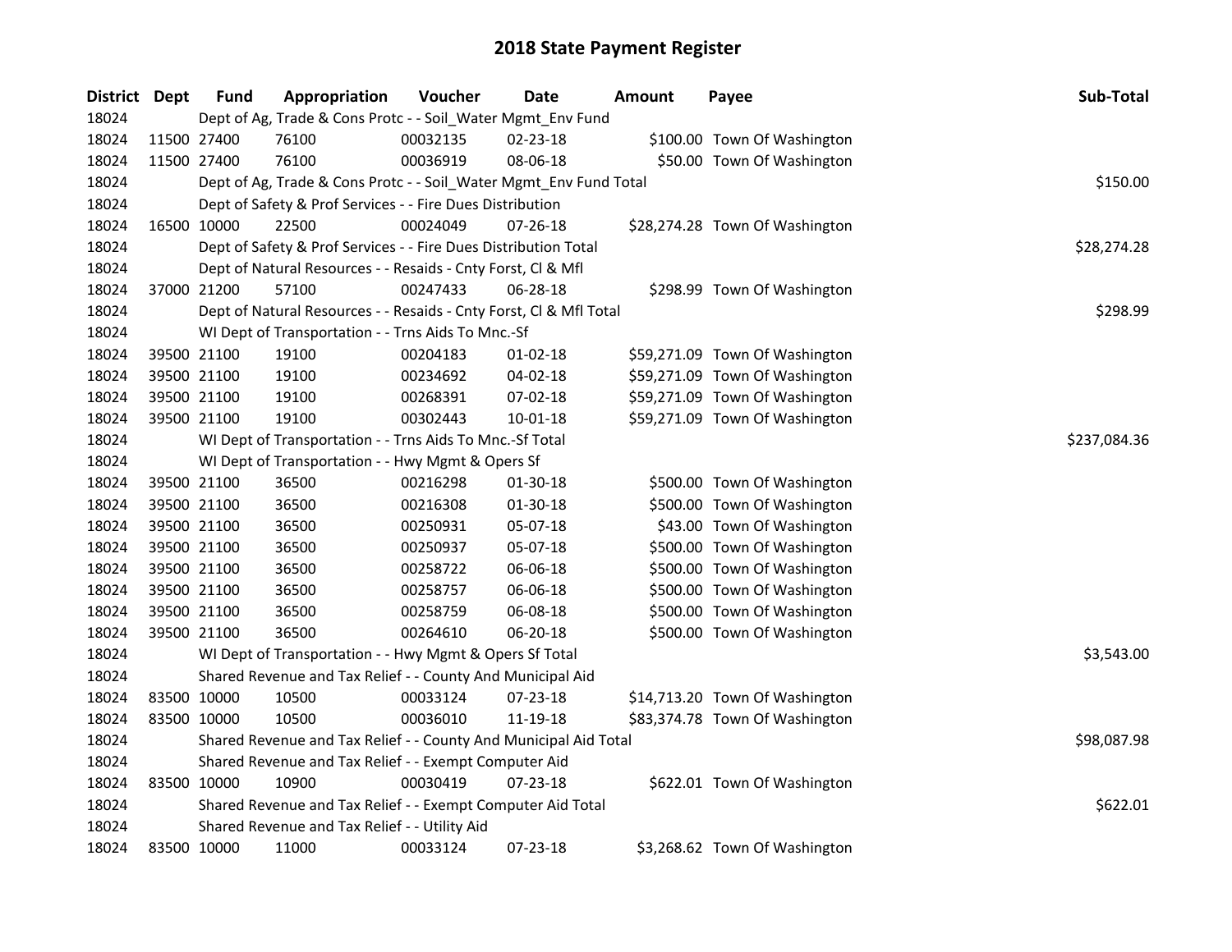# 2018 State Payment Register

| District | Dept | Fund | Appropriation | Voucher | Date | Amount | Payee | Sub-Total |
|---|---|---|---|---|---|---|---|---|
| 18024 | | Dept of Ag, Trade & Cons Protc - - Soil_Water Mgmt_Env Fund | | | | | | |
| 18024 | 11500 | 27400 | 76100 | 00032135 | 02-23-18 | $100.00 | Town Of Washington | |
| 18024 | 11500 | 27400 | 76100 | 00036919 | 08-06-18 | $50.00 | Town Of Washington | |
| 18024 | | Dept of Ag, Trade & Cons Protc - - Soil_Water Mgmt_Env Fund Total | | | | | | $150.00 |
| 18024 | | Dept of Safety & Prof Services - - Fire Dues Distribution | | | | | | |
| 18024 | 16500 | 10000 | 22500 | 00024049 | 07-26-18 | $28,274.28 | Town Of Washington | |
| 18024 | | Dept of Safety & Prof Services - - Fire Dues Distribution Total | | | | | | $28,274.28 |
| 18024 | | Dept of Natural Resources - - Resaids - Cnty Forst, Cl & Mfl | | | | | | |
| 18024 | 37000 | 21200 | 57100 | 00247433 | 06-28-18 | $298.99 | Town Of Washington | |
| 18024 | | Dept of Natural Resources - - Resaids - Cnty Forst, Cl & Mfl Total | | | | | | $298.99 |
| 18024 | | WI Dept of Transportation - - Trns Aids To Mnc.-Sf | | | | | | |
| 18024 | 39500 | 21100 | 19100 | 00204183 | 01-02-18 | $59,271.09 | Town Of Washington | |
| 18024 | 39500 | 21100 | 19100 | 00234692 | 04-02-18 | $59,271.09 | Town Of Washington | |
| 18024 | 39500 | 21100 | 19100 | 00268391 | 07-02-18 | $59,271.09 | Town Of Washington | |
| 18024 | 39500 | 21100 | 19100 | 00302443 | 10-01-18 | $59,271.09 | Town Of Washington | |
| 18024 | | WI Dept of Transportation - - Trns Aids To Mnc.-Sf Total | | | | | | $237,084.36 |
| 18024 | | WI Dept of Transportation - - Hwy Mgmt & Opers Sf | | | | | | |
| 18024 | 39500 | 21100 | 36500 | 00216298 | 01-30-18 | $500.00 | Town Of Washington | |
| 18024 | 39500 | 21100 | 36500 | 00216308 | 01-30-18 | $500.00 | Town Of Washington | |
| 18024 | 39500 | 21100 | 36500 | 00250931 | 05-07-18 | $43.00 | Town Of Washington | |
| 18024 | 39500 | 21100 | 36500 | 00250937 | 05-07-18 | $500.00 | Town Of Washington | |
| 18024 | 39500 | 21100 | 36500 | 00258722 | 06-06-18 | $500.00 | Town Of Washington | |
| 18024 | 39500 | 21100 | 36500 | 00258757 | 06-06-18 | $500.00 | Town Of Washington | |
| 18024 | 39500 | 21100 | 36500 | 00258759 | 06-08-18 | $500.00 | Town Of Washington | |
| 18024 | 39500 | 21100 | 36500 | 00264610 | 06-20-18 | $500.00 | Town Of Washington | |
| 18024 | | WI Dept of Transportation - - Hwy Mgmt & Opers Sf Total | | | | | | $3,543.00 |
| 18024 | | Shared Revenue and Tax Relief - - County And Municipal Aid | | | | | | |
| 18024 | 83500 | 10000 | 10500 | 00033124 | 07-23-18 | $14,713.20 | Town Of Washington | |
| 18024 | 83500 | 10000 | 10500 | 00036010 | 11-19-18 | $83,374.78 | Town Of Washington | |
| 18024 | | Shared Revenue and Tax Relief - - County And Municipal Aid Total | | | | | | $98,087.98 |
| 18024 | | Shared Revenue and Tax Relief - - Exempt Computer Aid | | | | | | |
| 18024 | 83500 | 10000 | 10900 | 00030419 | 07-23-18 | $622.01 | Town Of Washington | |
| 18024 | | Shared Revenue and Tax Relief - - Exempt Computer Aid Total | | | | | | $622.01 |
| 18024 | | Shared Revenue and Tax Relief - - Utility Aid | | | | | | |
| 18024 | 83500 | 10000 | 11000 | 00033124 | 07-23-18 | $3,268.62 | Town Of Washington | |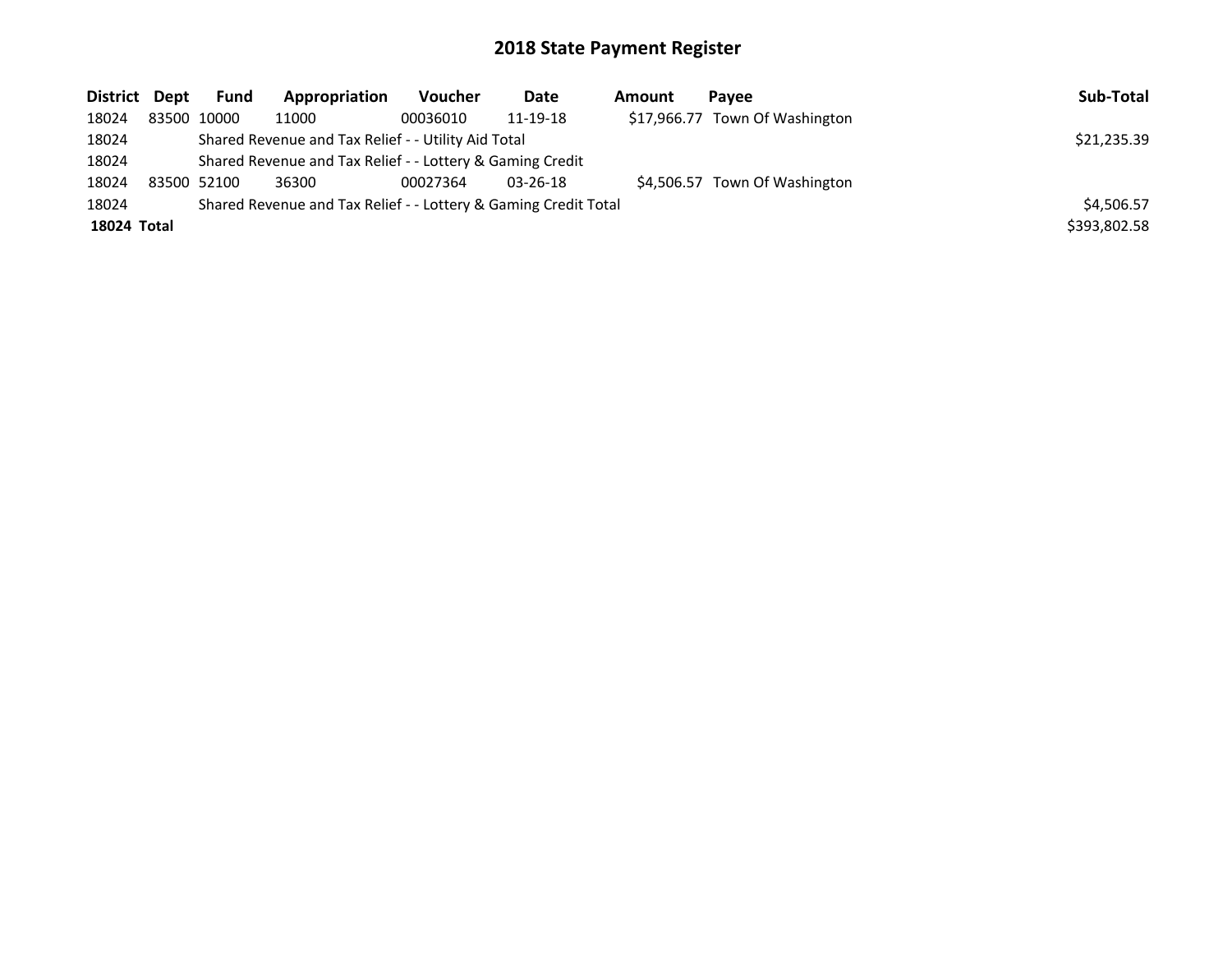# 2018 State Payment Register

| District | Dept | Fund | Appropriation | Voucher | Date | Amount | Payee | Sub-Total |
|---|---|---|---|---|---|---|---|---|
| 18024 | 83500 | 10000 | 11000 | 00036010 | 11-19-18 | $17,966.77 | Town Of Washington | |
| 18024 | | Shared Revenue and Tax Relief - - Utility Aid Total | | | | | | $21,235.39 |
| 18024 | | Shared Revenue and Tax Relief - - Lottery & Gaming Credit | | | | | | |
| 18024 | 83500 | 52100 | 36300 | 00027364 | 03-26-18 | $4,506.57 | Town Of Washington | |
| 18024 | | Shared Revenue and Tax Relief - - Lottery & Gaming Credit Total | | | | | | $4,506.57 |
| **18024 Total** | | | | | | | | $393,802.58 |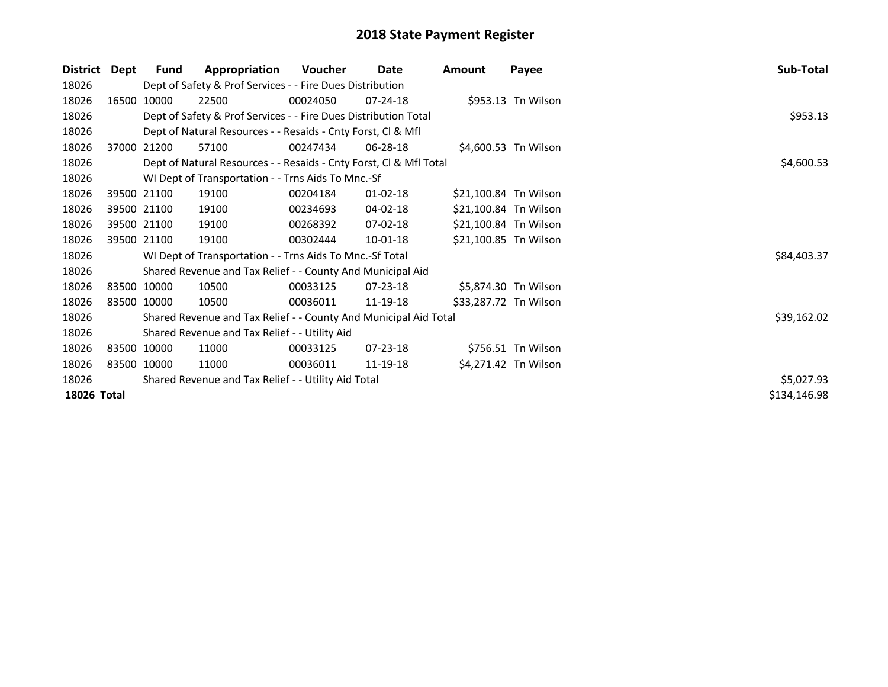# 2018 State Payment Register

| District | Dept | Fund | Appropriation | Voucher | Date | Amount | Payee | Sub-Total |
|---|---|---|---|---|---|---|---|---|
| 18026 | | Dept of Safety & Prof Services - - Fire Dues Distribution | | | | | | |
| 18026 | 16500 | 10000 | 22500 | 00024050 | 07-24-18 | $953.13 | Tn Wilson | |
| 18026 | | Dept of Safety & Prof Services - - Fire Dues Distribution Total | | | | | | $953.13 |
| 18026 | | Dept of Natural Resources - - Resaids - Cnty Forst, Cl & Mfl | | | | | | |
| 18026 | 37000 | 21200 | 57100 | 00247434 | 06-28-18 | $4,600.53 | Tn Wilson | |
| 18026 | | Dept of Natural Resources - - Resaids - Cnty Forst, Cl & Mfl Total | | | | | | $4,600.53 |
| 18026 | | WI Dept of Transportation - - Trns Aids To Mnc.-Sf | | | | | | |
| 18026 | 39500 | 21100 | 19100 | 00204184 | 01-02-18 | $21,100.84 | Tn Wilson | |
| 18026 | 39500 | 21100 | 19100 | 00234693 | 04-02-18 | $21,100.84 | Tn Wilson | |
| 18026 | 39500 | 21100 | 19100 | 00268392 | 07-02-18 | $21,100.84 | Tn Wilson | |
| 18026 | 39500 | 21100 | 19100 | 00302444 | 10-01-18 | $21,100.85 | Tn Wilson | |
| 18026 | | WI Dept of Transportation - - Trns Aids To Mnc.-Sf Total | | | | | | $84,403.37 |
| 18026 | | Shared Revenue and Tax Relief - - County And Municipal Aid | | | | | | |
| 18026 | 83500 | 10000 | 10500 | 00033125 | 07-23-18 | $5,874.30 | Tn Wilson | |
| 18026 | 83500 | 10000 | 10500 | 00036011 | 11-19-18 | $33,287.72 | Tn Wilson | |
| 18026 | | Shared Revenue and Tax Relief - - County And Municipal Aid Total | | | | | | $39,162.02 |
| 18026 | | Shared Revenue and Tax Relief - - Utility Aid | | | | | | |
| 18026 | 83500 | 10000 | 11000 | 00033125 | 07-23-18 | $756.51 | Tn Wilson | |
| 18026 | 83500 | 10000 | 11000 | 00036011 | 11-19-18 | $4,271.42 | Tn Wilson | |
| 18026 | | Shared Revenue and Tax Relief - - Utility Aid Total | | | | | | $5,027.93 |
| **18026** | **Total** | | | | | | | $134,146.98 |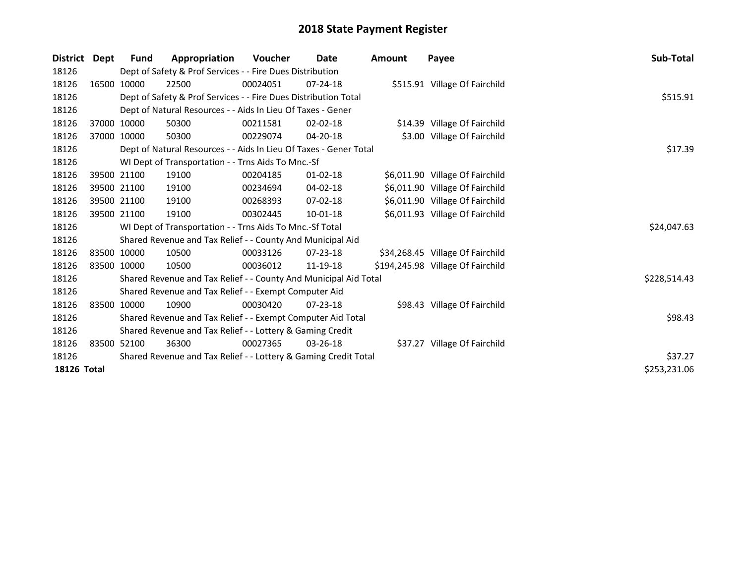# 2018 State Payment Register

| District | Dept | Fund | Appropriation | Voucher | Date | Amount | Payee | Sub-Total |
|---|---|---|---|---|---|---|---|---|
| 18126 | | Dept of Safety & Prof Services - - Fire Dues Distribution | | | | | | |
| 18126 | 16500 | 10000 | 22500 | 00024051 | 07-24-18 | $515.91 | Village Of Fairchild | |
| 18126 | | Dept of Safety & Prof Services - - Fire Dues Distribution Total | | | | | | $515.91 |
| 18126 | | Dept of Natural Resources - - Aids In Lieu Of Taxes - Gener | | | | | | |
| 18126 | 37000 | 10000 | 50300 | 00211581 | 02-02-18 | $14.39 | Village Of Fairchild | |
| 18126 | 37000 | 10000 | 50300 | 00229074 | 04-20-18 | $3.00 | Village Of Fairchild | |
| 18126 | | Dept of Natural Resources - - Aids In Lieu Of Taxes - Gener Total | | | | | | $17.39 |
| 18126 | | WI Dept of Transportation - - Trns Aids To Mnc.-Sf | | | | | | |
| 18126 | 39500 | 21100 | 19100 | 00204185 | 01-02-18 | $6,011.90 | Village Of Fairchild | |
| 18126 | 39500 | 21100 | 19100 | 00234694 | 04-02-18 | $6,011.90 | Village Of Fairchild | |
| 18126 | 39500 | 21100 | 19100 | 00268393 | 07-02-18 | $6,011.90 | Village Of Fairchild | |
| 18126 | 39500 | 21100 | 19100 | 00302445 | 10-01-18 | $6,011.93 | Village Of Fairchild | |
| 18126 | | WI Dept of Transportation - - Trns Aids To Mnc.-Sf Total | | | | | | $24,047.63 |
| 18126 | | Shared Revenue and Tax Relief - - County And Municipal Aid | | | | | | |
| 18126 | 83500 | 10000 | 10500 | 00033126 | 07-23-18 | $34,268.45 | Village Of Fairchild | |
| 18126 | 83500 | 10000 | 10500 | 00036012 | 11-19-18 | $194,245.98 | Village Of Fairchild | |
| 18126 | | Shared Revenue and Tax Relief - - County And Municipal Aid Total | | | | | | $228,514.43 |
| 18126 | | Shared Revenue and Tax Relief - - Exempt Computer Aid | | | | | | |
| 18126 | 83500 | 10000 | 10900 | 00030420 | 07-23-18 | $98.43 | Village Of Fairchild | |
| 18126 | | Shared Revenue and Tax Relief - - Exempt Computer Aid Total | | | | | | $98.43 |
| 18126 | | Shared Revenue and Tax Relief - - Lottery & Gaming Credit | | | | | | |
| 18126 | 83500 | 52100 | 36300 | 00027365 | 03-26-18 | $37.27 | Village Of Fairchild | |
| 18126 | | Shared Revenue and Tax Relief - - Lottery & Gaming Credit Total | | | | | | $37.27 |
| **18126 Total** | | | | | | | | $253,231.06 |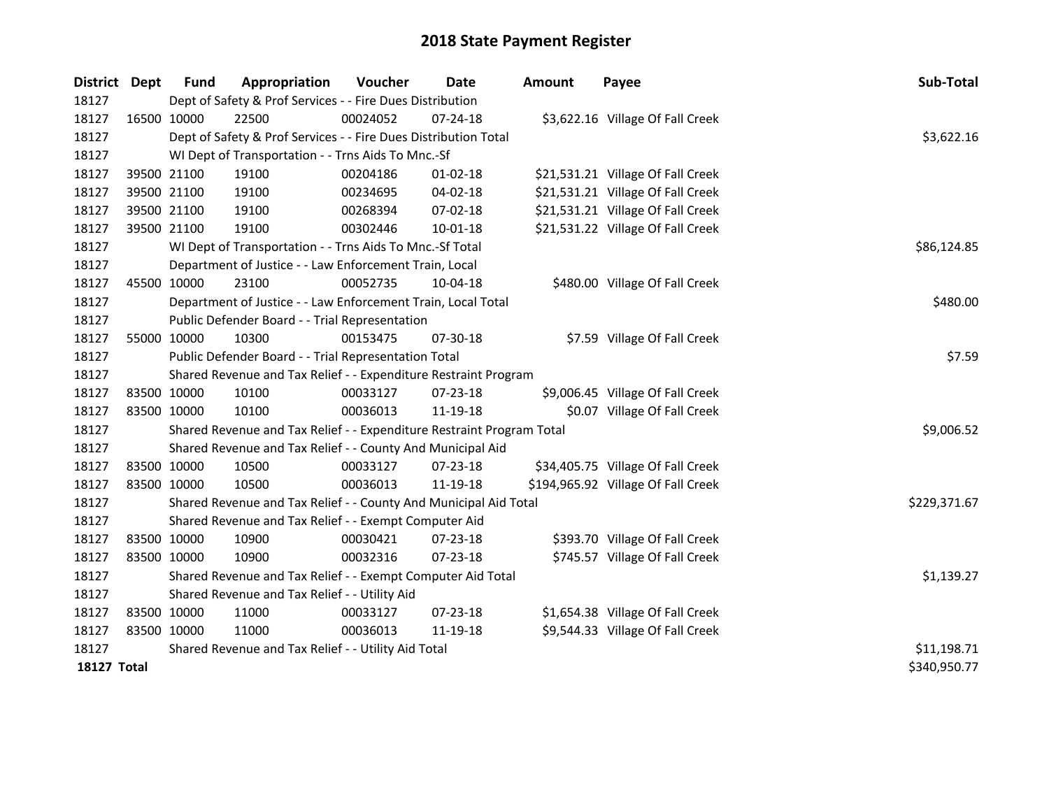# 2018 State Payment Register

| District | Dept | Fund | Appropriation | Voucher | Date | Amount | Payee | Sub-Total |
|---|---|---|---|---|---|---|---|---|
| 18127 | | Dept of Safety & Prof Services - - Fire Dues Distribution | | | | | | |
| 18127 | 16500 | 10000 | 22500 | 00024052 | 07-24-18 | $3,622.16 | Village Of Fall Creek | |
| 18127 | | Dept of Safety & Prof Services - - Fire Dues Distribution Total | | | | | | $3,622.16 |
| 18127 | | WI Dept of Transportation - - Trns Aids To Mnc.-Sf | | | | | | |
| 18127 | 39500 | 21100 | 19100 | 00204186 | 01-02-18 | $21,531.21 | Village Of Fall Creek | |
| 18127 | 39500 | 21100 | 19100 | 00234695 | 04-02-18 | $21,531.21 | Village Of Fall Creek | |
| 18127 | 39500 | 21100 | 19100 | 00268394 | 07-02-18 | $21,531.21 | Village Of Fall Creek | |
| 18127 | 39500 | 21100 | 19100 | 00302446 | 10-01-18 | $21,531.22 | Village Of Fall Creek | |
| 18127 | | WI Dept of Transportation - - Trns Aids To Mnc.-Sf Total | | | | | | $86,124.85 |
| 18127 | | Department of Justice - - Law Enforcement Train, Local | | | | | | |
| 18127 | 45500 | 10000 | 23100 | 00052735 | 10-04-18 | $480.00 | Village Of Fall Creek | |
| 18127 | | Department of Justice - - Law Enforcement Train, Local Total | | | | | | $480.00 |
| 18127 | | Public Defender Board - - Trial Representation | | | | | | |
| 18127 | 55000 | 10000 | 10300 | 00153475 | 07-30-18 | $7.59 | Village Of Fall Creek | |
| 18127 | | Public Defender Board - - Trial Representation Total | | | | | | $7.59 |
| 18127 | | Shared Revenue and Tax Relief - - Expenditure Restraint Program | | | | | | |
| 18127 | 83500 | 10000 | 10100 | 00033127 | 07-23-18 | $9,006.45 | Village Of Fall Creek | |
| 18127 | 83500 | 10000 | 10100 | 00036013 | 11-19-18 | $0.07 | Village Of Fall Creek | |
| 18127 | | Shared Revenue and Tax Relief - - Expenditure Restraint Program Total | | | | | | $9,006.52 |
| 18127 | | Shared Revenue and Tax Relief - - County And Municipal Aid | | | | | | |
| 18127 | 83500 | 10000 | 10500 | 00033127 | 07-23-18 | $34,405.75 | Village Of Fall Creek | |
| 18127 | 83500 | 10000 | 10500 | 00036013 | 11-19-18 | $194,965.92 | Village Of Fall Creek | |
| 18127 | | Shared Revenue and Tax Relief - - County And Municipal Aid Total | | | | | | $229,371.67 |
| 18127 | | Shared Revenue and Tax Relief - - Exempt Computer Aid | | | | | | |
| 18127 | 83500 | 10000 | 10900 | 00030421 | 07-23-18 | $393.70 | Village Of Fall Creek | |
| 18127 | 83500 | 10000 | 10900 | 00032316 | 07-23-18 | $745.57 | Village Of Fall Creek | |
| 18127 | | Shared Revenue and Tax Relief - - Exempt Computer Aid Total | | | | | | $1,139.27 |
| 18127 | | Shared Revenue and Tax Relief - - Utility Aid | | | | | | |
| 18127 | 83500 | 10000 | 11000 | 00033127 | 07-23-18 | $1,654.38 | Village Of Fall Creek | |
| 18127 | 83500 | 10000 | 11000 | 00036013 | 11-19-18 | $9,544.33 | Village Of Fall Creek | |
| 18127 | | Shared Revenue and Tax Relief - - Utility Aid Total | | | | | | $11,198.71 |
| **18127 Total** | | | | | | | | $340,950.77 |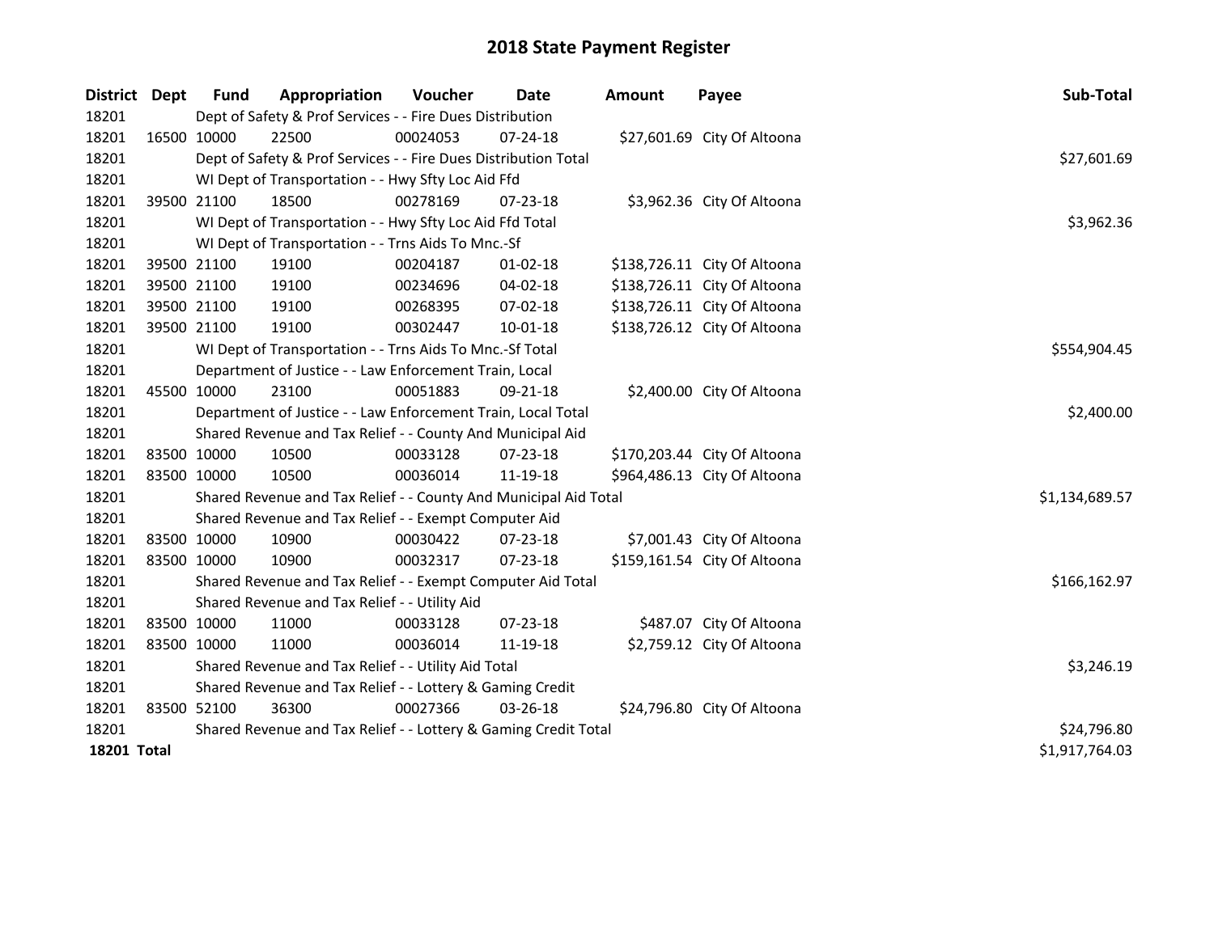# 2018 State Payment Register

| District | Dept | Fund | Appropriation | Voucher | Date | Amount | Payee | Sub-Total |
|---|---|---|---|---|---|---|---|---|
| 18201 | | Dept of Safety & Prof Services - - Fire Dues Distribution | | | | | | |
| 18201 | 16500 | 10000 | 22500 | 00024053 | 07-24-18 | $27,601.69 | City Of Altoona | |
| 18201 | | Dept of Safety & Prof Services - - Fire Dues Distribution Total | | | | | | $27,601.69 |
| 18201 | | WI Dept of Transportation - - Hwy Sfty Loc Aid Ffd | | | | | | |
| 18201 | 39500 | 21100 | 18500 | 00278169 | 07-23-18 | $3,962.36 | City Of Altoona | |
| 18201 | | WI Dept of Transportation - - Hwy Sfty Loc Aid Ffd Total | | | | | | $3,962.36 |
| 18201 | | WI Dept of Transportation - - Trns Aids To Mnc.-Sf | | | | | | |
| 18201 | 39500 | 21100 | 19100 | 00204187 | 01-02-18 | $138,726.11 | City Of Altoona | |
| 18201 | 39500 | 21100 | 19100 | 00234696 | 04-02-18 | $138,726.11 | City Of Altoona | |
| 18201 | 39500 | 21100 | 19100 | 00268395 | 07-02-18 | $138,726.11 | City Of Altoona | |
| 18201 | 39500 | 21100 | 19100 | 00302447 | 10-01-18 | $138,726.12 | City Of Altoona | |
| 18201 | | WI Dept of Transportation - - Trns Aids To Mnc.-Sf Total | | | | | | $554,904.45 |
| 18201 | | Department of Justice - - Law Enforcement Train, Local | | | | | | |
| 18201 | 45500 | 10000 | 23100 | 00051883 | 09-21-18 | $2,400.00 | City Of Altoona | |
| 18201 | | Department of Justice - - Law Enforcement Train, Local Total | | | | | | $2,400.00 |
| 18201 | | Shared Revenue and Tax Relief - - County And Municipal Aid | | | | | | |
| 18201 | 83500 | 10000 | 10500 | 00033128 | 07-23-18 | $170,203.44 | City Of Altoona | |
| 18201 | 83500 | 10000 | 10500 | 00036014 | 11-19-18 | $964,486.13 | City Of Altoona | |
| 18201 | | Shared Revenue and Tax Relief - - County And Municipal Aid Total | | | | | | $1,134,689.57 |
| 18201 | | Shared Revenue and Tax Relief - - Exempt Computer Aid | | | | | | |
| 18201 | 83500 | 10000 | 10900 | 00030422 | 07-23-18 | $7,001.43 | City Of Altoona | |
| 18201 | 83500 | 10000 | 10900 | 00032317 | 07-23-18 | $159,161.54 | City Of Altoona | |
| 18201 | | Shared Revenue and Tax Relief - - Exempt Computer Aid Total | | | | | | $166,162.97 |
| 18201 | | Shared Revenue and Tax Relief - - Utility Aid | | | | | | |
| 18201 | 83500 | 10000 | 11000 | 00033128 | 07-23-18 | $487.07 | City Of Altoona | |
| 18201 | 83500 | 10000 | 11000 | 00036014 | 11-19-18 | $2,759.12 | City Of Altoona | |
| 18201 | | Shared Revenue and Tax Relief - - Utility Aid Total | | | | | | $3,246.19 |
| 18201 | | Shared Revenue and Tax Relief - - Lottery & Gaming Credit | | | | | | |
| 18201 | 83500 | 52100 | 36300 | 00027366 | 03-26-18 | $24,796.80 | City Of Altoona | |
| 18201 | | Shared Revenue and Tax Relief - - Lottery & Gaming Credit Total | | | | | | $24,796.80 |
| **18201 Total** | | | | | | | | $1,917,764.03 |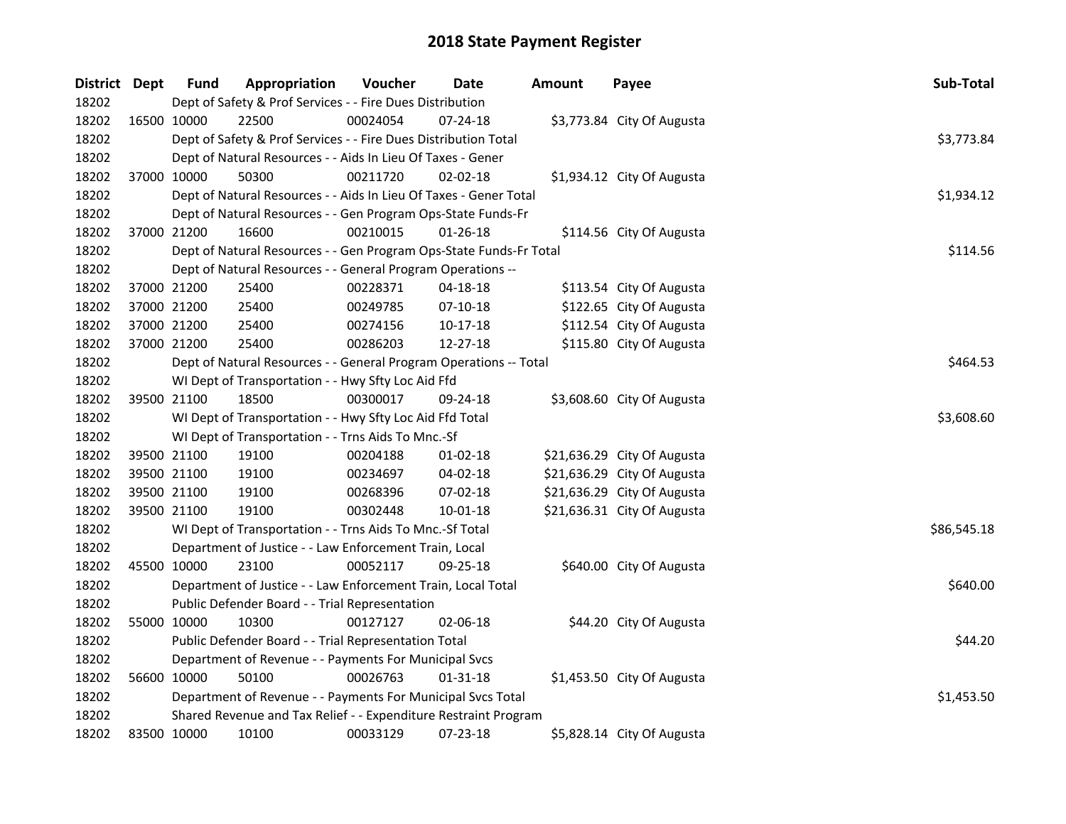# 2018 State Payment Register

| District | Dept | Fund | Appropriation | Voucher | Date | Amount | Payee | Sub-Total |
|---|---|---|---|---|---|---|---|---|
| 18202 | | Dept of Safety & Prof Services - - Fire Dues Distribution | | | | | | |
| 18202 | 16500 | 10000 | 22500 | 00024054 | 07-24-18 | $3,773.84 | City Of Augusta | |
| 18202 | | Dept of Safety & Prof Services - - Fire Dues Distribution Total | | | | | | $3,773.84 |
| 18202 | | Dept of Natural Resources - - Aids In Lieu Of Taxes - Gener | | | | | | |
| 18202 | 37000 | 10000 | 50300 | 00211720 | 02-02-18 | $1,934.12 | City Of Augusta | |
| 18202 | | Dept of Natural Resources - - Aids In Lieu Of Taxes - Gener Total | | | | | | $1,934.12 |
| 18202 | | Dept of Natural Resources - - Gen Program Ops-State Funds-Fr | | | | | | |
| 18202 | 37000 | 21200 | 16600 | 00210015 | 01-26-18 | $114.56 | City Of Augusta | |
| 18202 | | Dept of Natural Resources - - Gen Program Ops-State Funds-Fr Total | | | | | | $114.56 |
| 18202 | | Dept of Natural Resources - - General Program Operations -- | | | | | | |
| 18202 | 37000 | 21200 | 25400 | 00228371 | 04-18-18 | $113.54 | City Of Augusta | |
| 18202 | 37000 | 21200 | 25400 | 00249785 | 07-10-18 | $122.65 | City Of Augusta | |
| 18202 | 37000 | 21200 | 25400 | 00274156 | 10-17-18 | $112.54 | City Of Augusta | |
| 18202 | 37000 | 21200 | 25400 | 00286203 | 12-27-18 | $115.80 | City Of Augusta | |
| 18202 | | Dept of Natural Resources - - General Program Operations -- Total | | | | | | $464.53 |
| 18202 | | WI Dept of Transportation - - Hwy Sfty Loc Aid Ffd | | | | | | |
| 18202 | 39500 | 21100 | 18500 | 00300017 | 09-24-18 | $3,608.60 | City Of Augusta | |
| 18202 | | WI Dept of Transportation - - Hwy Sfty Loc Aid Ffd Total | | | | | | $3,608.60 |
| 18202 | | WI Dept of Transportation - - Trns Aids To Mnc.-Sf | | | | | | |
| 18202 | 39500 | 21100 | 19100 | 00204188 | 01-02-18 | $21,636.29 | City Of Augusta | |
| 18202 | 39500 | 21100 | 19100 | 00234697 | 04-02-18 | $21,636.29 | City Of Augusta | |
| 18202 | 39500 | 21100 | 19100 | 00268396 | 07-02-18 | $21,636.29 | City Of Augusta | |
| 18202 | 39500 | 21100 | 19100 | 00302448 | 10-01-18 | $21,636.31 | City Of Augusta | |
| 18202 | | WI Dept of Transportation - - Trns Aids To Mnc.-Sf Total | | | | | | $86,545.18 |
| 18202 | | Department of Justice - - Law Enforcement Train, Local | | | | | | |
| 18202 | 45500 | 10000 | 23100 | 00052117 | 09-25-18 | $640.00 | City Of Augusta | |
| 18202 | | Department of Justice - - Law Enforcement Train, Local Total | | | | | | $640.00 |
| 18202 | | Public Defender Board - - Trial Representation | | | | | | |
| 18202 | 55000 | 10000 | 10300 | 00127127 | 02-06-18 | $44.20 | City Of Augusta | |
| 18202 | | Public Defender Board - - Trial Representation Total | | | | | | $44.20 |
| 18202 | | Department of Revenue - - Payments For Municipal Svcs | | | | | | |
| 18202 | 56600 | 10000 | 50100 | 00026763 | 01-31-18 | $1,453.50 | City Of Augusta | |
| 18202 | | Department of Revenue - - Payments For Municipal Svcs Total | | | | | | $1,453.50 |
| 18202 | | Shared Revenue and Tax Relief - - Expenditure Restraint Program | | | | | | |
| 18202 | 83500 | 10000 | 10100 | 00033129 | 07-23-18 | $5,828.14 | City Of Augusta | |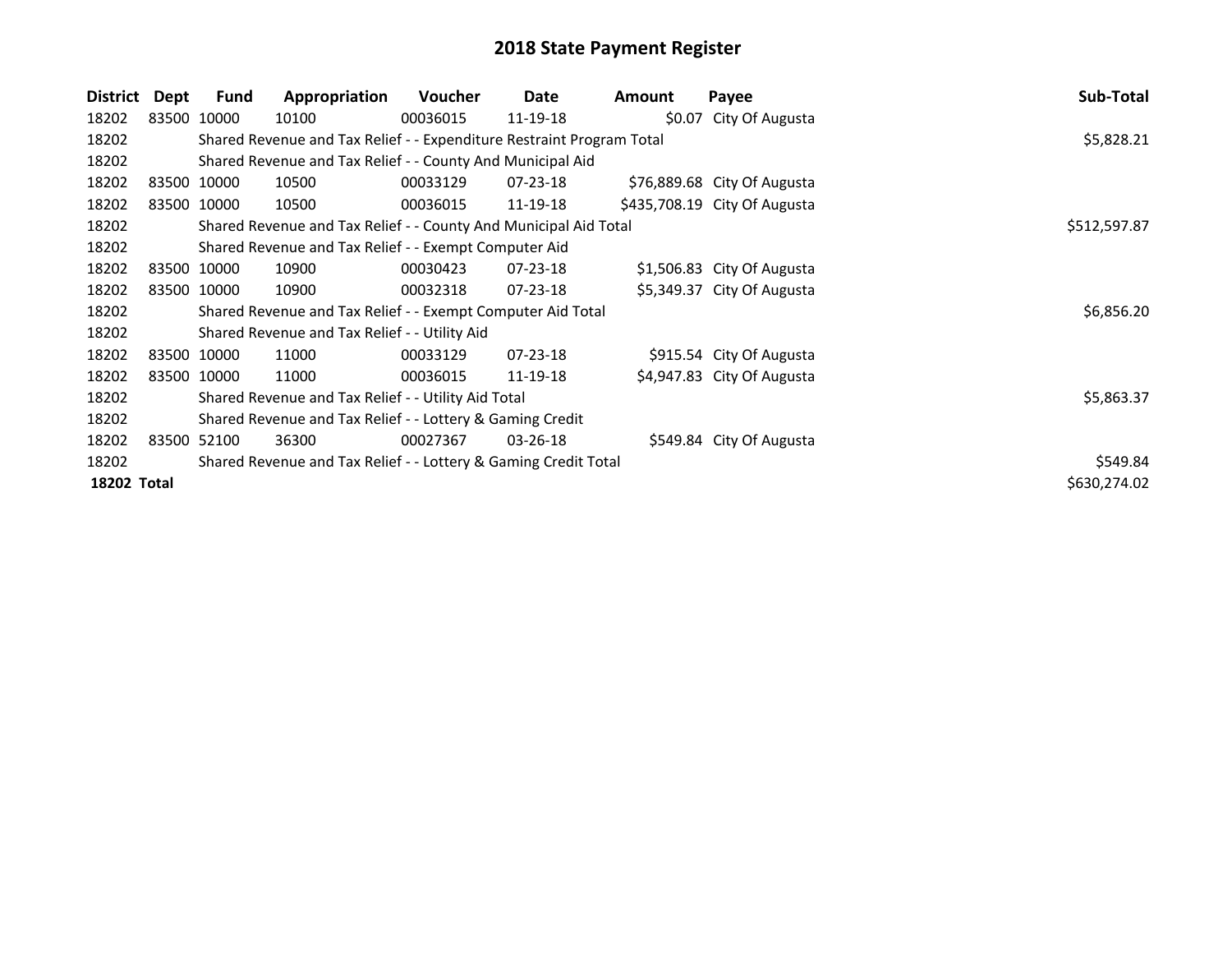# 2018 State Payment Register

| District | Dept | Fund | Appropriation | Voucher | Date | Amount | Payee | Sub-Total |
|---|---|---|---|---|---|---|---|---|
| 18202 | 83500 | 10000 | 10100 | 00036015 | 11-19-18 | $0.07 | City Of Augusta | |
| 18202 | | Shared Revenue and Tax Relief - - Expenditure Restraint Program Total | | | | | | $5,828.21 |
| 18202 | | Shared Revenue and Tax Relief - - County And Municipal Aid | | | | | | |
| 18202 | 83500 | 10000 | 10500 | 00033129 | 07-23-18 | $76,889.68 | City Of Augusta | |
| 18202 | 83500 | 10000 | 10500 | 00036015 | 11-19-18 | $435,708.19 | City Of Augusta | |
| 18202 | | Shared Revenue and Tax Relief - - County And Municipal Aid Total | | | | | | $512,597.87 |
| 18202 | | Shared Revenue and Tax Relief - - Exempt Computer Aid | | | | | | |
| 18202 | 83500 | 10000 | 10900 | 00030423 | 07-23-18 | $1,506.83 | City Of Augusta | |
| 18202 | 83500 | 10000 | 10900 | 00032318 | 07-23-18 | $5,349.37 | City Of Augusta | |
| 18202 | | Shared Revenue and Tax Relief - - Exempt Computer Aid Total | | | | | | $6,856.20 |
| 18202 | | Shared Revenue and Tax Relief - - Utility Aid | | | | | | |
| 18202 | 83500 | 10000 | 11000 | 00033129 | 07-23-18 | $915.54 | City Of Augusta | |
| 18202 | 83500 | 10000 | 11000 | 00036015 | 11-19-18 | $4,947.83 | City Of Augusta | |
| 18202 | | Shared Revenue and Tax Relief - - Utility Aid Total | | | | | | $5,863.37 |
| 18202 | | Shared Revenue and Tax Relief - - Lottery & Gaming Credit | | | | | | |
| 18202 | 83500 | 52100 | 36300 | 00027367 | 03-26-18 | $549.84 | City Of Augusta | |
| 18202 | | Shared Revenue and Tax Relief - - Lottery & Gaming Credit Total | | | | | | $549.84 |
| **18202 Total** | | | | | | | | $630,274.02 |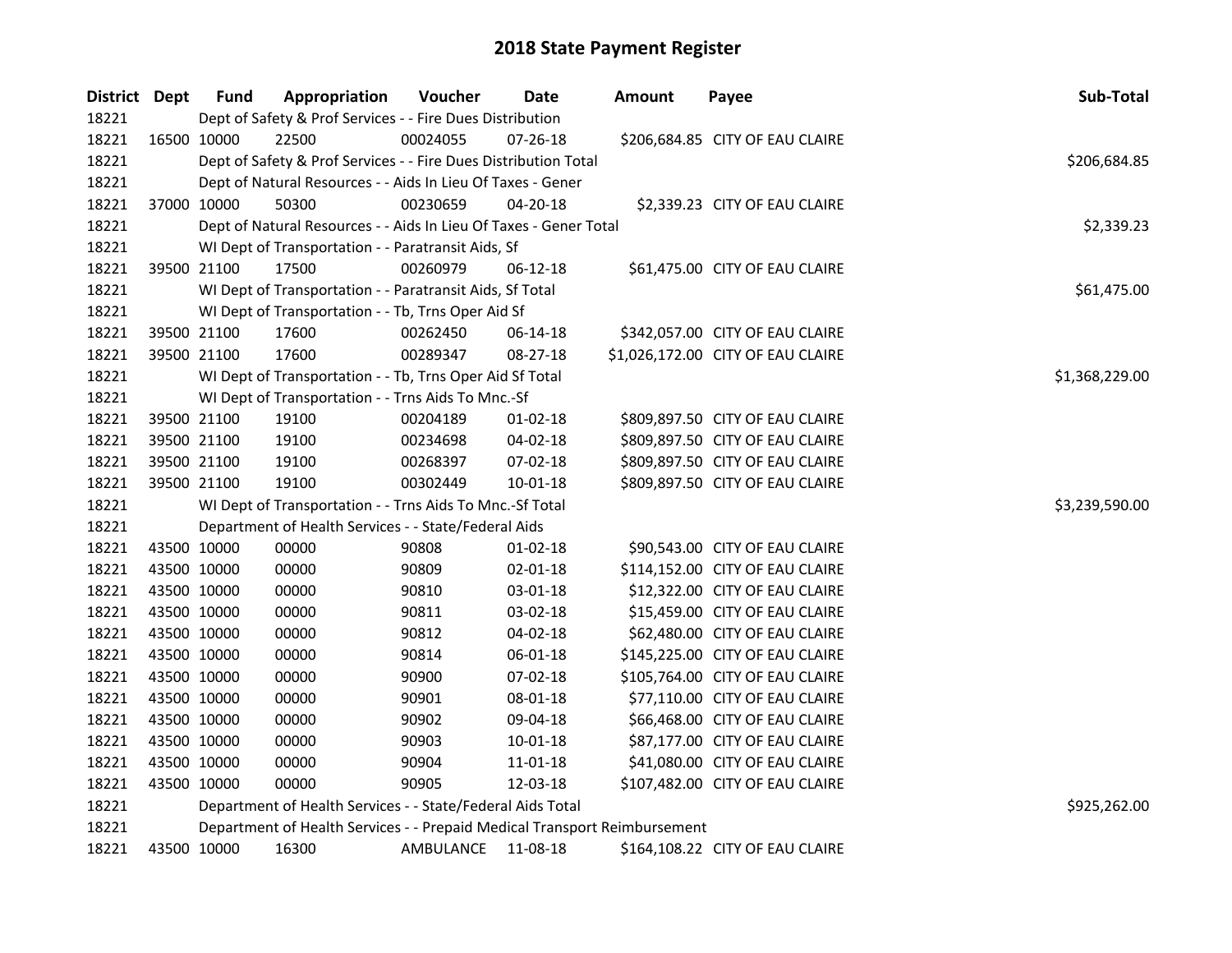# 2018 State Payment Register

| District | Dept | Fund | Appropriation | Voucher | Date | Amount | Payee | Sub-Total |
|---|---|---|---|---|---|---|---|---|
| 18221 | | Dept of Safety & Prof Services - - Fire Dues Distribution | | | | | | |
| 18221 | 16500 | 10000 | 22500 | 00024055 | 07-26-18 | $206,684.85 | CITY OF EAU CLAIRE | |
| 18221 | | Dept of Safety & Prof Services - - Fire Dues Distribution Total | | | | | | $206,684.85 |
| 18221 | | Dept of Natural Resources - - Aids In Lieu Of Taxes - Gener | | | | | | |
| 18221 | 37000 | 10000 | 50300 | 00230659 | 04-20-18 | $2,339.23 | CITY OF EAU CLAIRE | |
| 18221 | | Dept of Natural Resources - - Aids In Lieu Of Taxes - Gener Total | | | | | | $2,339.23 |
| 18221 | | WI Dept of Transportation - - Paratransit Aids, Sf | | | | | | |
| 18221 | 39500 | 21100 | 17500 | 00260979 | 06-12-18 | $61,475.00 | CITY OF EAU CLAIRE | |
| 18221 | | WI Dept of Transportation - - Paratransit Aids, Sf Total | | | | | | $61,475.00 |
| 18221 | | WI Dept of Transportation - - Tb, Trns Oper Aid Sf | | | | | | |
| 18221 | 39500 | 21100 | 17600 | 00262450 | 06-14-18 | $342,057.00 | CITY OF EAU CLAIRE | |
| 18221 | 39500 | 21100 | 17600 | 00289347 | 08-27-18 | $1,026,172.00 | CITY OF EAU CLAIRE | |
| 18221 | | WI Dept of Transportation - - Tb, Trns Oper Aid Sf Total | | | | | | $1,368,229.00 |
| 18221 | | WI Dept of Transportation - - Trns Aids To Mnc.-Sf | | | | | | |
| 18221 | 39500 | 21100 | 19100 | 00204189 | 01-02-18 | $809,897.50 | CITY OF EAU CLAIRE | |
| 18221 | 39500 | 21100 | 19100 | 00234698 | 04-02-18 | $809,897.50 | CITY OF EAU CLAIRE | |
| 18221 | 39500 | 21100 | 19100 | 00268397 | 07-02-18 | $809,897.50 | CITY OF EAU CLAIRE | |
| 18221 | 39500 | 21100 | 19100 | 00302449 | 10-01-18 | $809,897.50 | CITY OF EAU CLAIRE | |
| 18221 | | WI Dept of Transportation - - Trns Aids To Mnc.-Sf Total | | | | | | $3,239,590.00 |
| 18221 | | Department of Health Services - - State/Federal Aids | | | | | | |
| 18221 | 43500 | 10000 | 00000 | 90808 | 01-02-18 | $90,543.00 | CITY OF EAU CLAIRE | |
| 18221 | 43500 | 10000 | 00000 | 90809 | 02-01-18 | $114,152.00 | CITY OF EAU CLAIRE | |
| 18221 | 43500 | 10000 | 00000 | 90810 | 03-01-18 | $12,322.00 | CITY OF EAU CLAIRE | |
| 18221 | 43500 | 10000 | 00000 | 90811 | 03-02-18 | $15,459.00 | CITY OF EAU CLAIRE | |
| 18221 | 43500 | 10000 | 00000 | 90812 | 04-02-18 | $62,480.00 | CITY OF EAU CLAIRE | |
| 18221 | 43500 | 10000 | 00000 | 90814 | 06-01-18 | $145,225.00 | CITY OF EAU CLAIRE | |
| 18221 | 43500 | 10000 | 00000 | 90900 | 07-02-18 | $105,764.00 | CITY OF EAU CLAIRE | |
| 18221 | 43500 | 10000 | 00000 | 90901 | 08-01-18 | $77,110.00 | CITY OF EAU CLAIRE | |
| 18221 | 43500 | 10000 | 00000 | 90902 | 09-04-18 | $66,468.00 | CITY OF EAU CLAIRE | |
| 18221 | 43500 | 10000 | 00000 | 90903 | 10-01-18 | $87,177.00 | CITY OF EAU CLAIRE | |
| 18221 | 43500 | 10000 | 00000 | 90904 | 11-01-18 | $41,080.00 | CITY OF EAU CLAIRE | |
| 18221 | 43500 | 10000 | 00000 | 90905 | 12-03-18 | $107,482.00 | CITY OF EAU CLAIRE | |
| 18221 | | Department of Health Services - - State/Federal Aids Total | | | | | | $925,262.00 |
| 18221 | | Department of Health Services - - Prepaid Medical Transport Reimbursement | | | | | | |
| 18221 | 43500 | 10000 | 16300 | AMBULANCE | 11-08-18 | $164,108.22 | CITY OF EAU CLAIRE | |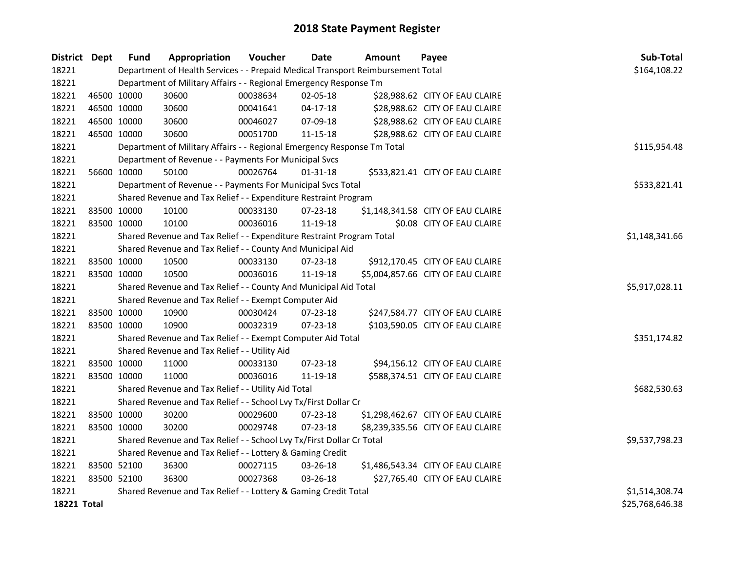# 2018 State Payment Register

| District | Dept | Fund | Appropriation | Voucher | Date | Amount | Payee | Sub-Total |
|---|---|---|---|---|---|---|---|---|
| 18221 | | Department of Health Services - - Prepaid Medical Transport Reimbursement Total | | | | | | $164,108.22 |
| 18221 | | Department of Military Affairs - - Regional Emergency Response Tm | | | | | | |
| 18221 | 46500 | 10000 | 30600 | 00038634 | 02-05-18 | $28,988.62 | CITY OF EAU CLAIRE | |
| 18221 | 46500 | 10000 | 30600 | 00041641 | 04-17-18 | $28,988.62 | CITY OF EAU CLAIRE | |
| 18221 | 46500 | 10000 | 30600 | 00046027 | 07-09-18 | $28,988.62 | CITY OF EAU CLAIRE | |
| 18221 | 46500 | 10000 | 30600 | 00051700 | 11-15-18 | $28,988.62 | CITY OF EAU CLAIRE | |
| 18221 | | Department of Military Affairs - - Regional Emergency Response Tm Total | | | | | | $115,954.48 |
| 18221 | | Department of Revenue - - Payments For Municipal Svcs | | | | | | |
| 18221 | 56600 | 10000 | 50100 | 00026764 | 01-31-18 | $533,821.41 | CITY OF EAU CLAIRE | |
| 18221 | | Department of Revenue - - Payments For Municipal Svcs Total | | | | | | $533,821.41 |
| 18221 | | Shared Revenue and Tax Relief - - Expenditure Restraint Program | | | | | | |
| 18221 | 83500 | 10000 | 10100 | 00033130 | 07-23-18 | $1,148,341.58 | CITY OF EAU CLAIRE | |
| 18221 | 83500 | 10000 | 10100 | 00036016 | 11-19-18 | $0.08 | CITY OF EAU CLAIRE | |
| 18221 | | Shared Revenue and Tax Relief - - Expenditure Restraint Program Total | | | | | | $1,148,341.66 |
| 18221 | | Shared Revenue and Tax Relief - - County And Municipal Aid | | | | | | |
| 18221 | 83500 | 10000 | 10500 | 00033130 | 07-23-18 | $912,170.45 | CITY OF EAU CLAIRE | |
| 18221 | 83500 | 10000 | 10500 | 00036016 | 11-19-18 | $5,004,857.66 | CITY OF EAU CLAIRE | |
| 18221 | | Shared Revenue and Tax Relief - - County And Municipal Aid Total | | | | | | $5,917,028.11 |
| 18221 | | Shared Revenue and Tax Relief - - Exempt Computer Aid | | | | | | |
| 18221 | 83500 | 10000 | 10900 | 00030424 | 07-23-18 | $247,584.77 | CITY OF EAU CLAIRE | |
| 18221 | 83500 | 10000 | 10900 | 00032319 | 07-23-18 | $103,590.05 | CITY OF EAU CLAIRE | |
| 18221 | | Shared Revenue and Tax Relief - - Exempt Computer Aid Total | | | | | | $351,174.82 |
| 18221 | | Shared Revenue and Tax Relief - - Utility Aid | | | | | | |
| 18221 | 83500 | 10000 | 11000 | 00033130 | 07-23-18 | $94,156.12 | CITY OF EAU CLAIRE | |
| 18221 | 83500 | 10000 | 11000 | 00036016 | 11-19-18 | $588,374.51 | CITY OF EAU CLAIRE | |
| 18221 | | Shared Revenue and Tax Relief - - Utility Aid Total | | | | | | $682,530.63 |
| 18221 | | Shared Revenue and Tax Relief - - School Lvy Tx/First Dollar Cr | | | | | | |
| 18221 | 83500 | 10000 | 30200 | 00029600 | 07-23-18 | $1,298,462.67 | CITY OF EAU CLAIRE | |
| 18221 | 83500 | 10000 | 30200 | 00029748 | 07-23-18 | $8,239,335.56 | CITY OF EAU CLAIRE | |
| 18221 | | Shared Revenue and Tax Relief - - School Lvy Tx/First Dollar Cr Total | | | | | | $9,537,798.23 |
| 18221 | | Shared Revenue and Tax Relief - - Lottery & Gaming Credit | | | | | | |
| 18221 | 83500 | 52100 | 36300 | 00027115 | 03-26-18 | $1,486,543.34 | CITY OF EAU CLAIRE | |
| 18221 | 83500 | 52100 | 36300 | 00027368 | 03-26-18 | $27,765.40 | CITY OF EAU CLAIRE | |
| 18221 | | Shared Revenue and Tax Relief - - Lottery & Gaming Credit Total | | | | | | $1,514,308.74 |
| **18221 Total** | | | | | | | | $25,768,646.38 |